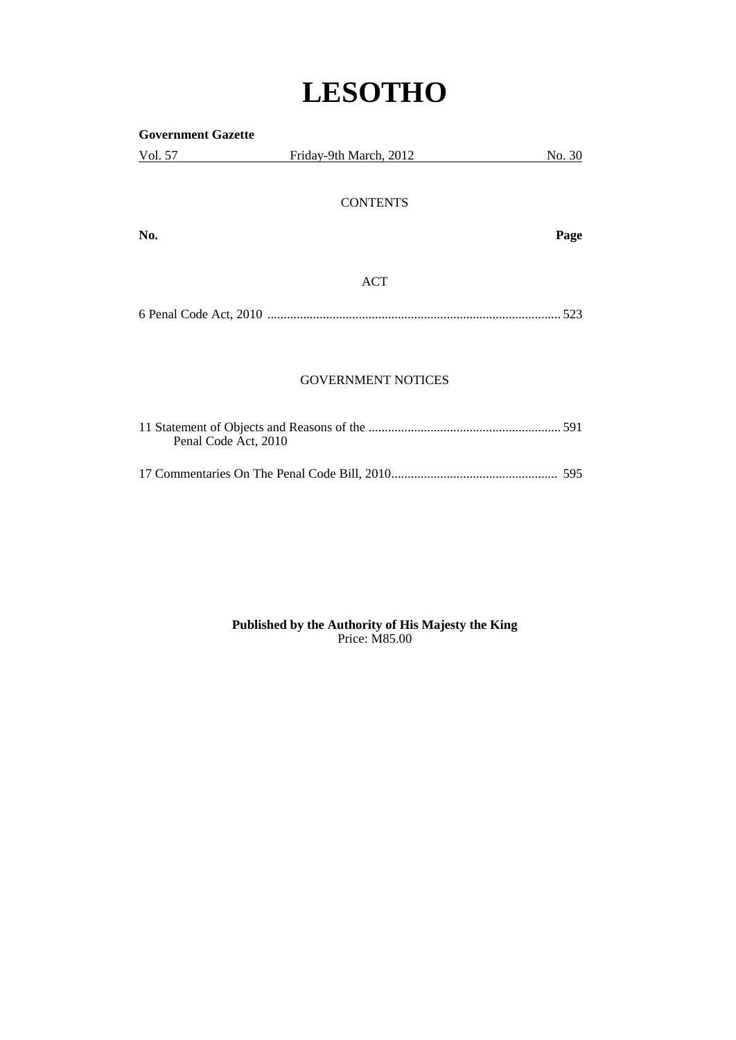# LESOTHO

**Government Gazette**

Vol. 57 Friday-9th March, 2012 No. 30

CONTENTS

**No.** **Page**

ACT

6 Penal Code Act, 2010 .......................................................................................... 523

GOVERNMENT NOTICES

11 Statement of Objects and Reasons of the Penal Code Act, 2010 .......................................................... 591

17 Commentaries On The Penal Code Bill, 2010.................................................. 595

**Published by the Authority of His Majesty the King**
Price: M85.00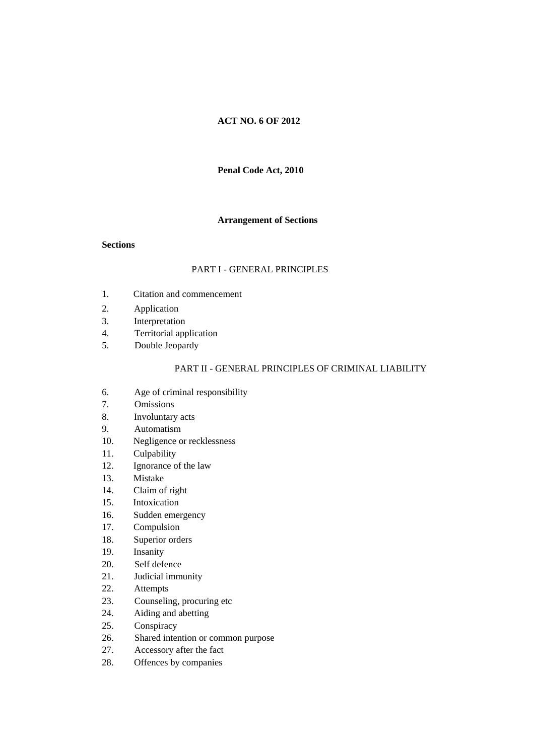**ACT NO. 6 OF 2012**

**Penal Code Act, 2010**

**Arrangement of Sections**

**Sections**

PART I - GENERAL PRINCIPLES

1. Citation and commencement
2. Application
3. Interpretation
4. Territorial application
5. Double Jeopardy

PART II - GENERAL PRINCIPLES OF CRIMINAL LIABILITY

6. Age of criminal responsibility
7. Omissions
8. Involuntary acts
9. Automatism
10. Negligence or recklessness
11. Culpability
12. Ignorance of the law
13. Mistake
14. Claim of right
15. Intoxication
16. Sudden emergency
17. Compulsion
18. Superior orders
19. Insanity
20. Self defence
21. Judicial immunity
22. Attempts
23. Counseling, procuring etc
24. Aiding and abetting
25. Conspiracy
26. Shared intention or common purpose
27. Accessory after the fact
28. Offences by companies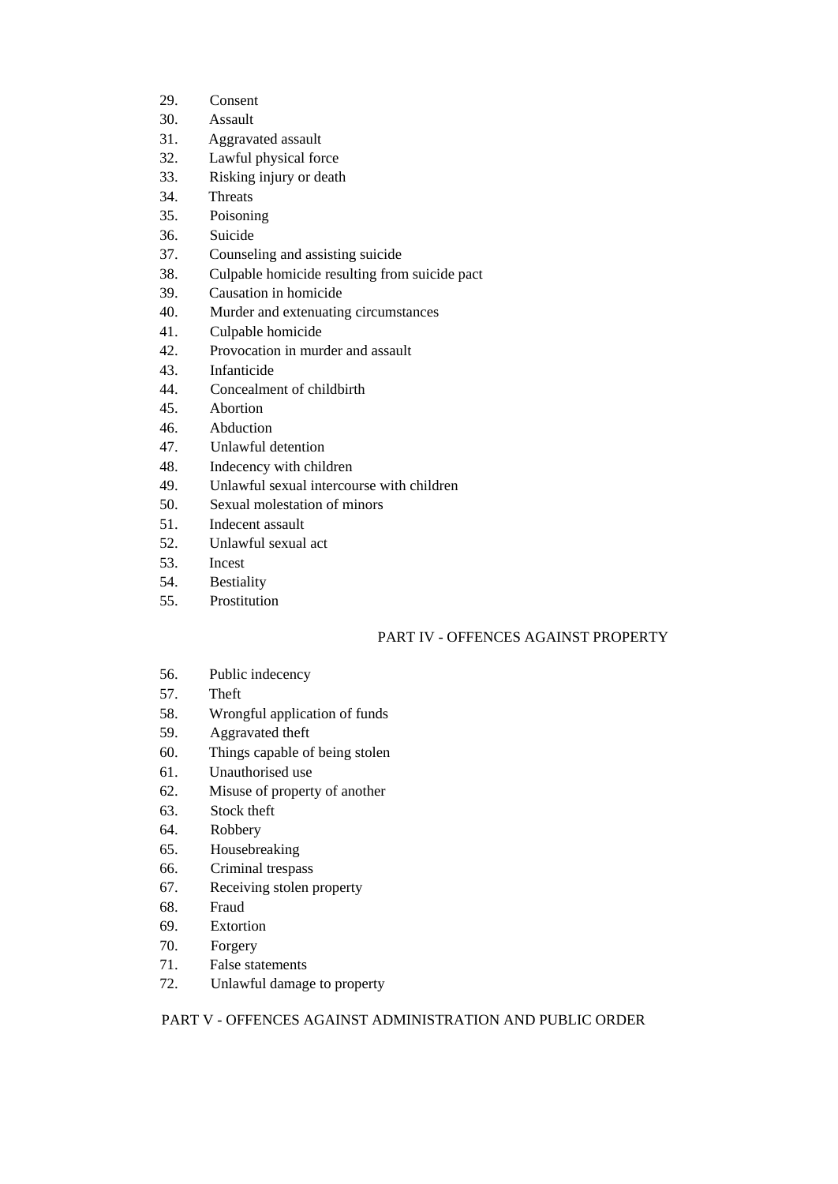29. Consent
30. Assault
31. Aggravated assault
32. Lawful physical force
33. Risking injury or death
34. Threats
35. Poisoning
36. Suicide
37. Counseling and assisting suicide
38. Culpable homicide resulting from suicide pact
39. Causation in homicide
40. Murder and extenuating circumstances
41. Culpable homicide
42. Provocation in murder and assault
43. Infanticide
44. Concealment of childbirth
45. Abortion
46. Abduction
47. Unlawful detention
48. Indecency with children
49. Unlawful sexual intercourse with children
50. Sexual molestation of minors
51. Indecent assault
52. Unlawful sexual act
53. Incest
54. Bestiality
55. Prostitution

## PART IV - OFFENCES AGAINST PROPERTY

56. Public indecency
57. Theft
58. Wrongful application of funds
59. Aggravated theft
60. Things capable of being stolen
61. Unauthorised use
62. Misuse of property of another
63. Stock theft
64. Robbery
65. Housebreaking
66. Criminal trespass
67. Receiving stolen property
68. Fraud
69. Extortion
70. Forgery
71. False statements
72. Unlawful damage to property

## PART V - OFFENCES AGAINST ADMINISTRATION AND PUBLIC ORDER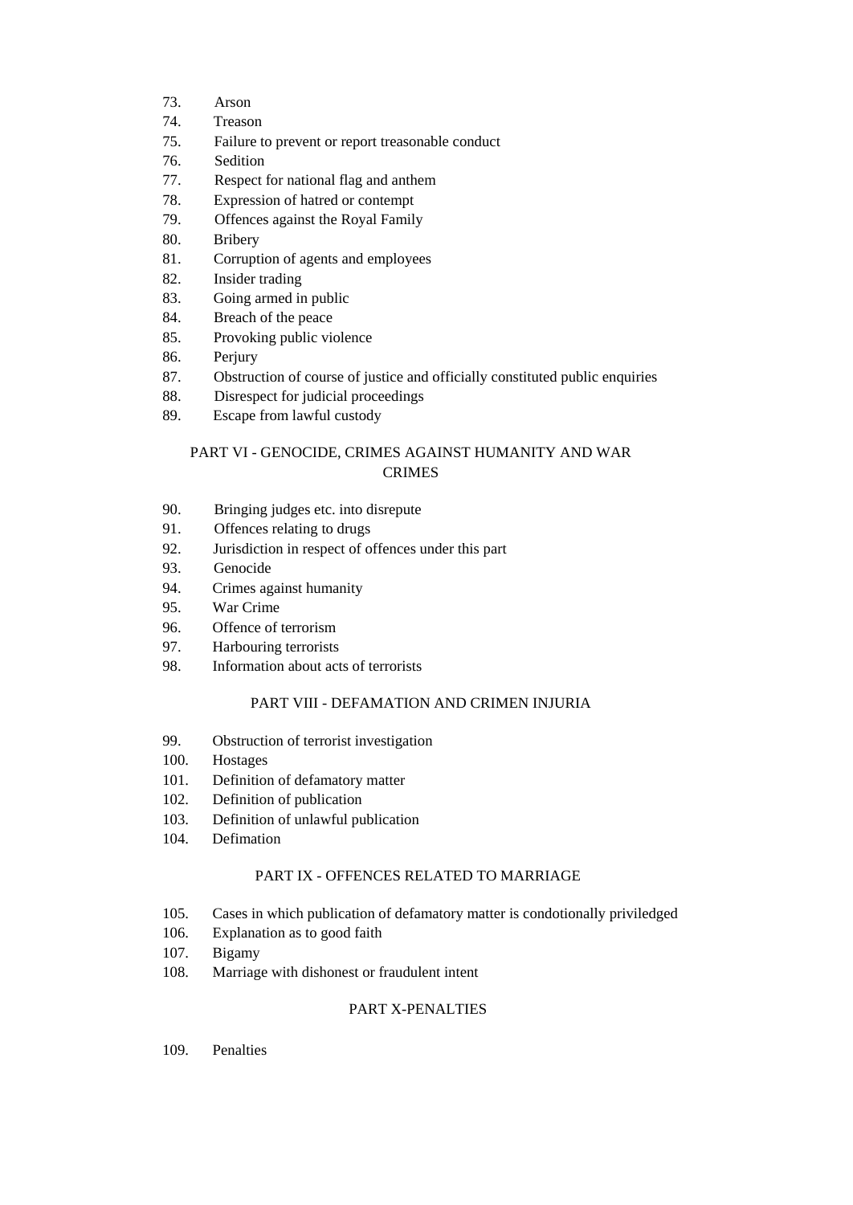73. Arson
74. Treason
75. Failure to prevent or report treasonable conduct
76. Sedition
77. Respect for national flag and anthem
78. Expression of hatred or contempt
79. Offences against the Royal Family
80. Bribery
81. Corruption of agents and employees
82. Insider trading
83. Going armed in public
84. Breach of the peace
85. Provoking public violence
86. Perjury
87. Obstruction of course of justice and officially constituted public enquiries
88. Disrespect for judicial proceedings
89. Escape from lawful custody

PART VI - GENOCIDE, CRIMES AGAINST HUMANITY AND WAR CRIMES

90. Bringing judges etc. into disrepute
91. Offences relating to drugs
92. Jurisdiction in respect of offences under this part
93. Genocide
94. Crimes against humanity
95. War Crime
96. Offence of terrorism
97. Harbouring terrorists
98. Information about acts of terrorists

PART VIII - DEFAMATION AND CRIMEN INJURIA

99. Obstruction of terrorist investigation
100. Hostages
101. Definition of defamatory matter
102. Definition of publication
103. Definition of unlawful publication
104. Defimation

PART IX - OFFENCES RELATED TO MARRIAGE

105. Cases in which publication of defamatory matter is condotionally priviledged
106. Explanation as to good faith
107. Bigamy
108. Marriage with dishonest or fraudulent intent

PART X-PENALTIES

109. Penalties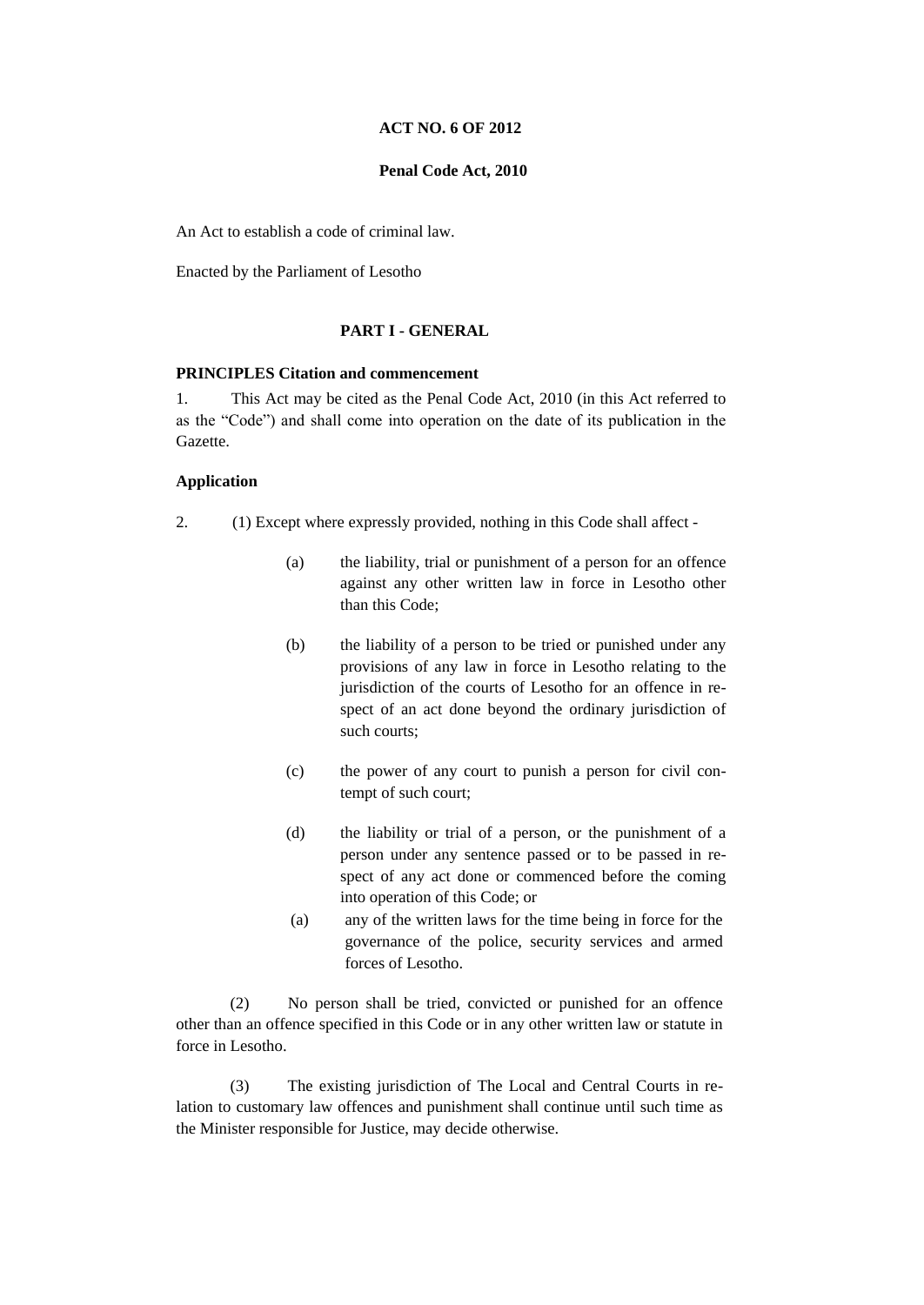**ACT NO. 6 OF 2012**

**Penal Code Act, 2010**

An Act to establish a code of criminal law.

Enacted by the Parliament of Lesotho

**PART I - GENERAL**

**PRINCIPLES Citation and commencement**

1. This Act may be cited as the Penal Code Act, 2010 (in this Act referred to as the "Code") and shall come into operation on the date of its publication in the Gazette.

**Application**

2. (1) Except where expressly provided, nothing in this Code shall affect -

(a) the liability, trial or punishment of a person for an offence against any other written law in force in Lesotho other than this Code;

(b) the liability of a person to be tried or punished under any provisions of any law in force in Lesotho relating to the jurisdiction of the courts of Lesotho for an offence in respect of an act done beyond the ordinary jurisdiction of such courts;

(c) the power of any court to punish a person for civil contempt of such court;

(d) the liability or trial of a person, or the punishment of a person under any sentence passed or to be passed in respect of any act done or commenced before the coming into operation of this Code; or

(a) any of the written laws for the time being in force for the governance of the police, security services and armed forces of Lesotho.

(2) No person shall be tried, convicted or punished for an offence other than an offence specified in this Code or in any other written law or statute in force in Lesotho.

(3) The existing jurisdiction of The Local and Central Courts in relation to customary law offences and punishment shall continue until such time as the Minister responsible for Justice, may decide otherwise.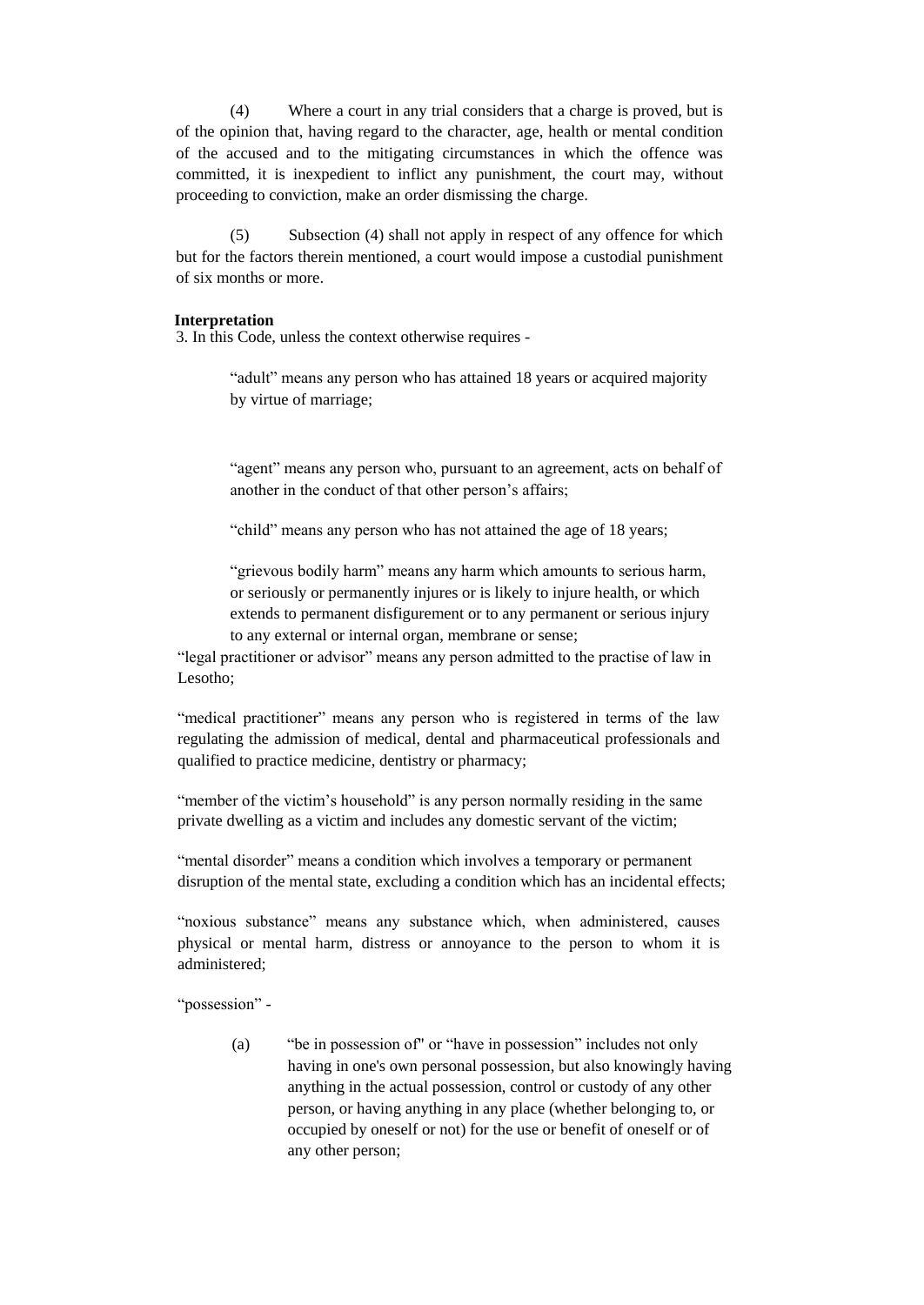(4) Where a court in any trial considers that a charge is proved, but is of the opinion that, having regard to the character, age, health or mental condition of the accused and to the mitigating circumstances in which the offence was committed, it is inexpedient to inflict any punishment, the court may, without proceeding to conviction, make an order dismissing the charge.

(5) Subsection (4) shall not apply in respect of any offence for which but for the factors therein mentioned, a court would impose a custodial punishment of six months or more.

**Interpretation**

3. In this Code, unless the context otherwise requires -

"adult" means any person who has attained 18 years or acquired majority by virtue of marriage;

"agent" means any person who, pursuant to an agreement, acts on behalf of another in the conduct of that other person's affairs;

"child" means any person who has not attained the age of 18 years;

"grievous bodily harm" means any harm which amounts to serious harm, or seriously or permanently injures or is likely to injure health, or which extends to permanent disfigurement or to any permanent or serious injury to any external or internal organ, membrane or sense;

"legal practitioner or advisor" means any person admitted to the practise of law in Lesotho;

"medical practitioner" means any person who is registered in terms of the law regulating the admission of medical, dental and pharmaceutical professionals and qualified to practice medicine, dentistry or pharmacy;

"member of the victim's household" is any person normally residing in the same private dwelling as a victim and includes any domestic servant of the victim;

"mental disorder" means a condition which involves a temporary or permanent disruption of the mental state, excluding a condition which has an incidental effects;

"noxious substance" means any substance which, when administered, causes physical or mental harm, distress or annoyance to the person to whom it is administered;

"possession" -

(a) "be in possession of" or "have in possession" includes not only having in one's own personal possession, but also knowingly having anything in the actual possession, control or custody of any other person, or having anything in any place (whether belonging to, or occupied by oneself or not) for the use or benefit of oneself or of any other person;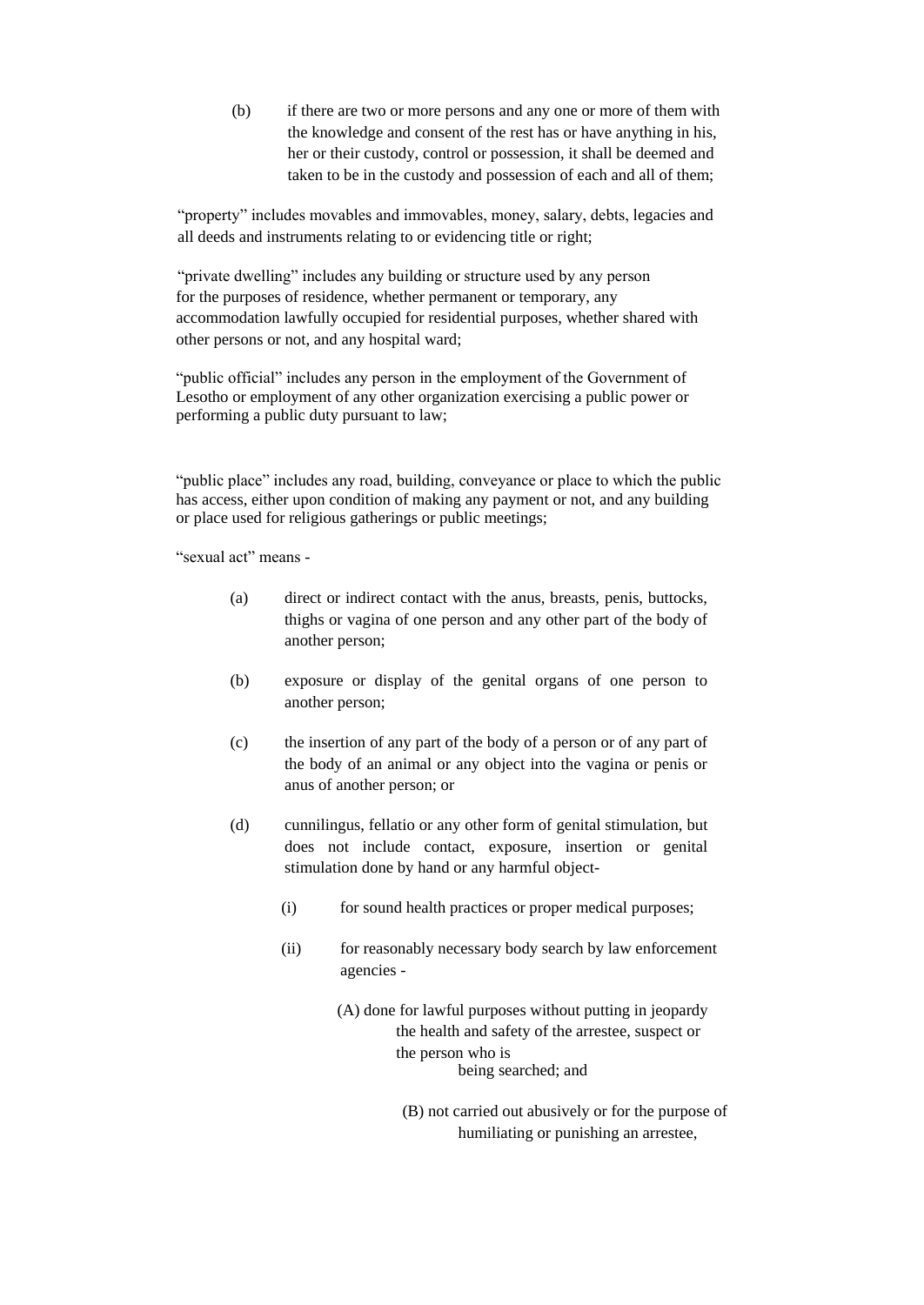(b) if there are two or more persons and any one or more of them with the knowledge and consent of the rest has or have anything in his, her or their custody, control or possession, it shall be deemed and taken to be in the custody and possession of each and all of them;

"property" includes movables and immovables, money, salary, debts, legacies and all deeds and instruments relating to or evidencing title or right;

"private dwelling" includes any building or structure used by any person for the purposes of residence, whether permanent or temporary, any accommodation lawfully occupied for residential purposes, whether shared with other persons or not, and any hospital ward;

"public official" includes any person in the employment of the Government of Lesotho or employment of any other organization exercising a public power or performing a public duty pursuant to law;

"public place" includes any road, building, conveyance or place to which the public has access, either upon condition of making any payment or not, and any building or place used for religious gatherings or public meetings;

"sexual act" means -

(a) direct or indirect contact with the anus, breasts, penis, buttocks, thighs or vagina of one person and any other part of the body of another person;

(b) exposure or display of the genital organs of one person to another person;

(c) the insertion of any part of the body of a person or of any part of the body of an animal or any object into the vagina or penis or anus of another person; or

(d) cunnilingus, fellatio or any other form of genital stimulation, but does not include contact, exposure, insertion or genital stimulation done by hand or any harmful object-

(i) for sound health practices or proper medical purposes;

(ii) for reasonably necessary body search by law enforcement agencies -

(A) done for lawful purposes without putting in jeopardy the health and safety of the arrestee, suspect or the person who is being searched; and

(B) not carried out abusively or for the purpose of humiliating or punishing an arrestee,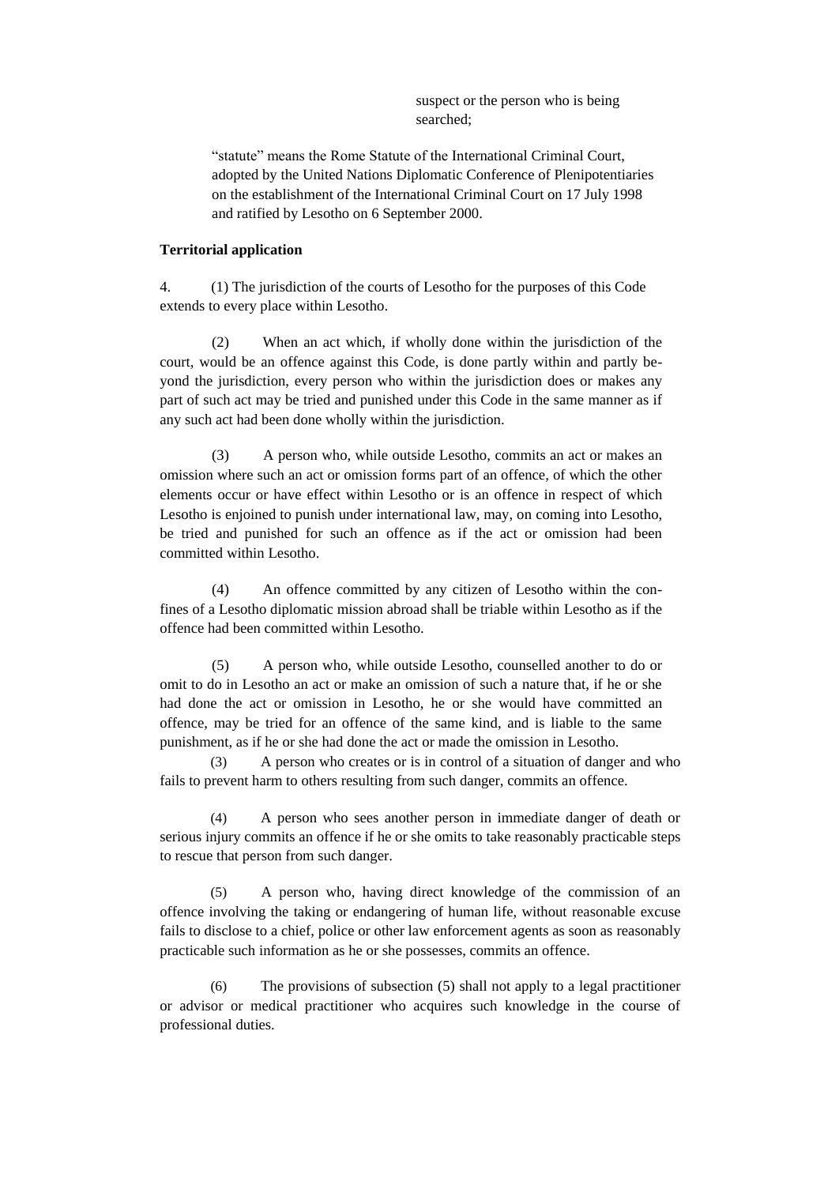suspect or the person who is being searched;

"statute" means the Rome Statute of the International Criminal Court, adopted by the United Nations Diplomatic Conference of Plenipotentiaries on the establishment of the International Criminal Court on 17 July 1998 and ratified by Lesotho on 6 September 2000.

**Territorial application**

4. (1) The jurisdiction of the courts of Lesotho for the purposes of this Code extends to every place within Lesotho.

(2) When an act which, if wholly done within the jurisdiction of the court, would be an offence against this Code, is done partly within and partly beyond the jurisdiction, every person who within the jurisdiction does or makes any part of such act may be tried and punished under this Code in the same manner as if any such act had been done wholly within the jurisdiction.

(3) A person who, while outside Lesotho, commits an act or makes an omission where such an act or omission forms part of an offence, of which the other elements occur or have effect within Lesotho or is an offence in respect of which Lesotho is enjoined to punish under international law, may, on coming into Lesotho, be tried and punished for such an offence as if the act or omission had been committed within Lesotho.

(4) An offence committed by any citizen of Lesotho within the confines of a Lesotho diplomatic mission abroad shall be triable within Lesotho as if the offence had been committed within Lesotho.

(5) A person who, while outside Lesotho, counselled another to do or omit to do in Lesotho an act or make an omission of such a nature that, if he or she had done the act or omission in Lesotho, he or she would have committed an offence, may be tried for an offence of the same kind, and is liable to the same punishment, as if he or she had done the act or made the omission in Lesotho.

(3) A person who creates or is in control of a situation of danger and who fails to prevent harm to others resulting from such danger, commits an offence.

(4) A person who sees another person in immediate danger of death or serious injury commits an offence if he or she omits to take reasonably practicable steps to rescue that person from such danger.

(5) A person who, having direct knowledge of the commission of an offence involving the taking or endangering of human life, without reasonable excuse fails to disclose to a chief, police or other law enforcement agents as soon as reasonably practicable such information as he or she possesses, commits an offence.

(6) The provisions of subsection (5) shall not apply to a legal practitioner or advisor or medical practitioner who acquires such knowledge in the course of professional duties.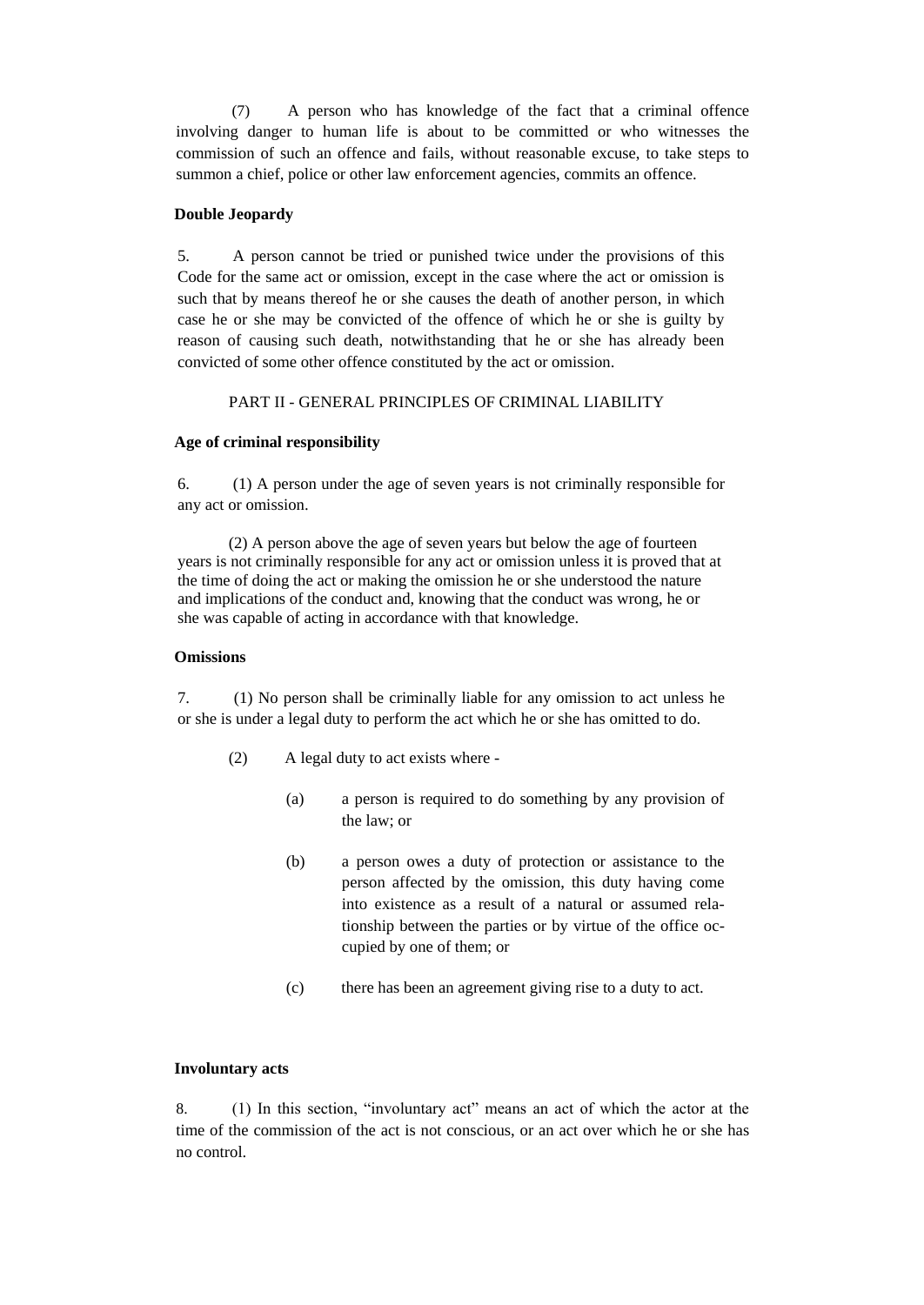(7) A person who has knowledge of the fact that a criminal offence involving danger to human life is about to be committed or who witnesses the commission of such an offence and fails, without reasonable excuse, to take steps to summon a chief, police or other law enforcement agencies, commits an offence.

**Double Jeopardy**

5. A person cannot be tried or punished twice under the provisions of this Code for the same act or omission, except in the case where the act or omission is such that by means thereof he or she causes the death of another person, in which case he or she may be convicted of the offence of which he or she is guilty by reason of causing such death, notwithstanding that he or she has already been convicted of some other offence constituted by the act or omission.

## PART II - GENERAL PRINCIPLES OF CRIMINAL LIABILITY

**Age of criminal responsibility**

6. (1) A person under the age of seven years is not criminally responsible for any act or omission.

(2) A person above the age of seven years but below the age of fourteen years is not criminally responsible for any act or omission unless it is proved that at the time of doing the act or making the omission he or she understood the nature and implications of the conduct and, knowing that the conduct was wrong, he or she was capable of acting in accordance with that knowledge.

**Omissions**

7. (1) No person shall be criminally liable for any omission to act unless he or she is under a legal duty to perform the act which he or she has omitted to do.

(2) A legal duty to act exists where -

(a) a person is required to do something by any provision of the law; or

(b) a person owes a duty of protection or assistance to the person affected by the omission, this duty having come into existence as a result of a natural or assumed relationship between the parties or by virtue of the office occupied by one of them; or

(c) there has been an agreement giving rise to a duty to act.

**Involuntary acts**

8. (1) In this section, "involuntary act" means an act of which the actor at the time of the commission of the act is not conscious, or an act over which he or she has no control.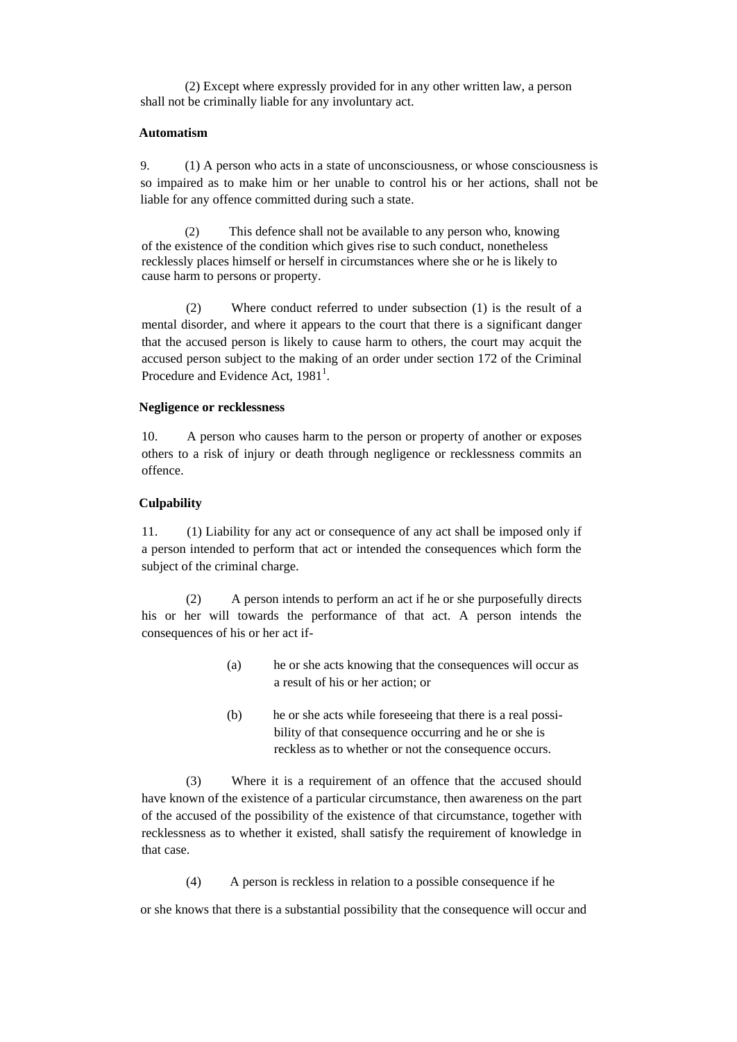(2) Except where expressly provided for in any other written law, a person shall not be criminally liable for any involuntary act.

**Automatism**

9. (1) A person who acts in a state of unconsciousness, or whose consciousness is so impaired as to make him or her unable to control his or her actions, shall not be liable for any offence committed during such a state.

(2) This defence shall not be available to any person who, knowing of the existence of the condition which gives rise to such conduct, nonetheless recklessly places himself or herself in circumstances where she or he is likely to cause harm to persons or property.

(2) Where conduct referred to under subsection (1) is the result of a mental disorder, and where it appears to the court that there is a significant danger that the accused person is likely to cause harm to others, the court may acquit the accused person subject to the making of an order under section 172 of the Criminal Procedure and Evidence Act, 1981[1].

**Negligence or recklessness**

10. A person who causes harm to the person or property of another or exposes others to a risk of injury or death through negligence or recklessness commits an offence.

**Culpability**

11. (1) Liability for any act or consequence of any act shall be imposed only if a person intended to perform that act or intended the consequences which form the subject of the criminal charge.

(2) A person intends to perform an act if he or she purposefully directs his or her will towards the performance of that act. A person intends the consequences of his or her act if-

(a) he or she acts knowing that the consequences will occur as a result of his or her action; or

(b) he or she acts while foreseeing that there is a real possibility of that consequence occurring and he or she is reckless as to whether or not the consequence occurs.

(3) Where it is a requirement of an offence that the accused should have known of the existence of a particular circumstance, then awareness on the part of the accused of the possibility of the existence of that circumstance, together with recklessness as to whether it existed, shall satisfy the requirement of knowledge in that case.

(4) A person is reckless in relation to a possible consequence if he or she knows that there is a substantial possibility that the consequence will occur and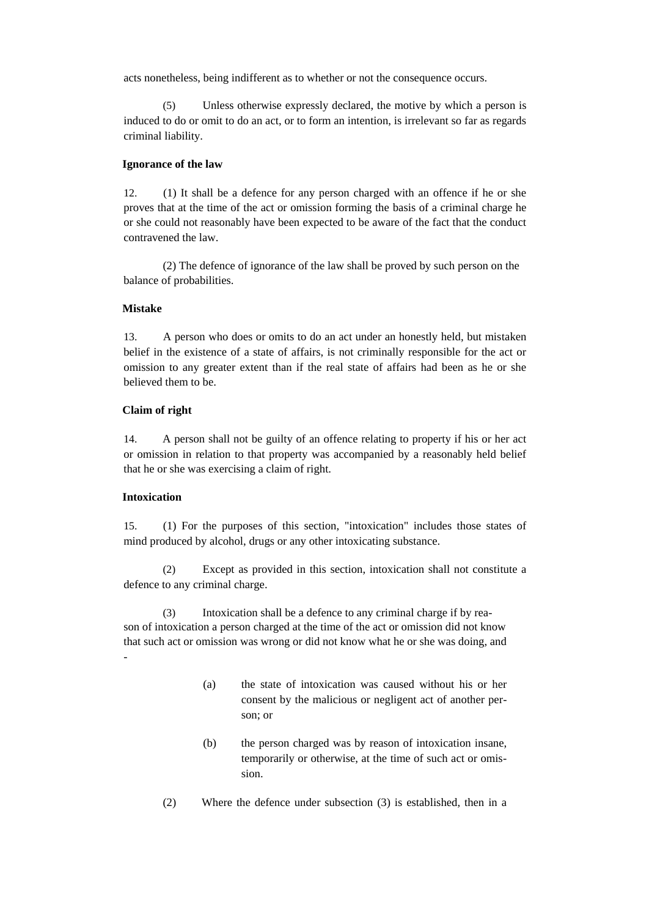acts nonetheless, being indifferent as to whether or not the consequence occurs.

(5) Unless otherwise expressly declared, the motive by which a person is induced to do or omit to do an act, or to form an intention, is irrelevant so far as regards criminal liability.

**Ignorance of the law**

12. (1) It shall be a defence for any person charged with an offence if he or she proves that at the time of the act or omission forming the basis of a criminal charge he or she could not reasonably have been expected to be aware of the fact that the conduct contravened the law.

(2) The defence of ignorance of the law shall be proved by such person on the balance of probabilities.

**Mistake**

13. A person who does or omits to do an act under an honestly held, but mistaken belief in the existence of a state of affairs, is not criminally responsible for the act or omission to any greater extent than if the real state of affairs had been as he or she believed them to be.

**Claim of right**

14. A person shall not be guilty of an offence relating to property if his or her act or omission in relation to that property was accompanied by a reasonably held belief that he or she was exercising a claim of right.

**Intoxication**

15. (1) For the purposes of this section, "intoxication" includes those states of mind produced by alcohol, drugs or any other intoxicating substance.

(2) Except as provided in this section, intoxication shall not constitute a defence to any criminal charge.

(3) Intoxication shall be a defence to any criminal charge if by reason of intoxication a person charged at the time of the act or omission did not know that such act or omission was wrong or did not know what he or she was doing, and -

(a) the state of intoxication was caused without his or her consent by the malicious or negligent act of another person; or

(b) the person charged was by reason of intoxication insane, temporarily or otherwise, at the time of such act or omission.

(2) Where the defence under subsection (3) is established, then in a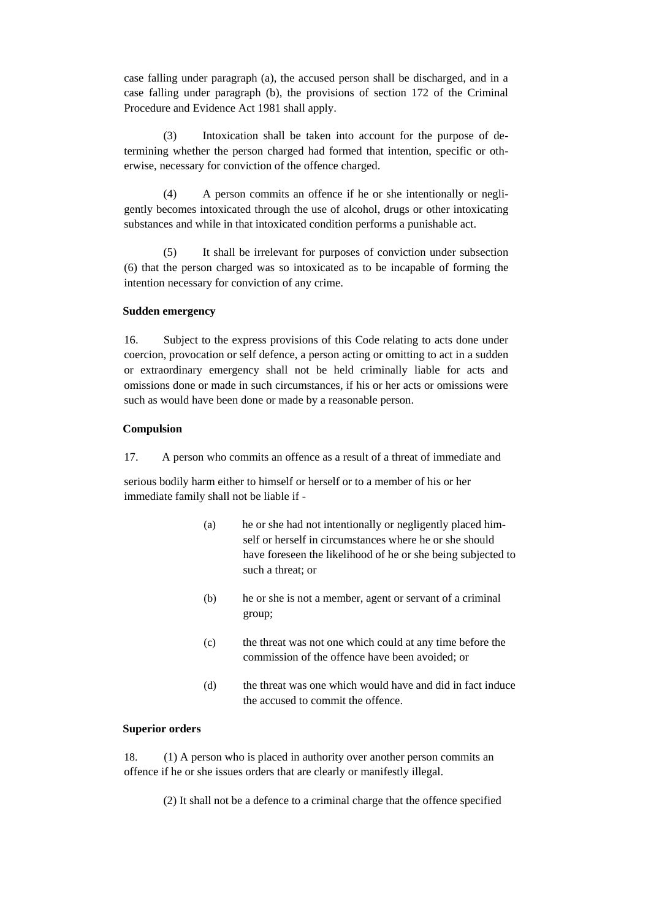case falling under paragraph (a), the accused person shall be discharged, and in a case falling under paragraph (b), the provisions of section 172 of the Criminal Procedure and Evidence Act 1981 shall apply.

(3) Intoxication shall be taken into account for the purpose of determining whether the person charged had formed that intention, specific or otherwise, necessary for conviction of the offence charged.

(4) A person commits an offence if he or she intentionally or negligently becomes intoxicated through the use of alcohol, drugs or other intoxicating substances and while in that intoxicated condition performs a punishable act.

(5) It shall be irrelevant for purposes of conviction under subsection (6) that the person charged was so intoxicated as to be incapable of forming the intention necessary for conviction of any crime.

**Sudden emergency**

16. Subject to the express provisions of this Code relating to acts done under coercion, provocation or self defence, a person acting or omitting to act in a sudden or extraordinary emergency shall not be held criminally liable for acts and omissions done or made in such circumstances, if his or her acts or omissions were such as would have been done or made by a reasonable person.

**Compulsion**

17. A person who commits an offence as a result of a threat of immediate and serious bodily harm either to himself or herself or to a member of his or her immediate family shall not be liable if -

(a) he or she had not intentionally or negligently placed himself or herself in circumstances where he or she should have foreseen the likelihood of he or she being subjected to such a threat; or

(b) he or she is not a member, agent or servant of a criminal group;

(c) the threat was not one which could at any time before the commission of the offence have been avoided; or

(d) the threat was one which would have and did in fact induce the accused to commit the offence.

**Superior orders**

18. (1) A person who is placed in authority over another person commits an offence if he or she issues orders that are clearly or manifestly illegal.

(2) It shall not be a defence to a criminal charge that the offence specified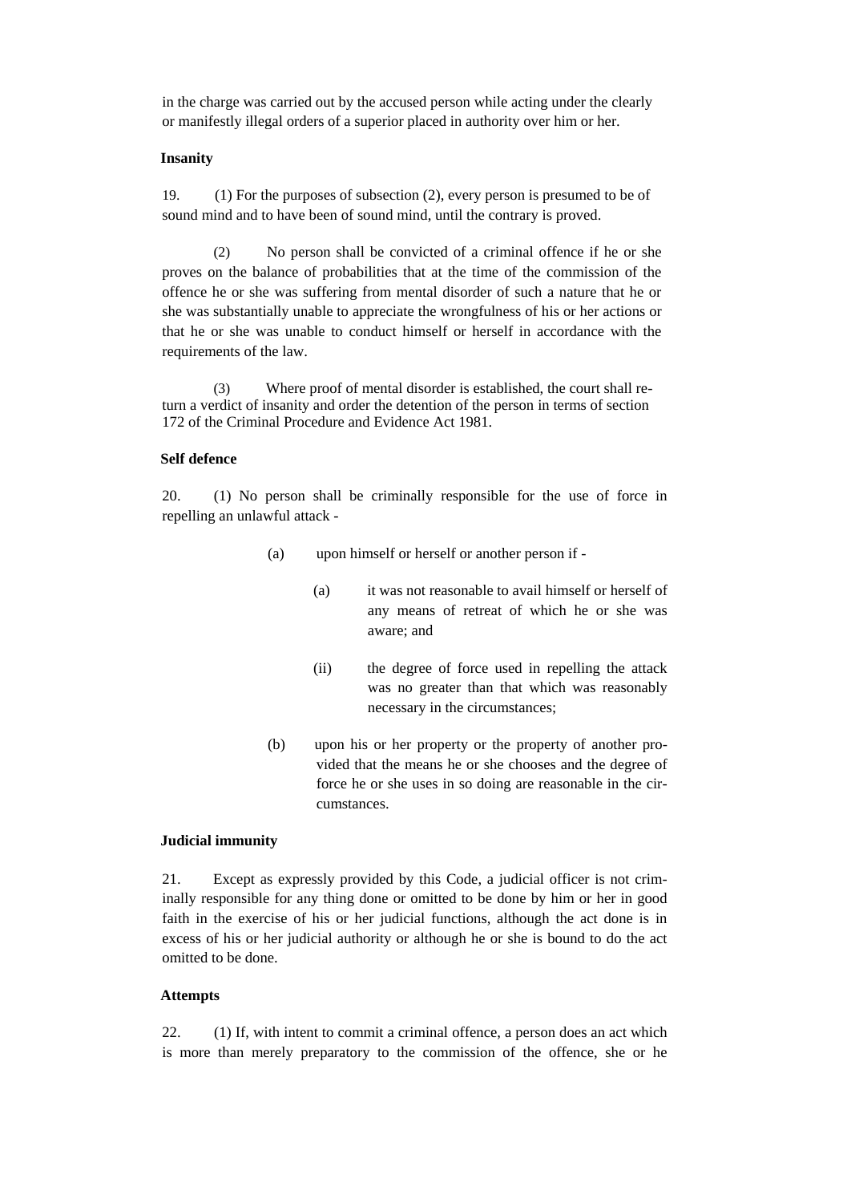in the charge was carried out by the accused person while acting under the clearly or manifestly illegal orders of a superior placed in authority over him or her.

**Insanity**

19. (1) For the purposes of subsection (2), every person is presumed to be of sound mind and to have been of sound mind, until the contrary is proved.

(2) No person shall be convicted of a criminal offence if he or she proves on the balance of probabilities that at the time of the commission of the offence he or she was suffering from mental disorder of such a nature that he or she was substantially unable to appreciate the wrongfulness of his or her actions or that he or she was unable to conduct himself or herself in accordance with the requirements of the law.

(3) Where proof of mental disorder is established, the court shall return a verdict of insanity and order the detention of the person in terms of section 172 of the Criminal Procedure and Evidence Act 1981.

**Self defence**

20. (1) No person shall be criminally responsible for the use of force in repelling an unlawful attack -

(a) upon himself or herself or another person if -

(a) it was not reasonable to avail himself or herself of any means of retreat of which he or she was aware; and

(ii) the degree of force used in repelling the attack was no greater than that which was reasonably necessary in the circumstances;

(b) upon his or her property or the property of another provided that the means he or she chooses and the degree of force he or she uses in so doing are reasonable in the circumstances.

**Judicial immunity**

21. Except as expressly provided by this Code, a judicial officer is not criminally responsible for any thing done or omitted to be done by him or her in good faith in the exercise of his or her judicial functions, although the act done is in excess of his or her judicial authority or although he or she is bound to do the act omitted to be done.

**Attempts**

22. (1) If, with intent to commit a criminal offence, a person does an act which is more than merely preparatory to the commission of the offence, she or he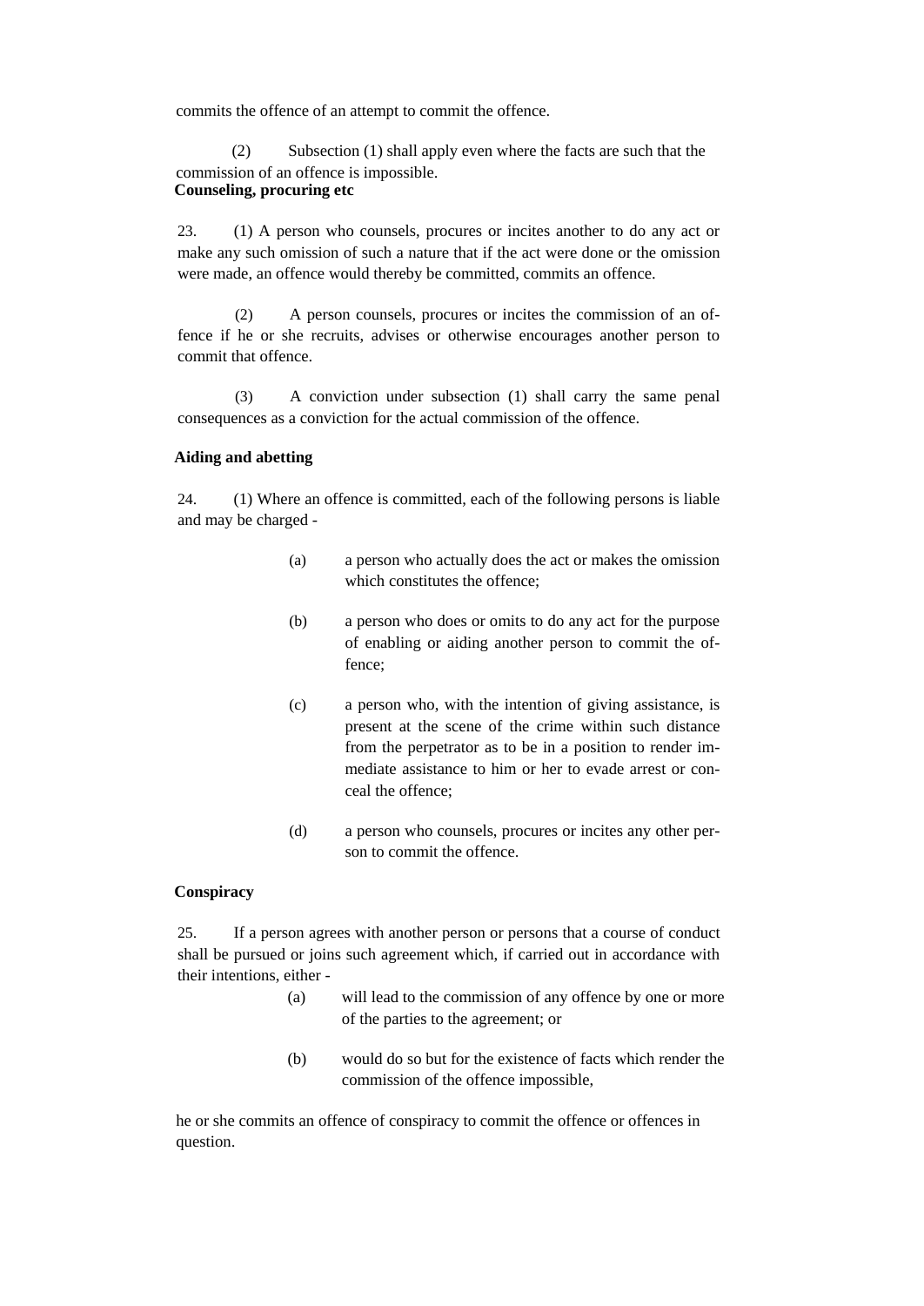commits the offence of an attempt to commit the offence.

(2) Subsection (1) shall apply even where the facts are such that the commission of an offence is impossible.

**Counseling, procuring etc**

23. (1) A person who counsels, procures or incites another to do any act or make any such omission of such a nature that if the act were done or the omission were made, an offence would thereby be committed, commits an offence.

(2) A person counsels, procures or incites the commission of an offence if he or she recruits, advises or otherwise encourages another person to commit that offence.

(3) A conviction under subsection (1) shall carry the same penal consequences as a conviction for the actual commission of the offence.

**Aiding and abetting**

24. (1) Where an offence is committed, each of the following persons is liable and may be charged -

(a) a person who actually does the act or makes the omission which constitutes the offence;

(b) a person who does or omits to do any act for the purpose of enabling or aiding another person to commit the offence;

(c) a person who, with the intention of giving assistance, is present at the scene of the crime within such distance from the perpetrator as to be in a position to render immediate assistance to him or her to evade arrest or conceal the offence;

(d) a person who counsels, procures or incites any other person to commit the offence.

**Conspiracy**

25. If a person agrees with another person or persons that a course of conduct shall be pursued or joins such agreement which, if carried out in accordance with their intentions, either -

(a) will lead to the commission of any offence by one or more of the parties to the agreement; or

(b) would do so but for the existence of facts which render the commission of the offence impossible,

he or she commits an offence of conspiracy to commit the offence or offences in question.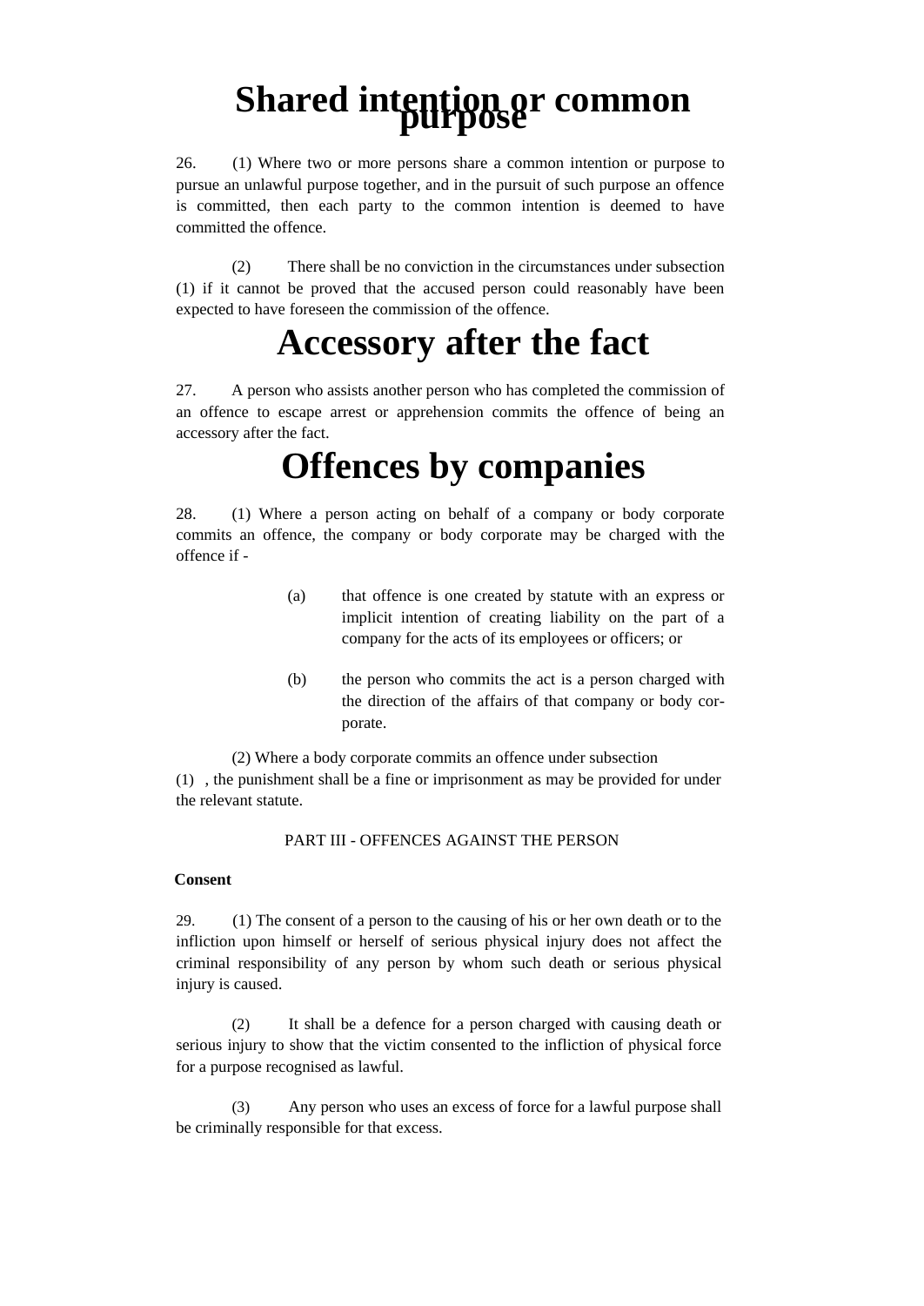# Shared intention or common purpose

26. (1) Where two or more persons share a common intention or purpose to pursue an unlawful purpose together, and in the pursuit of such purpose an offence is committed, then each party to the common intention is deemed to have committed the offence.

(2) There shall be no conviction in the circumstances under subsection (1) if it cannot be proved that the accused person could reasonably have been expected to have foreseen the commission of the offence.

# Accessory after the fact

27. A person who assists another person who has completed the commission of an offence to escape arrest or apprehension commits the offence of being an accessory after the fact.

# Offences by companies

28. (1) Where a person acting on behalf of a company or body corporate commits an offence, the company or body corporate may be charged with the offence if -

(a) that offence is one created by statute with an express or implicit intention of creating liability on the part of a company for the acts of its employees or officers; or

(b) the person who commits the act is a person charged with the direction of the affairs of that company or body corporate.

(2) Where a body corporate commits an offence under subsection (1) , the punishment shall be a fine or imprisonment as may be provided for under the relevant statute.

PART III - OFFENCES AGAINST THE PERSON

**Consent**

29. (1) The consent of a person to the causing of his or her own death or to the infliction upon himself or herself of serious physical injury does not affect the criminal responsibility of any person by whom such death or serious physical injury is caused.

(2) It shall be a defence for a person charged with causing death or serious injury to show that the victim consented to the infliction of physical force for a purpose recognised as lawful.

(3) Any person who uses an excess of force for a lawful purpose shall be criminally responsible for that excess.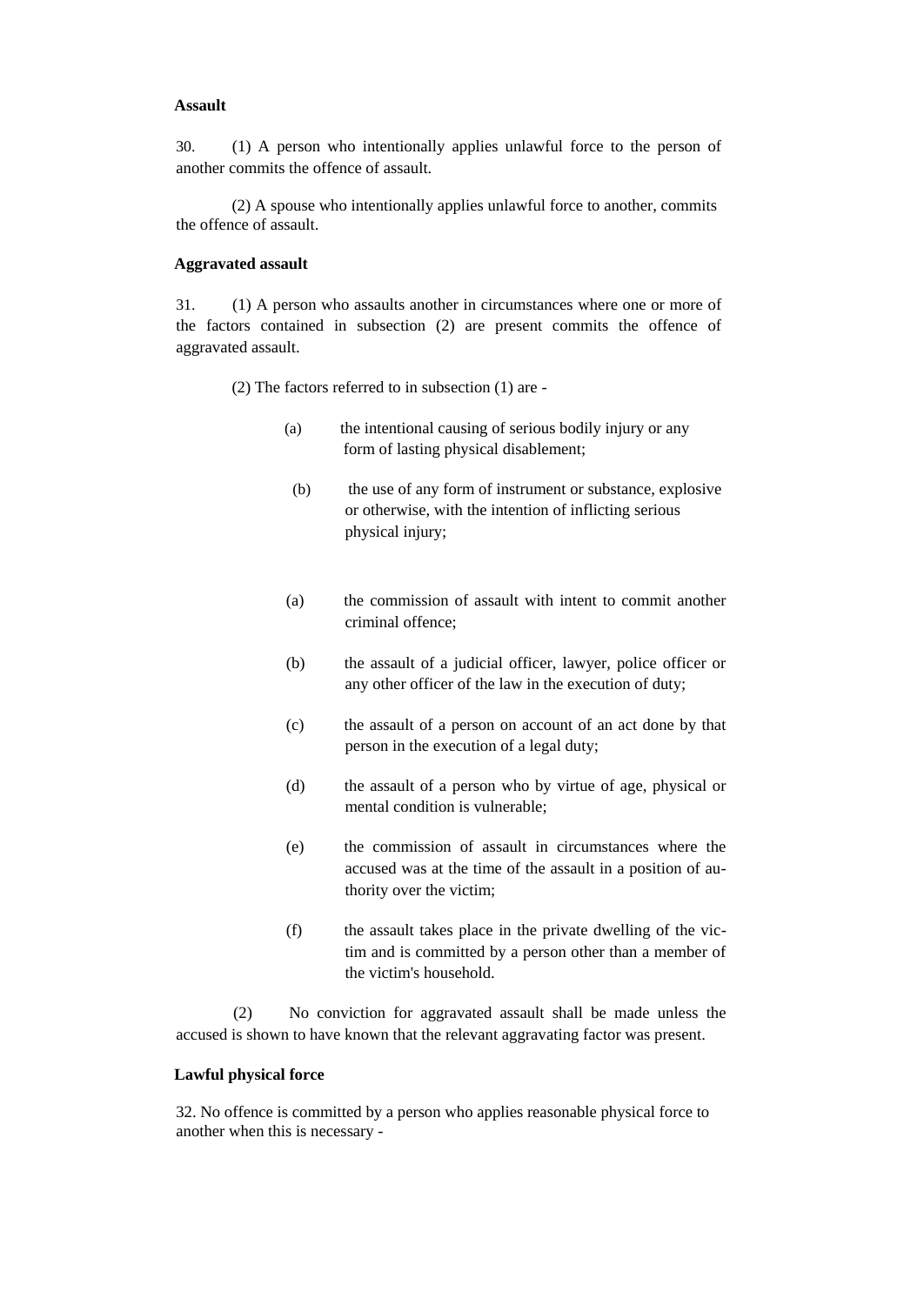**Assault**

30. (1) A person who intentionally applies unlawful force to the person of another commits the offence of assault.

(2) A spouse who intentionally applies unlawful force to another, commits the offence of assault.

**Aggravated assault**

31. (1) A person who assaults another in circumstances where one or more of the factors contained in subsection (2) are present commits the offence of aggravated assault.

(2) The factors referred to in subsection (1) are -

(a) the intentional causing of serious bodily injury or any form of lasting physical disablement;

(b) the use of any form of instrument or substance, explosive or otherwise, with the intention of inflicting serious physical injury;

(a) the commission of assault with intent to commit another criminal offence;

(b) the assault of a judicial officer, lawyer, police officer or any other officer of the law in the execution of duty;

(c) the assault of a person on account of an act done by that person in the execution of a legal duty;

(d) the assault of a person who by virtue of age, physical or mental condition is vulnerable;

(e) the commission of assault in circumstances where the accused was at the time of the assault in a position of authority over the victim;

(f) the assault takes place in the private dwelling of the victim and is committed by a person other than a member of the victim's household.

(2) No conviction for aggravated assault shall be made unless the accused is shown to have known that the relevant aggravating factor was present.

**Lawful physical force**

32. No offence is committed by a person who applies reasonable physical force to another when this is necessary -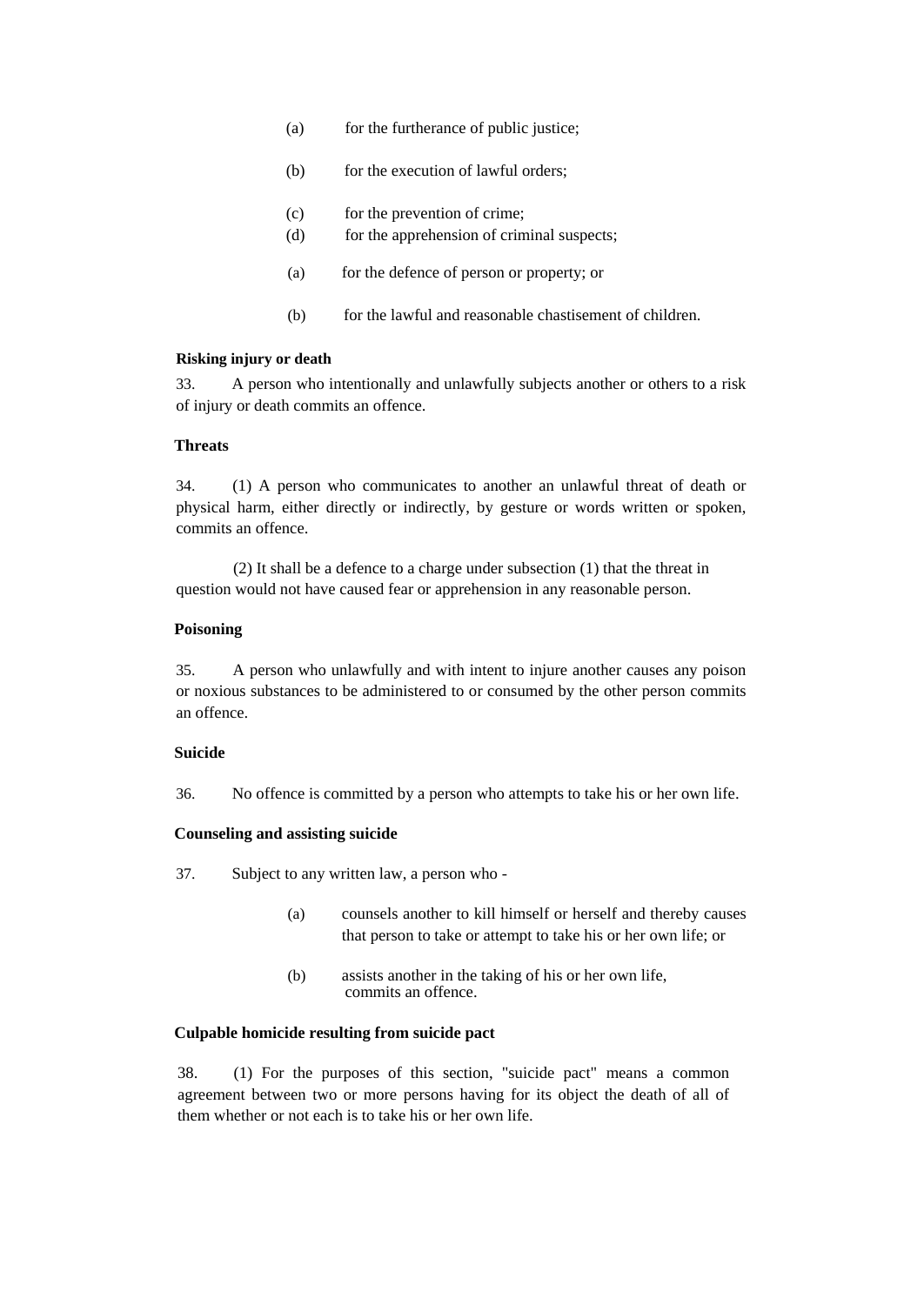(a) for the furtherance of public justice;

(b) for the execution of lawful orders;

(c) for the prevention of crime;
(d) for the apprehension of criminal suspects;

(a) for the defence of person or property; or

(b) for the lawful and reasonable chastisement of children.

**Risking injury or death**

33. A person who intentionally and unlawfully subjects another or others to a risk of injury or death commits an offence.

**Threats**

34. (1) A person who communicates to another an unlawful threat of death or physical harm, either directly or indirectly, by gesture or words written or spoken, commits an offence.

(2) It shall be a defence to a charge under subsection (1) that the threat in question would not have caused fear or apprehension in any reasonable person.

**Poisoning**

35. A person who unlawfully and with intent to injure another causes any poison or noxious substances to be administered to or consumed by the other person commits an offence.

**Suicide**

36. No offence is committed by a person who attempts to take his or her own life.

**Counseling and assisting suicide**

37. Subject to any written law, a person who -

(a) counsels another to kill himself or herself and thereby causes that person to take or attempt to take his or her own life; or

(b) assists another in the taking of his or her own life,
commits an offence.

**Culpable homicide resulting from suicide pact**

38. (1) For the purposes of this section, "suicide pact" means a common agreement between two or more persons having for its object the death of all of them whether or not each is to take his or her own life.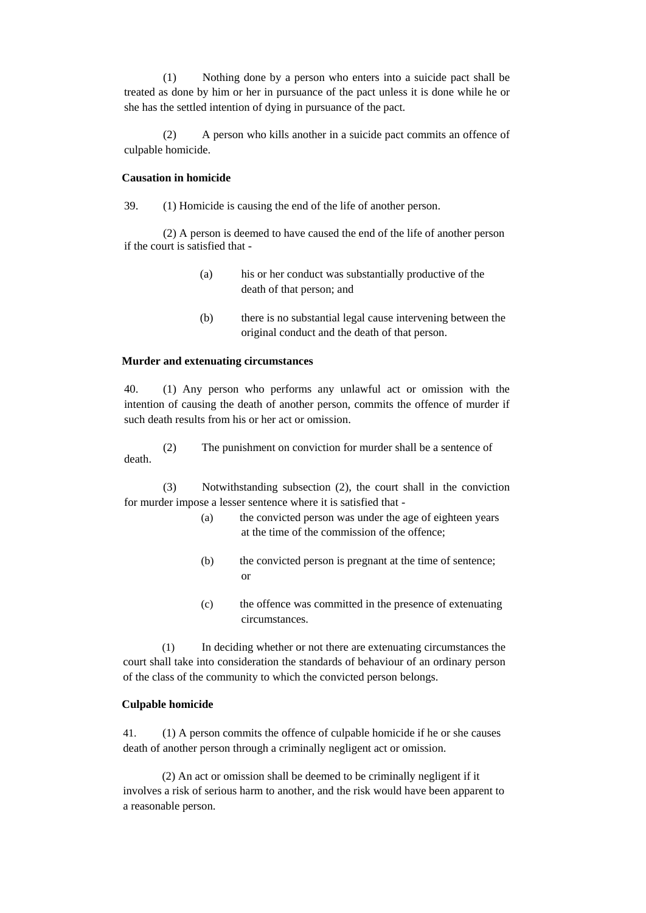(1) Nothing done by a person who enters into a suicide pact shall be treated as done by him or her in pursuance of the pact unless it is done while he or she has the settled intention of dying in pursuance of the pact.

(2) A person who kills another in a suicide pact commits an offence of culpable homicide.

**Causation in homicide**

39. (1) Homicide is causing the end of the life of another person.

(2) A person is deemed to have caused the end of the life of another person if the court is satisfied that -

(a) his or her conduct was substantially productive of the death of that person; and

(b) there is no substantial legal cause intervening between the original conduct and the death of that person.

**Murder and extenuating circumstances**

40. (1) Any person who performs any unlawful act or omission with the intention of causing the death of another person, commits the offence of murder if such death results from his or her act or omission.

(2) The punishment on conviction for murder shall be a sentence of death.

(3) Notwithstanding subsection (2), the court shall in the conviction for murder impose a lesser sentence where it is satisfied that -

(a) the convicted person was under the age of eighteen years at the time of the commission of the offence;

(b) the convicted person is pregnant at the time of sentence; or

(c) the offence was committed in the presence of extenuating circumstances.

(1) In deciding whether or not there are extenuating circumstances the court shall take into consideration the standards of behaviour of an ordinary person of the class of the community to which the convicted person belongs.

**Culpable homicide**

41. (1) A person commits the offence of culpable homicide if he or she causes death of another person through a criminally negligent act or omission.

(2) An act or omission shall be deemed to be criminally negligent if it involves a risk of serious harm to another, and the risk would have been apparent to a reasonable person.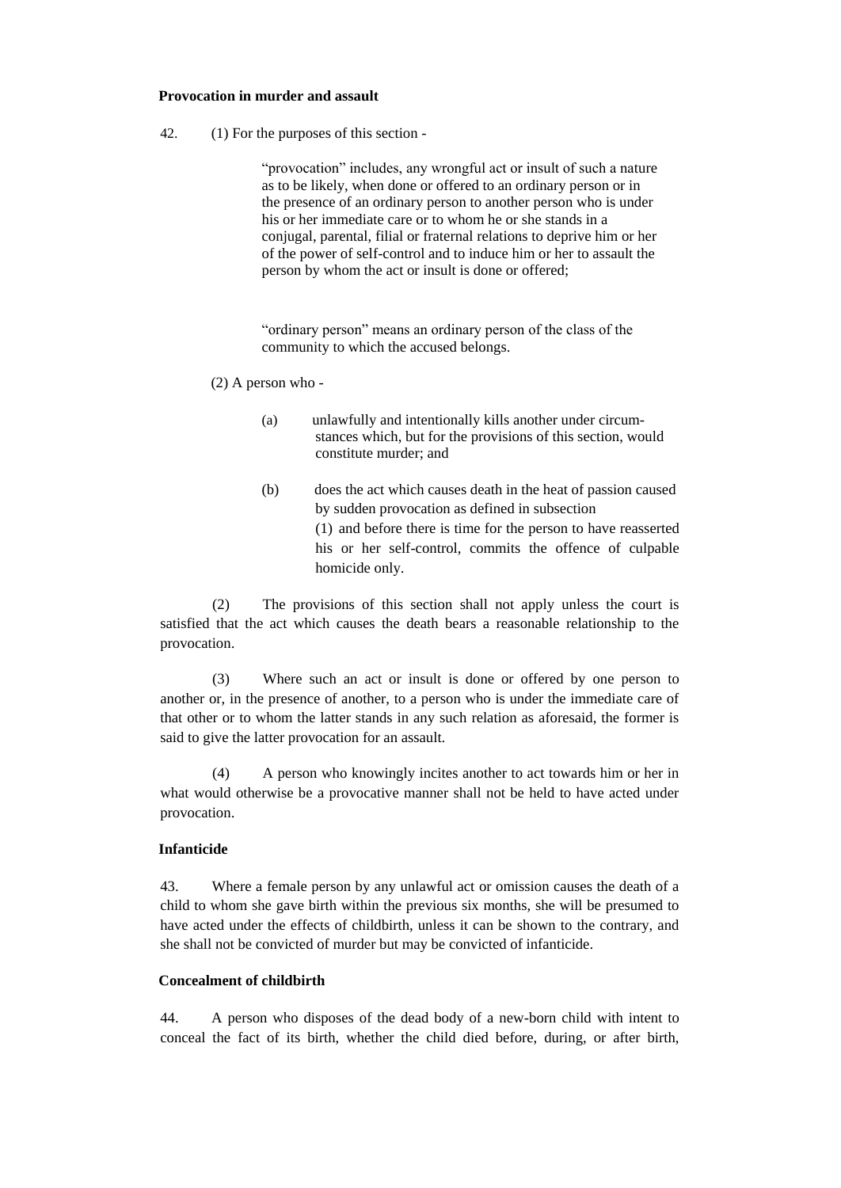**Provocation in murder and assault**

42. (1) For the purposes of this section -

> "provocation" includes, any wrongful act or insult of such a nature as to be likely, when done or offered to an ordinary person or in the presence of an ordinary person to another person who is under his or her immediate care or to whom he or she stands in a conjugal, parental, filial or fraternal relations to deprive him or her of the power of self-control and to induce him or her to assault the person by whom the act or insult is done or offered;
>
> "ordinary person" means an ordinary person of the class of the community to which the accused belongs.

(2) A person who -

> (a) unlawfully and intentionally kills another under circumstances which, but for the provisions of this section, would constitute murder; and
>
> (b) does the act which causes death in the heat of passion caused by sudden provocation as defined in subsection (1) and before there is time for the person to have reasserted his or her self-control, commits the offence of culpable homicide only.

(2) The provisions of this section shall not apply unless the court is satisfied that the act which causes the death bears a reasonable relationship to the provocation.

(3) Where such an act or insult is done or offered by one person to another or, in the presence of another, to a person who is under the immediate care of that other or to whom the latter stands in any such relation as aforesaid, the former is said to give the latter provocation for an assault.

(4) A person who knowingly incites another to act towards him or her in what would otherwise be a provocative manner shall not be held to have acted under provocation.

**Infanticide**

43. Where a female person by any unlawful act or omission causes the death of a child to whom she gave birth within the previous six months, she will be presumed to have acted under the effects of childbirth, unless it can be shown to the contrary, and she shall not be convicted of murder but may be convicted of infanticide.

**Concealment of childbirth**

44. A person who disposes of the dead body of a new-born child with intent to conceal the fact of its birth, whether the child died before, during, or after birth,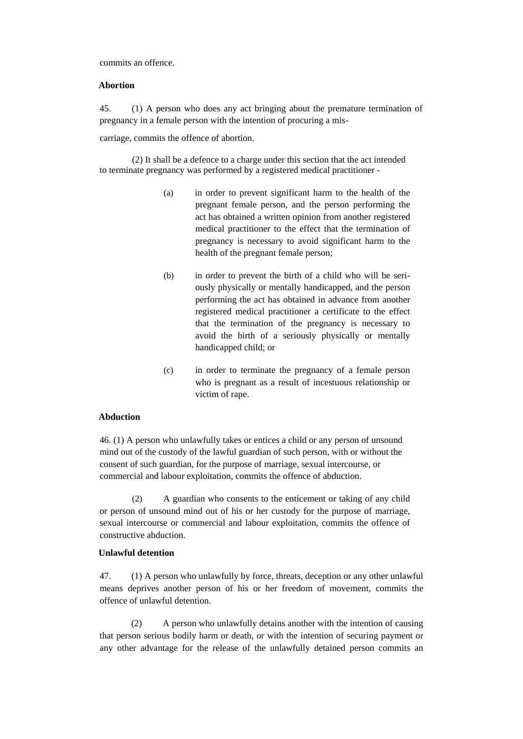commits an offence.

**Abortion**

45. (1) A person who does any act bringing about the premature termination of pregnancy in a female person with the intention of procuring a miscarriage, commits the offence of abortion.

(2) It shall be a defence to a charge under this section that the act intended to terminate pregnancy was performed by a registered medical practitioner -

(a) in order to prevent significant harm to the health of the pregnant female person, and the person performing the act has obtained a written opinion from another registered medical practitioner to the effect that the termination of pregnancy is necessary to avoid significant harm to the health of the pregnant female person;

(b) in order to prevent the birth of a child who will be seriously physically or mentally handicapped, and the person performing the act has obtained in advance from another registered medical practitioner a certificate to the effect that the termination of the pregnancy is necessary to avoid the birth of a seriously physically or mentally handicapped child; or

(c) in order to terminate the pregnancy of a female person who is pregnant as a result of incestuous relationship or victim of rape.

**Abduction**

46. (1) A person who unlawfully takes or entices a child or any person of unsound mind out of the custody of the lawful guardian of such person, with or without the consent of such guardian, for the purpose of marriage, sexual intercourse, or commercial and labour exploitation, commits the offence of abduction.

(2) A guardian who consents to the enticement or taking of any child or person of unsound mind out of his or her custody for the purpose of marriage, sexual intercourse or commercial and labour exploitation, commits the offence of constructive abduction.

**Unlawful detention**

47. (1) A person who unlawfully by force, threats, deception or any other unlawful means deprives another person of his or her freedom of movement, commits the offence of unlawful detention.

(2) A person who unlawfully detains another with the intention of causing that person serious bodily harm or death, or with the intention of securing payment or any other advantage for the release of the unlawfully detained person commits an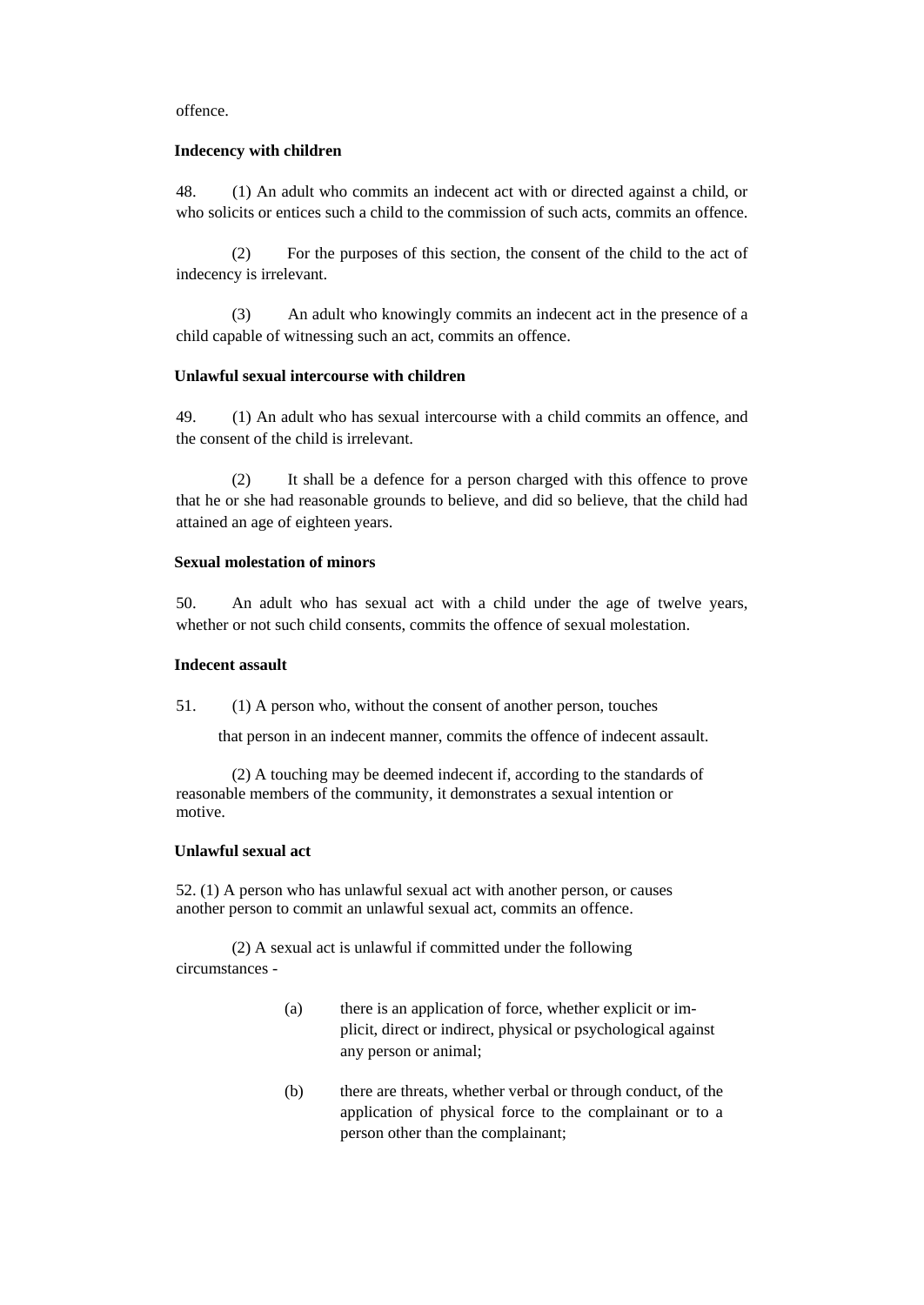offence.

**Indecency with children**

48. (1) An adult who commits an indecent act with or directed against a child, or who solicits or entices such a child to the commission of such acts, commits an offence.

(2) For the purposes of this section, the consent of the child to the act of indecency is irrelevant.

(3) An adult who knowingly commits an indecent act in the presence of a child capable of witnessing such an act, commits an offence.

**Unlawful sexual intercourse with children**

49. (1) An adult who has sexual intercourse with a child commits an offence, and the consent of the child is irrelevant.

(2) It shall be a defence for a person charged with this offence to prove that he or she had reasonable grounds to believe, and did so believe, that the child had attained an age of eighteen years.

**Sexual molestation of minors**

50. An adult who has sexual act with a child under the age of twelve years, whether or not such child consents, commits the offence of sexual molestation.

**Indecent assault**

51. (1) A person who, without the consent of another person, touches that person in an indecent manner, commits the offence of indecent assault.

(2) A touching may be deemed indecent if, according to the standards of reasonable members of the community, it demonstrates a sexual intention or motive.

**Unlawful sexual act**

52. (1) A person who has unlawful sexual act with another person, or causes another person to commit an unlawful sexual act, commits an offence.

(2) A sexual act is unlawful if committed under the following circumstances -

(a) there is an application of force, whether explicit or implicit, direct or indirect, physical or psychological against any person or animal;

(b) there are threats, whether verbal or through conduct, of the application of physical force to the complainant or to a person other than the complainant;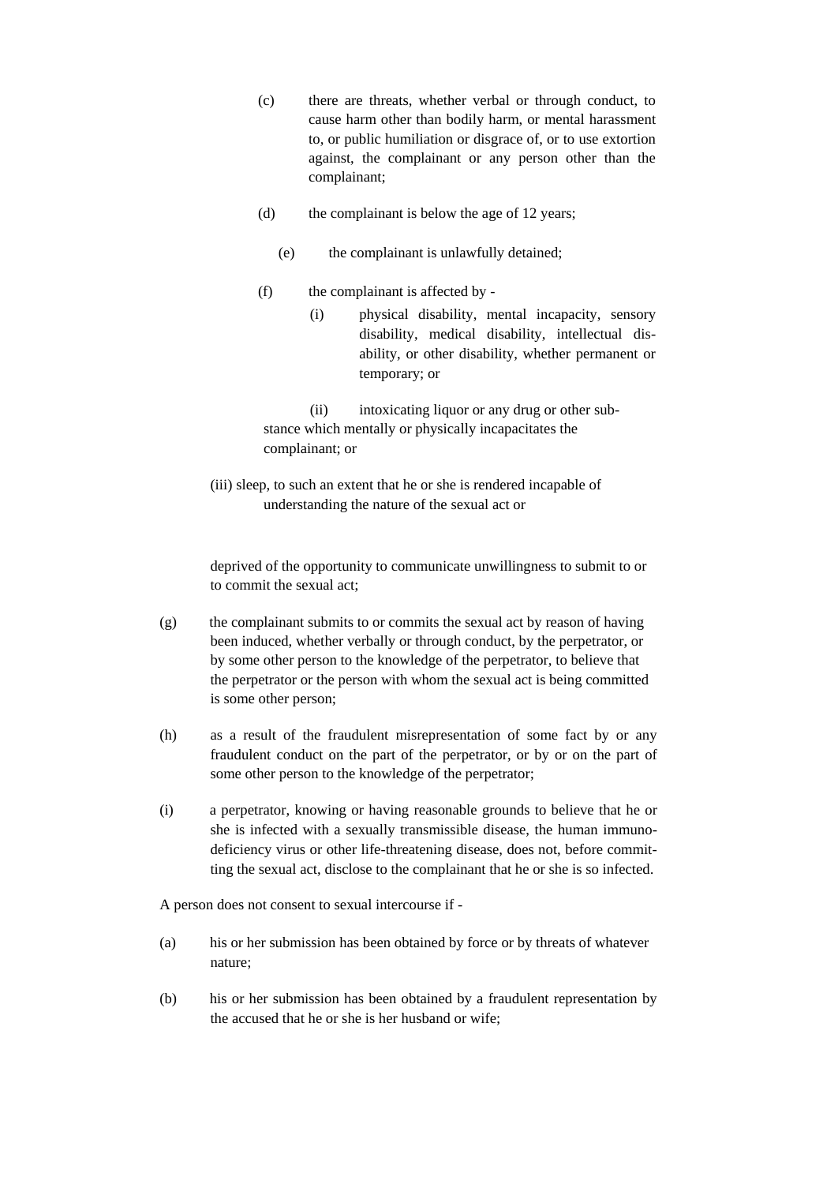(c) there are threats, whether verbal or through conduct, to cause harm other than bodily harm, or mental harassment to, or public humiliation or disgrace of, or to use extortion against, the complainant or any person other than the complainant;

(d) the complainant is below the age of 12 years;

(e) the complainant is unlawfully detained;

(f) the complainant is affected by -

(i) physical disability, mental incapacity, sensory disability, medical disability, intellectual disability, or other disability, whether permanent or temporary; or

(ii) intoxicating liquor or any drug or other substance which mentally or physically incapacitates the complainant; or

(iii) sleep, to such an extent that he or she is rendered incapable of understanding the nature of the sexual act or

deprived of the opportunity to communicate unwillingness to submit to or to commit the sexual act;

(g) the complainant submits to or commits the sexual act by reason of having been induced, whether verbally or through conduct, by the perpetrator, or by some other person to the knowledge of the perpetrator, to believe that the perpetrator or the person with whom the sexual act is being committed is some other person;

(h) as a result of the fraudulent misrepresentation of some fact by or any fraudulent conduct on the part of the perpetrator, or by or on the part of some other person to the knowledge of the perpetrator;

(i) a perpetrator, knowing or having reasonable grounds to believe that he or she is infected with a sexually transmissible disease, the human immunodeficiency virus or other life-threatening disease, does not, before committing the sexual act, disclose to the complainant that he or she is so infected.

A person does not consent to sexual intercourse if -

(a) his or her submission has been obtained by force or by threats of whatever nature;

(b) his or her submission has been obtained by a fraudulent representation by the accused that he or she is her husband or wife;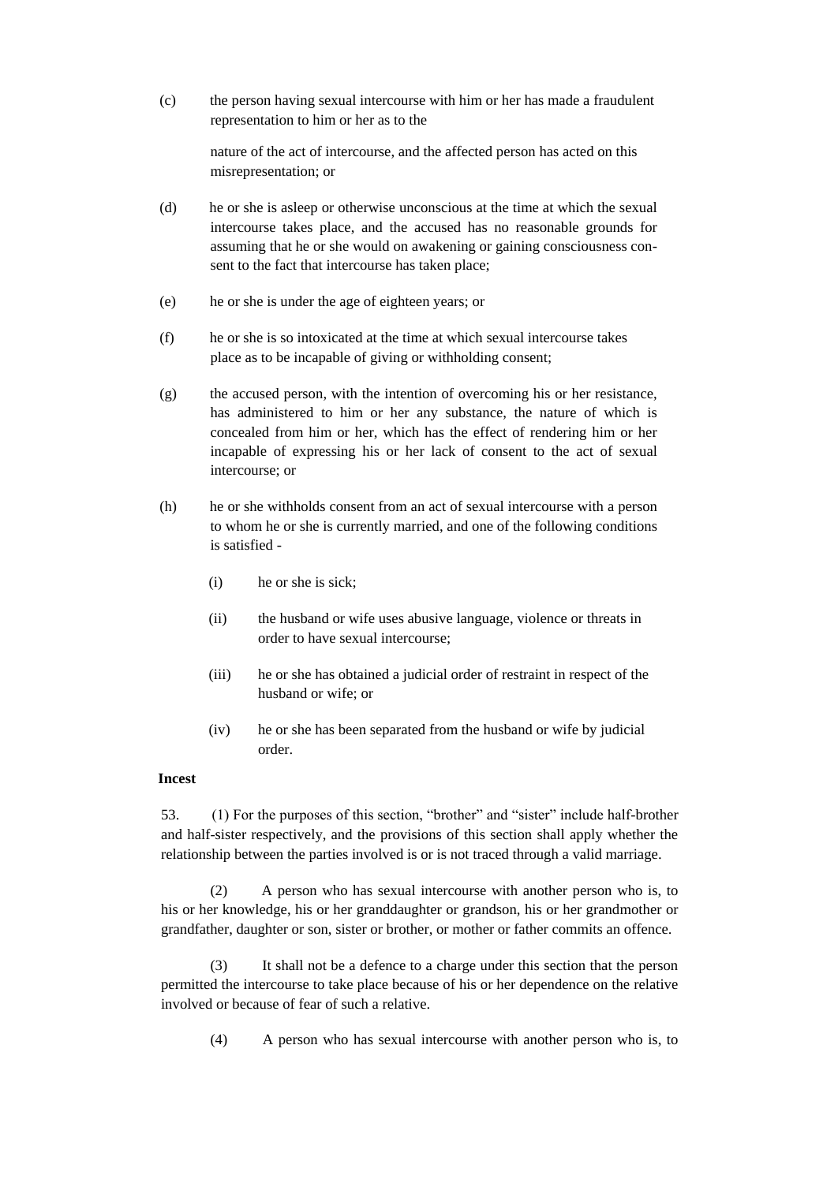(c) the person having sexual intercourse with him or her has made a fraudulent representation to him or her as to the

nature of the act of intercourse, and the affected person has acted on this misrepresentation; or

(d) he or she is asleep or otherwise unconscious at the time at which the sexual intercourse takes place, and the accused has no reasonable grounds for assuming that he or she would on awakening or gaining consciousness consent to the fact that intercourse has taken place;

(e) he or she is under the age of eighteen years; or

(f) he or she is so intoxicated at the time at which sexual intercourse takes place as to be incapable of giving or withholding consent;

(g) the accused person, with the intention of overcoming his or her resistance, has administered to him or her any substance, the nature of which is concealed from him or her, which has the effect of rendering him or her incapable of expressing his or her lack of consent to the act of sexual intercourse; or

(h) he or she withholds consent from an act of sexual intercourse with a person to whom he or she is currently married, and one of the following conditions is satisfied -

(i) he or she is sick;

(ii) the husband or wife uses abusive language, violence or threats in order to have sexual intercourse;

(iii) he or she has obtained a judicial order of restraint in respect of the husband or wife; or

(iv) he or she has been separated from the husband or wife by judicial order.

**Incest**

53. (1) For the purposes of this section, "brother" and "sister" include half-brother and half-sister respectively, and the provisions of this section shall apply whether the relationship between the parties involved is or is not traced through a valid marriage.

(2) A person who has sexual intercourse with another person who is, to his or her knowledge, his or her granddaughter or grandson, his or her grandmother or grandfather, daughter or son, sister or brother, or mother or father commits an offence.

(3) It shall not be a defence to a charge under this section that the person permitted the intercourse to take place because of his or her dependence on the relative involved or because of fear of such a relative.

(4) A person who has sexual intercourse with another person who is, to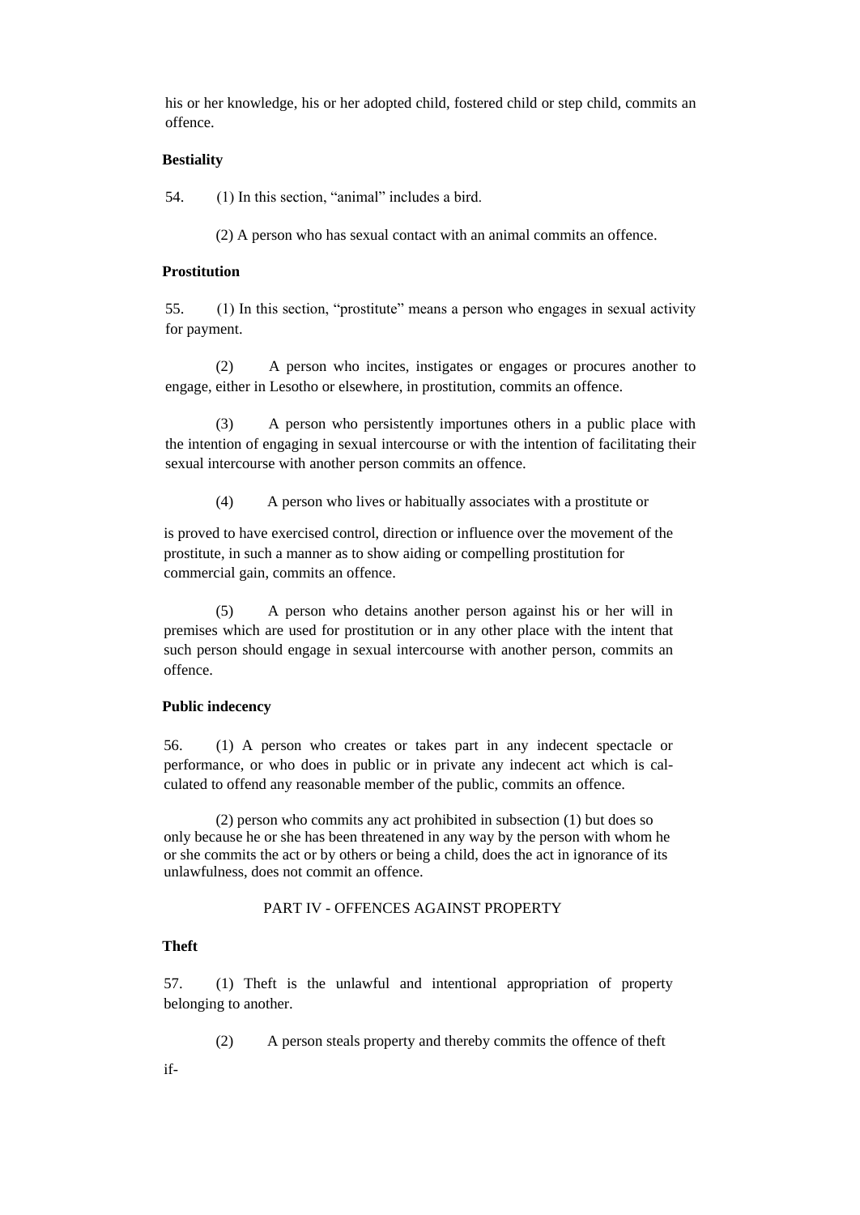his or her knowledge, his or her adopted child, fostered child or step child, commits an offence.

**Bestiality**

54. (1) In this section, "animal" includes a bird.

(2) A person who has sexual contact with an animal commits an offence.

**Prostitution**

55. (1) In this section, "prostitute" means a person who engages in sexual activity for payment.

(2) A person who incites, instigates or engages or procures another to engage, either in Lesotho or elsewhere, in prostitution, commits an offence.

(3) A person who persistently importunes others in a public place with the intention of engaging in sexual intercourse or with the intention of facilitating their sexual intercourse with another person commits an offence.

(4) A person who lives or habitually associates with a prostitute or

is proved to have exercised control, direction or influence over the movement of the prostitute, in such a manner as to show aiding or compelling prostitution for commercial gain, commits an offence.

(5) A person who detains another person against his or her will in premises which are used for prostitution or in any other place with the intent that such person should engage in sexual intercourse with another person, commits an offence.

**Public indecency**

56. (1) A person who creates or takes part in any indecent spectacle or performance, or who does in public or in private any indecent act which is calculated to offend any reasonable member of the public, commits an offence.

(2) person who commits any act prohibited in subsection (1) but does so only because he or she has been threatened in any way by the person with whom he or she commits the act or by others or being a child, does the act in ignorance of its unlawfulness, does not commit an offence.

PART IV - OFFENCES AGAINST PROPERTY

**Theft**

57. (1) Theft is the unlawful and intentional appropriation of property belonging to another.

(2) A person steals property and thereby commits the offence of theft

if-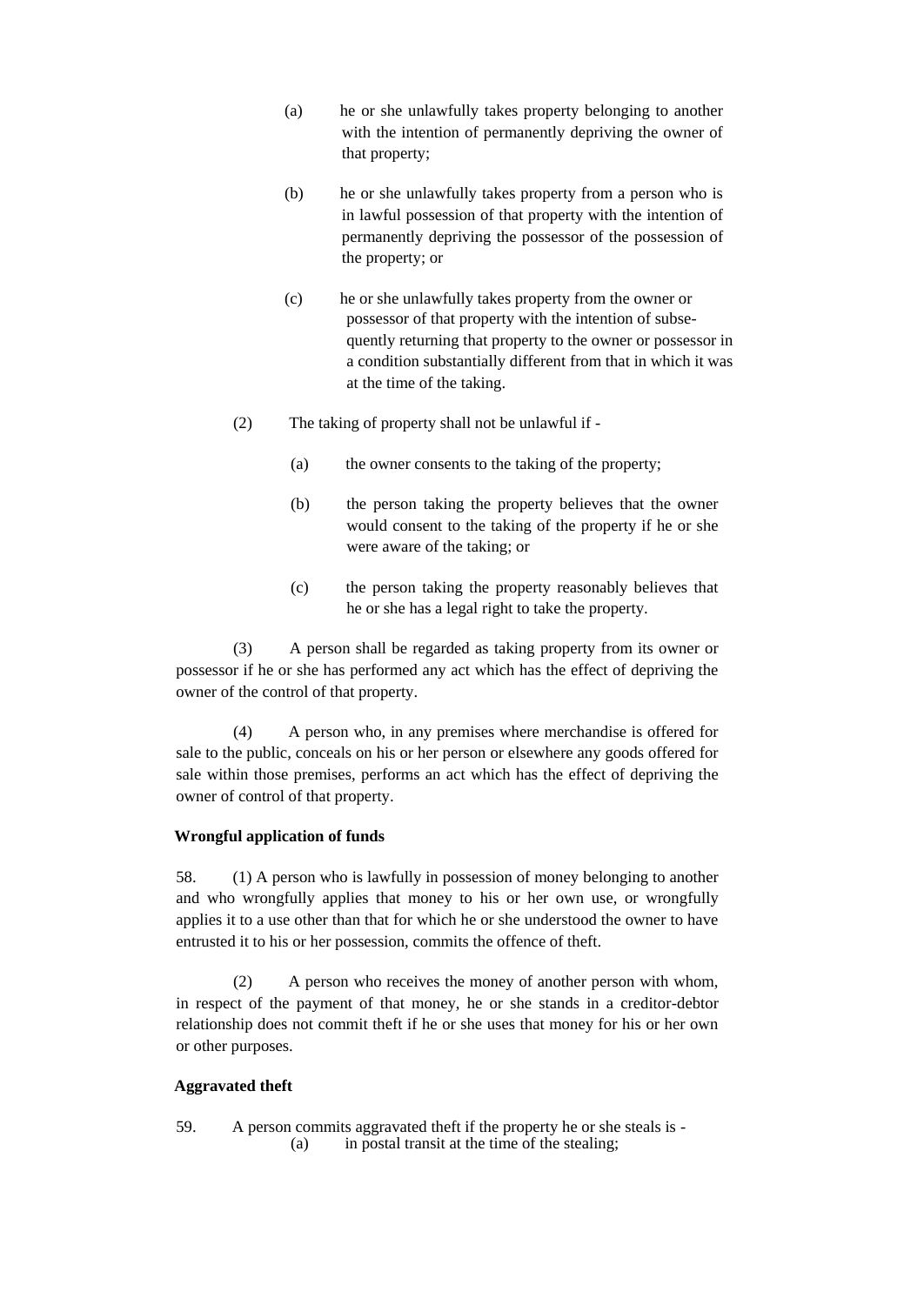(a) he or she unlawfully takes property belonging to another with the intention of permanently depriving the owner of that property;

(b) he or she unlawfully takes property from a person who is in lawful possession of that property with the intention of permanently depriving the possessor of the possession of the property; or

(c) he or she unlawfully takes property from the owner or possessor of that property with the intention of subsequently returning that property to the owner or possessor in a condition substantially different from that in which it was at the time of the taking.

(2) The taking of property shall not be unlawful if -

(a) the owner consents to the taking of the property;

(b) the person taking the property believes that the owner would consent to the taking of the property if he or she were aware of the taking; or

(c) the person taking the property reasonably believes that he or she has a legal right to take the property.

(3) A person shall be regarded as taking property from its owner or possessor if he or she has performed any act which has the effect of depriving the owner of the control of that property.

(4) A person who, in any premises where merchandise is offered for sale to the public, conceals on his or her person or elsewhere any goods offered for sale within those premises, performs an act which has the effect of depriving the owner of control of that property.

**Wrongful application of funds**

58. (1) A person who is lawfully in possession of money belonging to another and who wrongfully applies that money to his or her own use, or wrongfully applies it to a use other than that for which he or she understood the owner to have entrusted it to his or her possession, commits the offence of theft.

(2) A person who receives the money of another person with whom, in respect of the payment of that money, he or she stands in a creditor-debtor relationship does not commit theft if he or she uses that money for his or her own or other purposes.

**Aggravated theft**

59. A person commits aggravated theft if the property he or she steals is -

(a) in postal transit at the time of the stealing;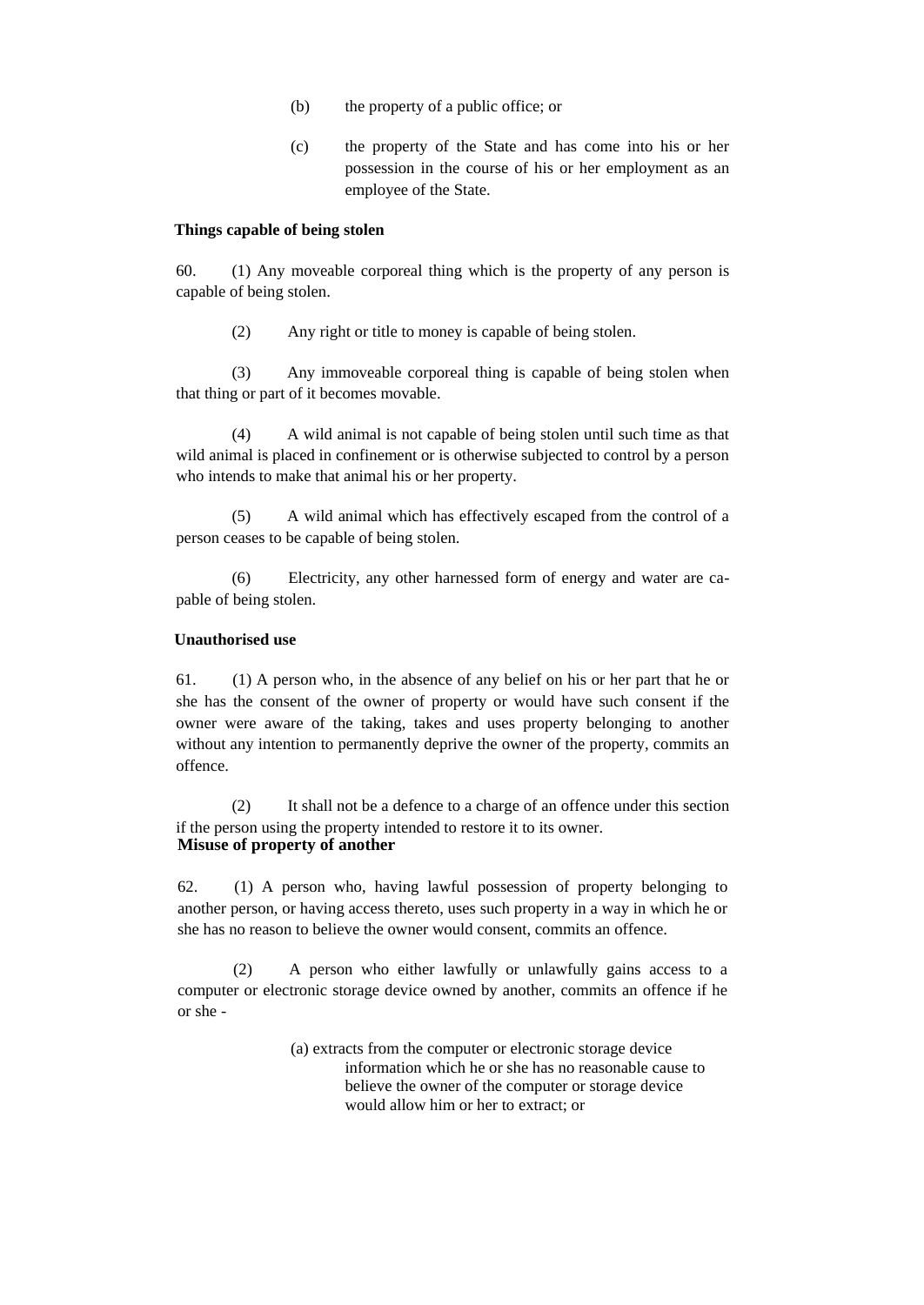(b) the property of a public office; or

(c) the property of the State and has come into his or her possession in the course of his or her employment as an employee of the State.

**Things capable of being stolen**

60. (1) Any moveable corporeal thing which is the property of any person is capable of being stolen.

(2) Any right or title to money is capable of being stolen.

(3) Any immoveable corporeal thing is capable of being stolen when that thing or part of it becomes movable.

(4) A wild animal is not capable of being stolen until such time as that wild animal is placed in confinement or is otherwise subjected to control by a person who intends to make that animal his or her property.

(5) A wild animal which has effectively escaped from the control of a person ceases to be capable of being stolen.

(6) Electricity, any other harnessed form of energy and water are capable of being stolen.

**Unauthorised use**

61. (1) A person who, in the absence of any belief on his or her part that he or she has the consent of the owner of property or would have such consent if the owner were aware of the taking, takes and uses property belonging to another without any intention to permanently deprive the owner of the property, commits an offence.

(2) It shall not be a defence to a charge of an offence under this section if the person using the property intended to restore it to its owner.

**Misuse of property of another**

62. (1) A person who, having lawful possession of property belonging to another person, or having access thereto, uses such property in a way in which he or she has no reason to believe the owner would consent, commits an offence.

(2) A person who either lawfully or unlawfully gains access to a computer or electronic storage device owned by another, commits an offence if he or she -

(a) extracts from the computer or electronic storage device information which he or she has no reasonable cause to believe the owner of the computer or storage device would allow him or her to extract; or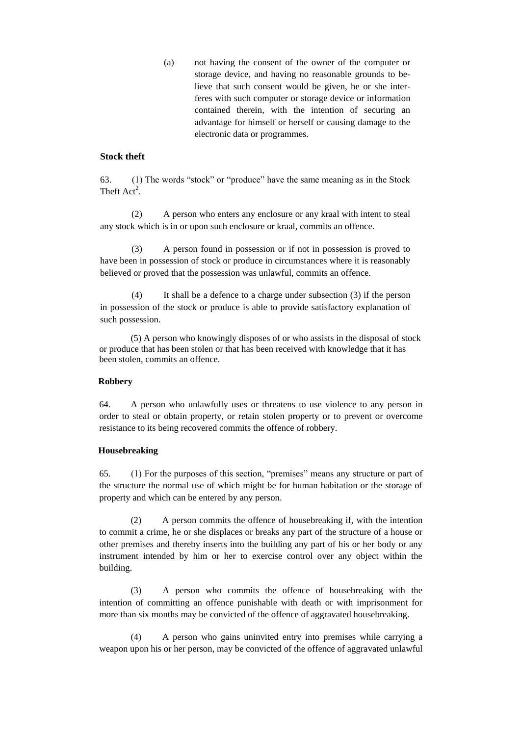(a) not having the consent of the owner of the computer or storage device, and having no reasonable grounds to believe that such consent would be given, he or she interferes with such computer or storage device or information contained therein, with the intention of securing an advantage for himself or herself or causing damage to the electronic data or programmes.

**Stock theft**

63. (1) The words "stock" or "produce" have the same meaning as in the Stock Theft Act[2].

(2) A person who enters any enclosure or any kraal with intent to steal any stock which is in or upon such enclosure or kraal, commits an offence.

(3) A person found in possession or if not in possession is proved to have been in possession of stock or produce in circumstances where it is reasonably believed or proved that the possession was unlawful, commits an offence.

(4) It shall be a defence to a charge under subsection (3) if the person in possession of the stock or produce is able to provide satisfactory explanation of such possession.

(5) A person who knowingly disposes of or who assists in the disposal of stock or produce that has been stolen or that has been received with knowledge that it has been stolen, commits an offence.

**Robbery**

64. A person who unlawfully uses or threatens to use violence to any person in order to steal or obtain property, or retain stolen property or to prevent or overcome resistance to its being recovered commits the offence of robbery.

**Housebreaking**

65. (1) For the purposes of this section, "premises" means any structure or part of the structure the normal use of which might be for human habitation or the storage of property and which can be entered by any person.

(2) A person commits the offence of housebreaking if, with the intention to commit a crime, he or she displaces or breaks any part of the structure of a house or other premises and thereby inserts into the building any part of his or her body or any instrument intended by him or her to exercise control over any object within the building.

(3) A person who commits the offence of housebreaking with the intention of committing an offence punishable with death or with imprisonment for more than six months may be convicted of the offence of aggravated housebreaking.

(4) A person who gains uninvited entry into premises while carrying a weapon upon his or her person, may be convicted of the offence of aggravated unlawful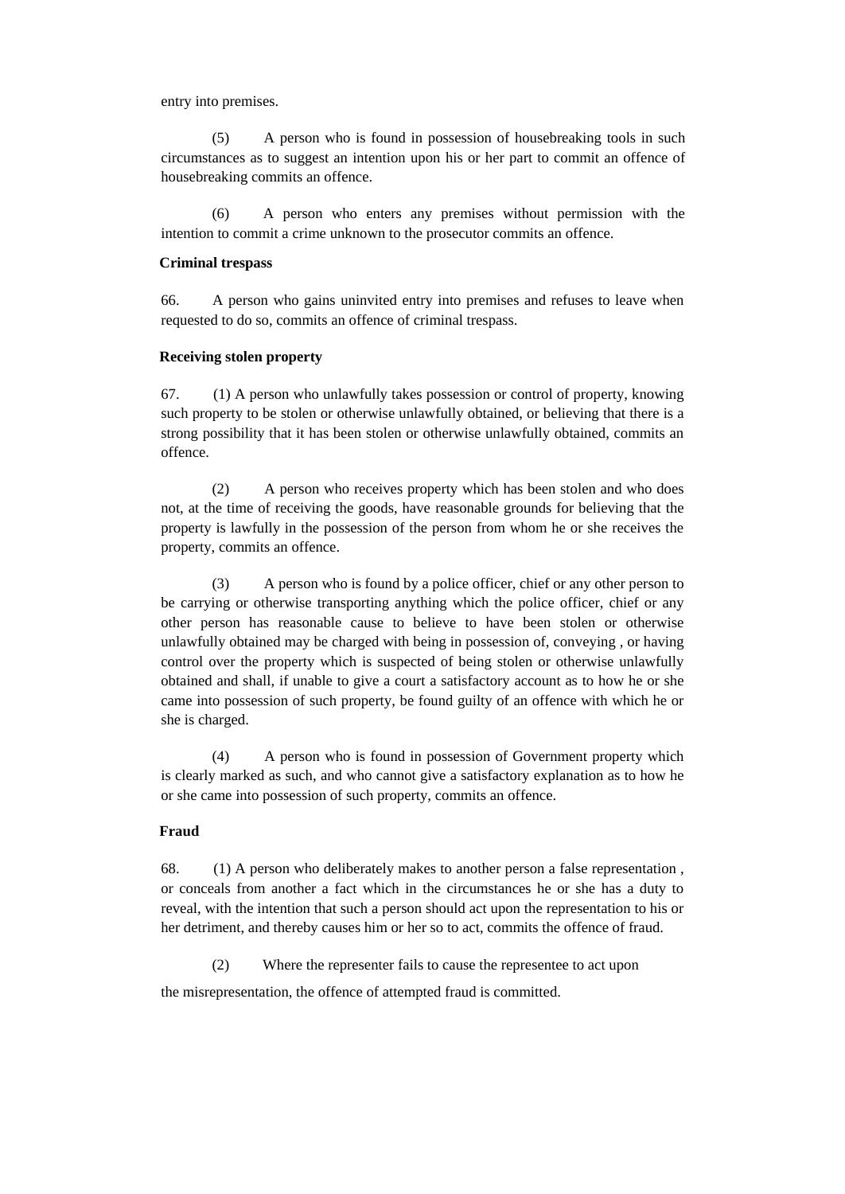entry into premises.

(5) A person who is found in possession of housebreaking tools in such circumstances as to suggest an intention upon his or her part to commit an offence of housebreaking commits an offence.

(6) A person who enters any premises without permission with the intention to commit a crime unknown to the prosecutor commits an offence.

**Criminal trespass**

66. A person who gains uninvited entry into premises and refuses to leave when requested to do so, commits an offence of criminal trespass.

**Receiving stolen property**

67. (1) A person who unlawfully takes possession or control of property, knowing such property to be stolen or otherwise unlawfully obtained, or believing that there is a strong possibility that it has been stolen or otherwise unlawfully obtained, commits an offence.

(2) A person who receives property which has been stolen and who does not, at the time of receiving the goods, have reasonable grounds for believing that the property is lawfully in the possession of the person from whom he or she receives the property, commits an offence.

(3) A person who is found by a police officer, chief or any other person to be carrying or otherwise transporting anything which the police officer, chief or any other person has reasonable cause to believe to have been stolen or otherwise unlawfully obtained may be charged with being in possession of, conveying , or having control over the property which is suspected of being stolen or otherwise unlawfully obtained and shall, if unable to give a court a satisfactory account as to how he or she came into possession of such property, be found guilty of an offence with which he or she is charged.

(4) A person who is found in possession of Government property which is clearly marked as such, and who cannot give a satisfactory explanation as to how he or she came into possession of such property, commits an offence.

**Fraud**

68. (1) A person who deliberately makes to another person a false representation , or conceals from another a fact which in the circumstances he or she has a duty to reveal, with the intention that such a person should act upon the representation to his or her detriment, and thereby causes him or her so to act, commits the offence of fraud.

(2) Where the representer fails to cause the representee to act upon the misrepresentation, the offence of attempted fraud is committed.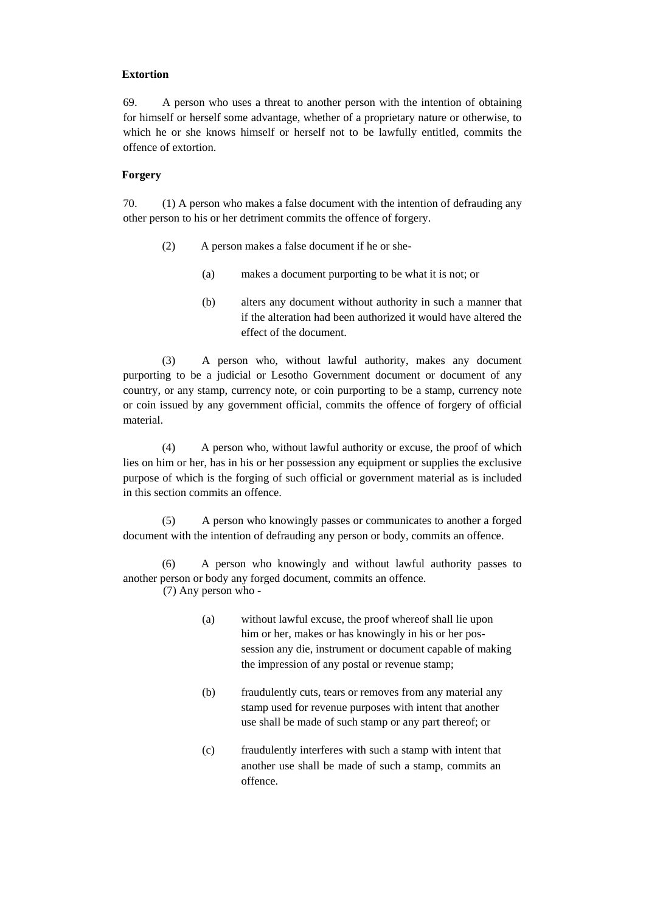**Extortion**

69. A person who uses a threat to another person with the intention of obtaining for himself or herself some advantage, whether of a proprietary nature or otherwise, to which he or she knows himself or herself not to be lawfully entitled, commits the offence of extortion.

**Forgery**

70. (1) A person who makes a false document with the intention of defrauding any other person to his or her detriment commits the offence of forgery.

(2) A person makes a false document if he or she-

(a) makes a document purporting to be what it is not; or

(b) alters any document without authority in such a manner that if the alteration had been authorized it would have altered the effect of the document.

(3) A person who, without lawful authority, makes any document purporting to be a judicial or Lesotho Government document or document of any country, or any stamp, currency note, or coin purporting to be a stamp, currency note or coin issued by any government official, commits the offence of forgery of official material.

(4) A person who, without lawful authority or excuse, the proof of which lies on him or her, has in his or her possession any equipment or supplies the exclusive purpose of which is the forging of such official or government material as is included in this section commits an offence.

(5) A person who knowingly passes or communicates to another a forged document with the intention of defrauding any person or body, commits an offence.

(6) A person who knowingly and without lawful authority passes to another person or body any forged document, commits an offence.

(7) Any person who -

(a) without lawful excuse, the proof whereof shall lie upon him or her, makes or has knowingly in his or her possession any die, instrument or document capable of making the impression of any postal or revenue stamp;

(b) fraudulently cuts, tears or removes from any material any stamp used for revenue purposes with intent that another use shall be made of such stamp or any part thereof; or

(c) fraudulently interferes with such a stamp with intent that another use shall be made of such a stamp, commits an offence.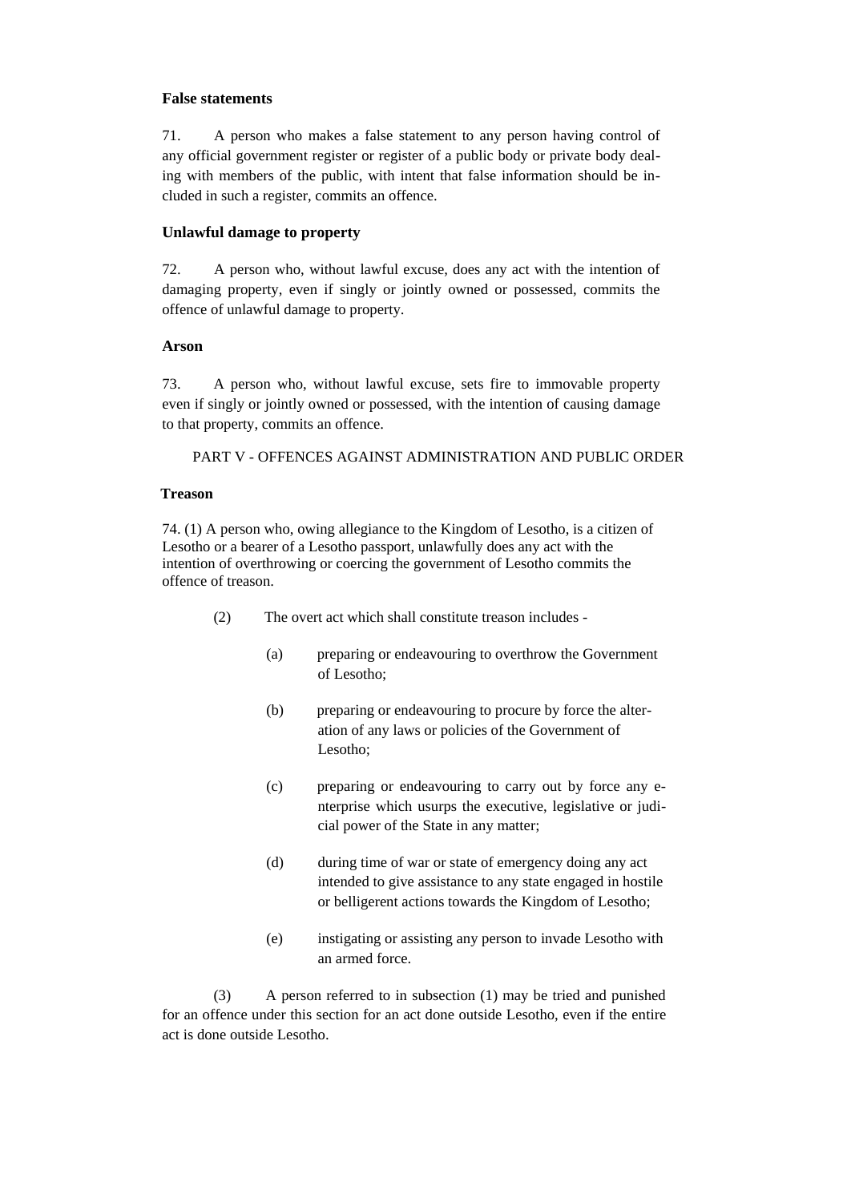**False statements**

71. A person who makes a false statement to any person having control of any official government register or register of a public body or private body dealing with members of the public, with intent that false information should be included in such a register, commits an offence.

**Unlawful damage to property**

72. A person who, without lawful excuse, does any act with the intention of damaging property, even if singly or jointly owned or possessed, commits the offence of unlawful damage to property.

**Arson**

73. A person who, without lawful excuse, sets fire to immovable property even if singly or jointly owned or possessed, with the intention of causing damage to that property, commits an offence.

PART V - OFFENCES AGAINST ADMINISTRATION AND PUBLIC ORDER

**Treason**

74. (1) A person who, owing allegiance to the Kingdom of Lesotho, is a citizen of Lesotho or a bearer of a Lesotho passport, unlawfully does any act with the intention of overthrowing or coercing the government of Lesotho commits the offence of treason.

(2) The overt act which shall constitute treason includes -

(a) preparing or endeavouring to overthrow the Government of Lesotho;

(b) preparing or endeavouring to procure by force the alteration of any laws or policies of the Government of Lesotho;

(c) preparing or endeavouring to carry out by force any enterprise which usurps the executive, legislative or judicial power of the State in any matter;

(d) during time of war or state of emergency doing any act intended to give assistance to any state engaged in hostile or belligerent actions towards the Kingdom of Lesotho;

(e) instigating or assisting any person to invade Lesotho with an armed force.

(3) A person referred to in subsection (1) may be tried and punished for an offence under this section for an act done outside Lesotho, even if the entire act is done outside Lesotho.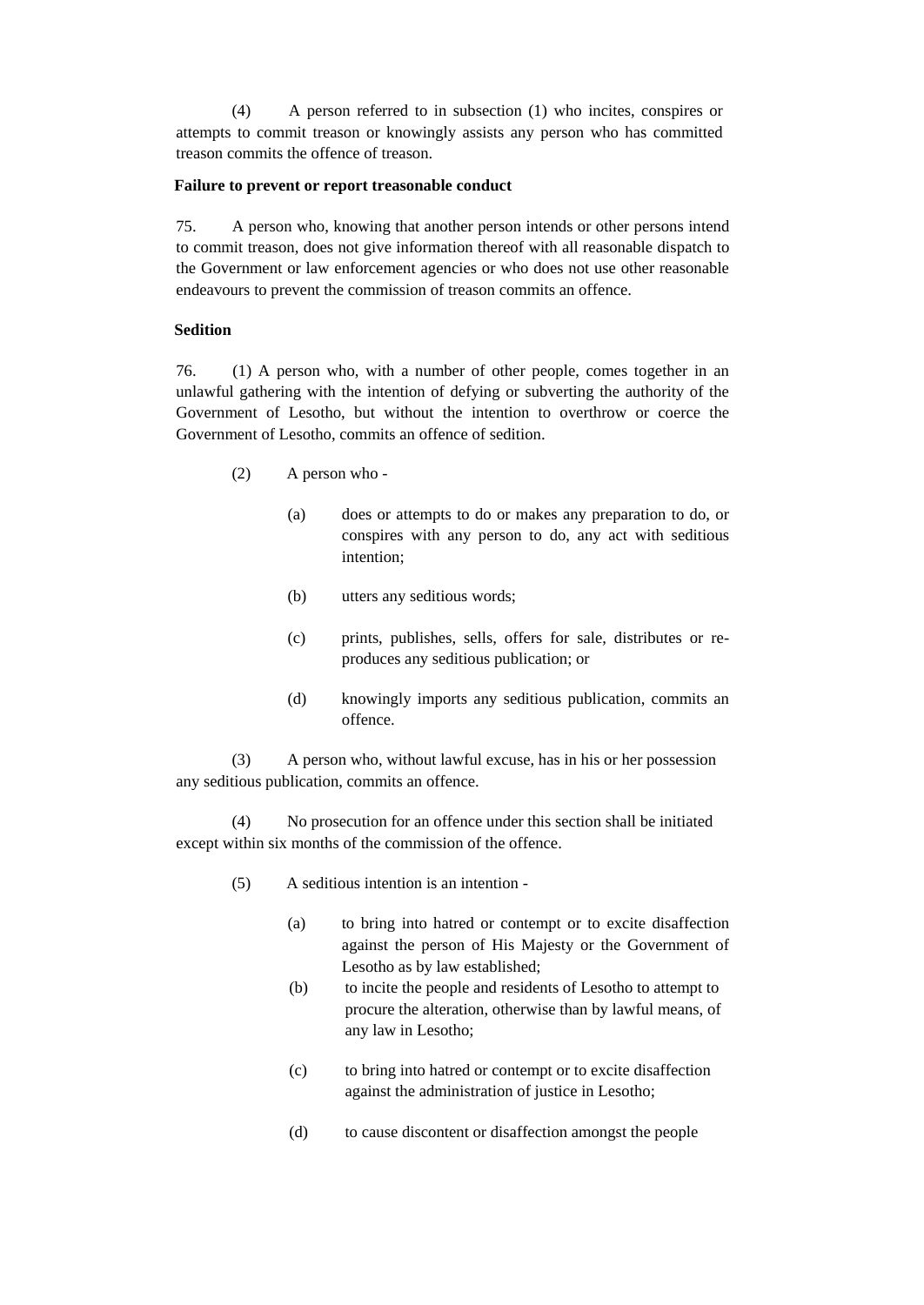(4) A person referred to in subsection (1) who incites, conspires or attempts to commit treason or knowingly assists any person who has committed treason commits the offence of treason.

**Failure to prevent or report treasonable conduct**

75. A person who, knowing that another person intends or other persons intend to commit treason, does not give information thereof with all reasonable dispatch to the Government or law enforcement agencies or who does not use other reasonable endeavours to prevent the commission of treason commits an offence.

**Sedition**

76. (1) A person who, with a number of other people, comes together in an unlawful gathering with the intention of defying or subverting the authority of the Government of Lesotho, but without the intention to overthrow or coerce the Government of Lesotho, commits an offence of sedition.

(2) A person who -

(a) does or attempts to do or makes any preparation to do, or conspires with any person to do, any act with seditious intention;

(b) utters any seditious words;

(c) prints, publishes, sells, offers for sale, distributes or re-produces any seditious publication; or

(d) knowingly imports any seditious publication, commits an offence.

(3) A person who, without lawful excuse, has in his or her possession any seditious publication, commits an offence.

(4) No prosecution for an offence under this section shall be initiated except within six months of the commission of the offence.

(5) A seditious intention is an intention -

(a) to bring into hatred or contempt or to excite disaffection against the person of His Majesty or the Government of Lesotho as by law established;

(b) to incite the people and residents of Lesotho to attempt to procure the alteration, otherwise than by lawful means, of any law in Lesotho;

(c) to bring into hatred or contempt or to excite disaffection against the administration of justice in Lesotho;

(d) to cause discontent or disaffection amongst the people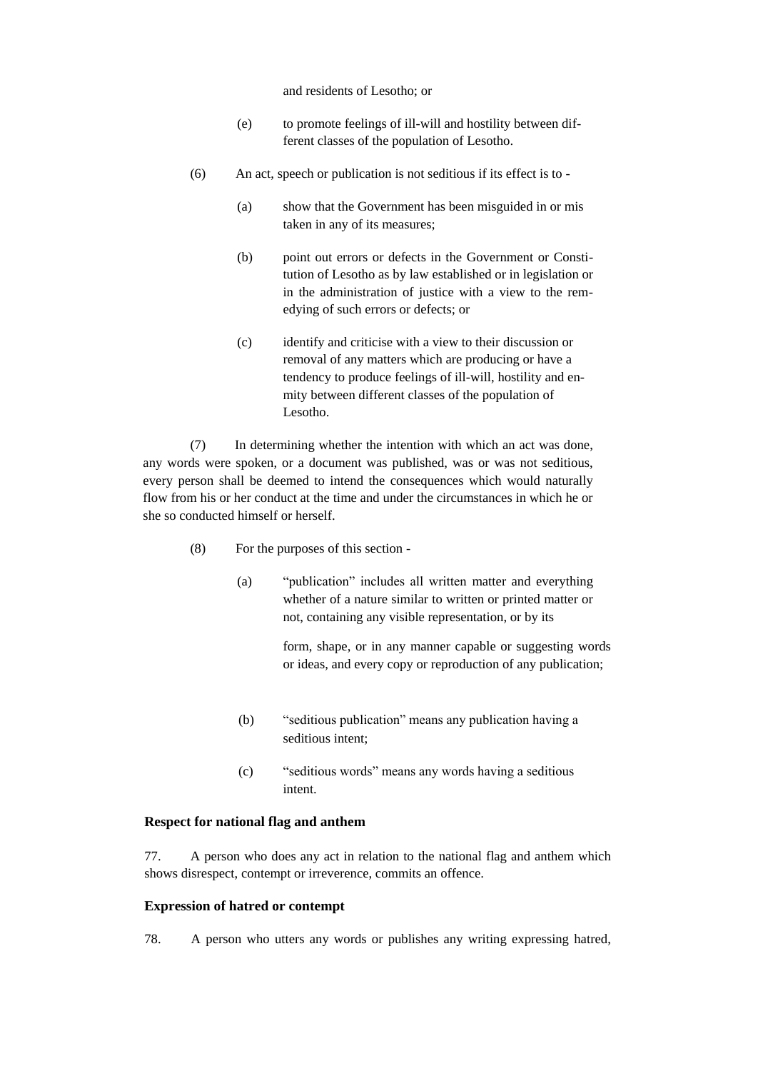and residents of Lesotho; or

(e) to promote feelings of ill-will and hostility between different classes of the population of Lesotho.

(6) An act, speech or publication is not seditious if its effect is to -

(a) show that the Government has been misguided in or mis taken in any of its measures;

(b) point out errors or defects in the Government or Constitution of Lesotho as by law established or in legislation or in the administration of justice with a view to the remedying of such errors or defects; or

(c) identify and criticise with a view to their discussion or removal of any matters which are producing or have a tendency to produce feelings of ill-will, hostility and enmity between different classes of the population of Lesotho.

(7) In determining whether the intention with which an act was done, any words were spoken, or a document was published, was or was not seditious, every person shall be deemed to intend the consequences which would naturally flow from his or her conduct at the time and under the circumstances in which he or she so conducted himself or herself.

(8) For the purposes of this section -

(a) "publication" includes all written matter and everything whether of a nature similar to written or printed matter or not, containing any visible representation, or by its form, shape, or in any manner capable or suggesting words or ideas, and every copy or reproduction of any publication;

(b) "seditious publication" means any publication having a seditious intent;

(c) "seditious words" means any words having a seditious intent.

**Respect for national flag and anthem**

77. A person who does any act in relation to the national flag and anthem which shows disrespect, contempt or irreverence, commits an offence.

**Expression of hatred or contempt**

78. A person who utters any words or publishes any writing expressing hatred,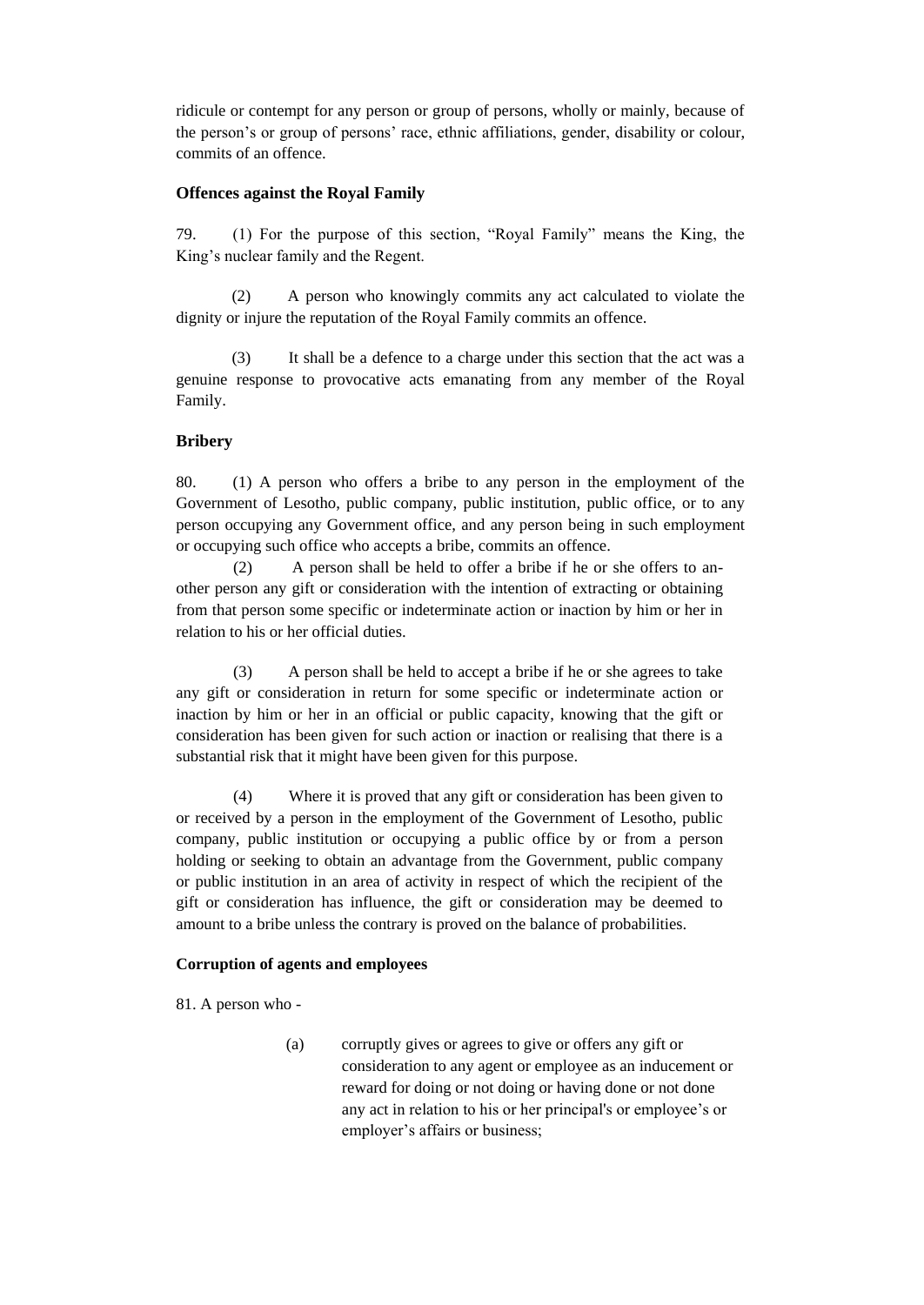ridicule or contempt for any person or group of persons, wholly or mainly, because of the person's or group of persons' race, ethnic affiliations, gender, disability or colour, commits of an offence.

**Offences against the Royal Family**

79. (1) For the purpose of this section, "Royal Family" means the King, the King's nuclear family and the Regent.

(2) A person who knowingly commits any act calculated to violate the dignity or injure the reputation of the Royal Family commits an offence.

(3) It shall be a defence to a charge under this section that the act was a genuine response to provocative acts emanating from any member of the Royal Family.

**Bribery**

80. (1) A person who offers a bribe to any person in the employment of the Government of Lesotho, public company, public institution, public office, or to any person occupying any Government office, and any person being in such employment or occupying such office who accepts a bribe, commits an offence.

(2) A person shall be held to offer a bribe if he or she offers to another person any gift or consideration with the intention of extracting or obtaining from that person some specific or indeterminate action or inaction by him or her in relation to his or her official duties.

(3) A person shall be held to accept a bribe if he or she agrees to take any gift or consideration in return for some specific or indeterminate action or inaction by him or her in an official or public capacity, knowing that the gift or consideration has been given for such action or inaction or realising that there is a substantial risk that it might have been given for this purpose.

(4) Where it is proved that any gift or consideration has been given to or received by a person in the employment of the Government of Lesotho, public company, public institution or occupying a public office by or from a person holding or seeking to obtain an advantage from the Government, public company or public institution in an area of activity in respect of which the recipient of the gift or consideration has influence, the gift or consideration may be deemed to amount to a bribe unless the contrary is proved on the balance of probabilities.

**Corruption of agents and employees**

81. A person who -

(a) corruptly gives or agrees to give or offers any gift or consideration to any agent or employee as an inducement or reward for doing or not doing or having done or not done any act in relation to his or her principal's or employee's or employer's affairs or business;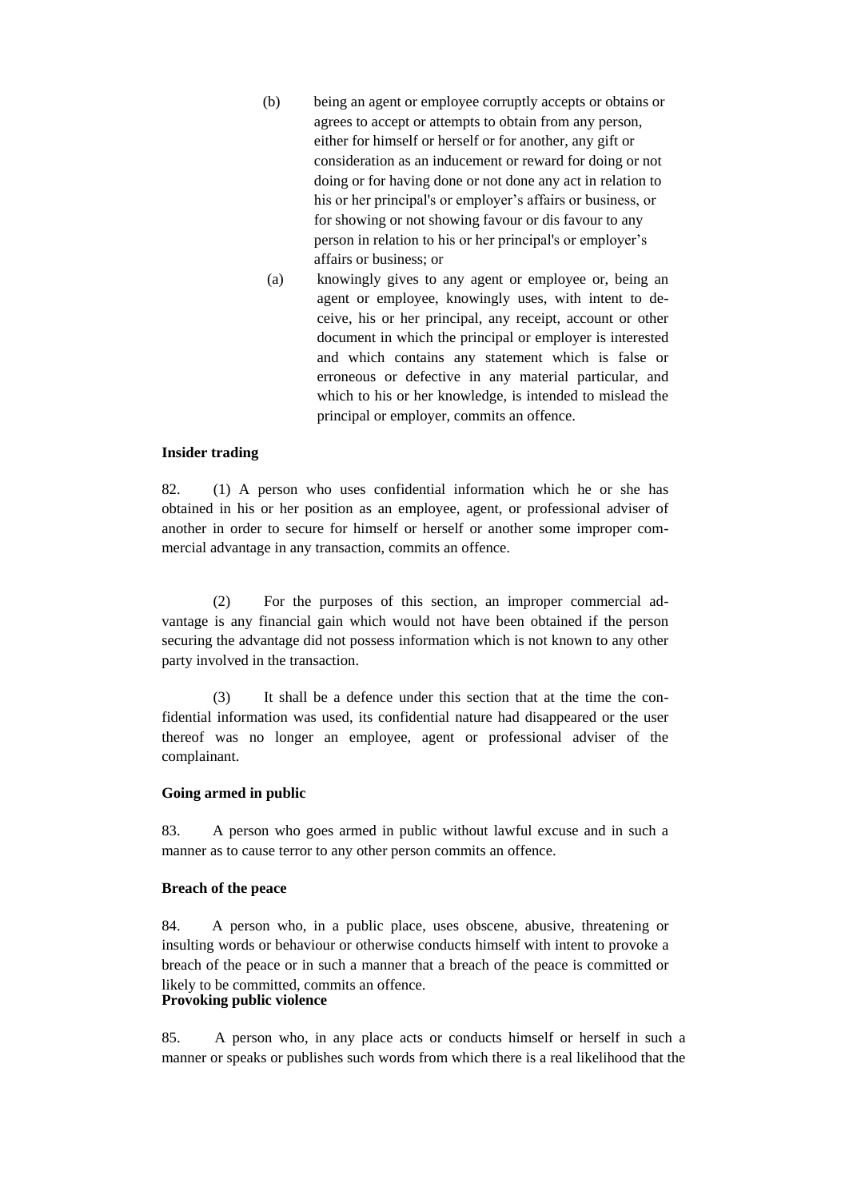(b) being an agent or employee corruptly accepts or obtains or agrees to accept or attempts to obtain from any person, either for himself or herself or for another, any gift or consideration as an inducement or reward for doing or not doing or for having done or not done any act in relation to his or her principal's or employer's affairs or business, or for showing or not showing favour or dis favour to any person in relation to his or her principal's or employer's affairs or business; or

(a) knowingly gives to any agent or employee or, being an agent or employee, knowingly uses, with intent to deceive, his or her principal, any receipt, account or other document in which the principal or employer is interested and which contains any statement which is false or erroneous or defective in any material particular, and which to his or her knowledge, is intended to mislead the principal or employer, commits an offence.

**Insider trading**

82. (1) A person who uses confidential information which he or she has obtained in his or her position as an employee, agent, or professional adviser of another in order to secure for himself or herself or another some improper commercial advantage in any transaction, commits an offence.

(2) For the purposes of this section, an improper commercial advantage is any financial gain which would not have been obtained if the person securing the advantage did not possess information which is not known to any other party involved in the transaction.

(3) It shall be a defence under this section that at the time the confidential information was used, its confidential nature had disappeared or the user thereof was no longer an employee, agent or professional adviser of the complainant.

**Going armed in public**

83. A person who goes armed in public without lawful excuse and in such a manner as to cause terror to any other person commits an offence.

**Breach of the peace**

84. A person who, in a public place, uses obscene, abusive, threatening or insulting words or behaviour or otherwise conducts himself with intent to provoke a breach of the peace or in such a manner that a breach of the peace is committed or likely to be committed, commits an offence.

**Provoking public violence**

85. A person who, in any place acts or conducts himself or herself in such a manner or speaks or publishes such words from which there is a real likelihood that the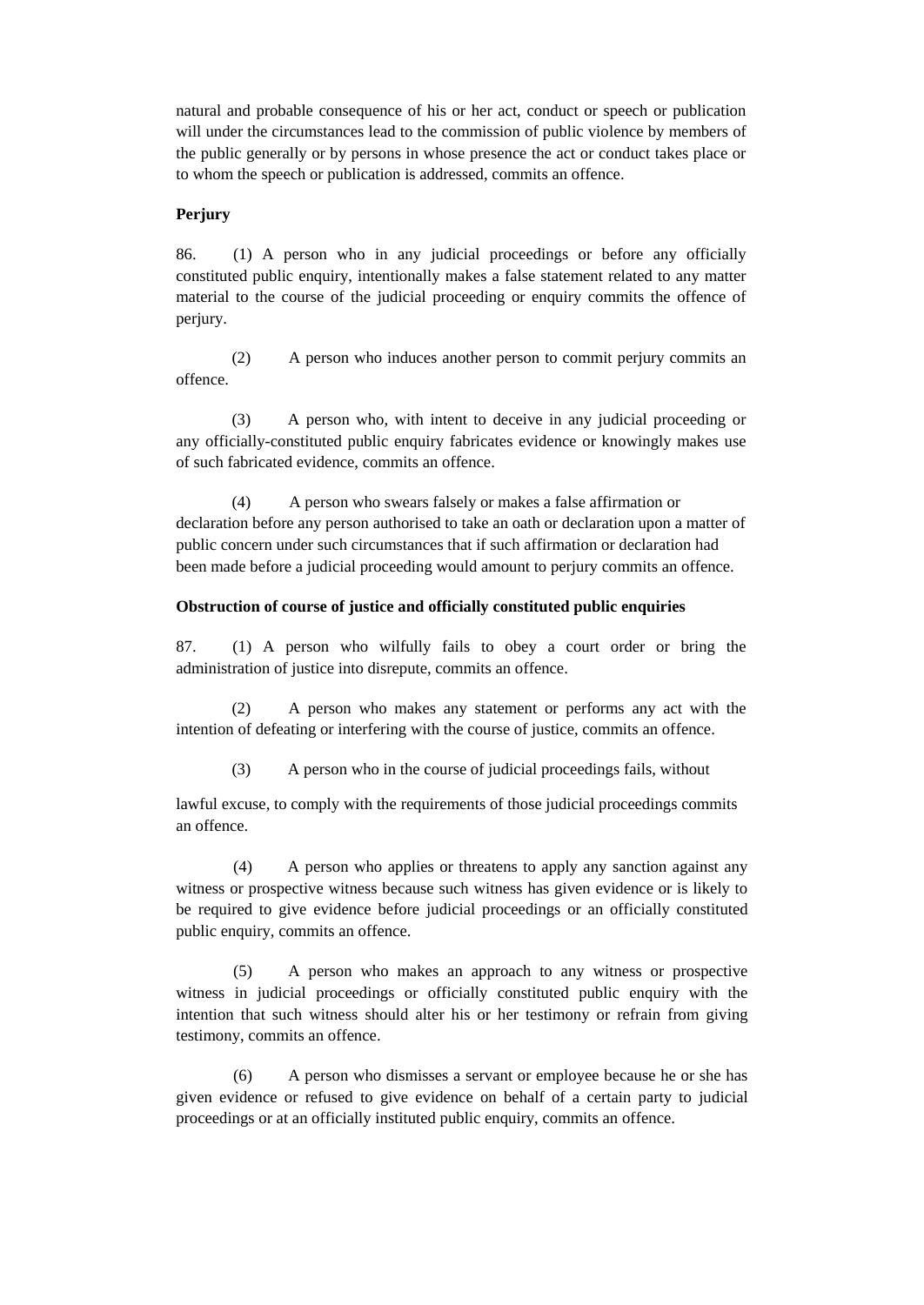natural and probable consequence of his or her act, conduct or speech or publication will under the circumstances lead to the commission of public violence by members of the public generally or by persons in whose presence the act or conduct takes place or to whom the speech or publication is addressed, commits an offence.

**Perjury**

86. (1) A person who in any judicial proceedings or before any officially constituted public enquiry, intentionally makes a false statement related to any matter material to the course of the judicial proceeding or enquiry commits the offence of perjury.

(2) A person who induces another person to commit perjury commits an offence.

(3) A person who, with intent to deceive in any judicial proceeding or any officially-constituted public enquiry fabricates evidence or knowingly makes use of such fabricated evidence, commits an offence.

(4) A person who swears falsely or makes a false affirmation or declaration before any person authorised to take an oath or declaration upon a matter of public concern under such circumstances that if such affirmation or declaration had been made before a judicial proceeding would amount to perjury commits an offence.

**Obstruction of course of justice and officially constituted public enquiries**

87. (1) A person who wilfully fails to obey a court order or bring the administration of justice into disrepute, commits an offence.

(2) A person who makes any statement or performs any act with the intention of defeating or interfering with the course of justice, commits an offence.

(3) A person who in the course of judicial proceedings fails, without lawful excuse, to comply with the requirements of those judicial proceedings commits an offence.

(4) A person who applies or threatens to apply any sanction against any witness or prospective witness because such witness has given evidence or is likely to be required to give evidence before judicial proceedings or an officially constituted public enquiry, commits an offence.

(5) A person who makes an approach to any witness or prospective witness in judicial proceedings or officially constituted public enquiry with the intention that such witness should alter his or her testimony or refrain from giving testimony, commits an offence.

(6) A person who dismisses a servant or employee because he or she has given evidence or refused to give evidence on behalf of a certain party to judicial proceedings or at an officially instituted public enquiry, commits an offence.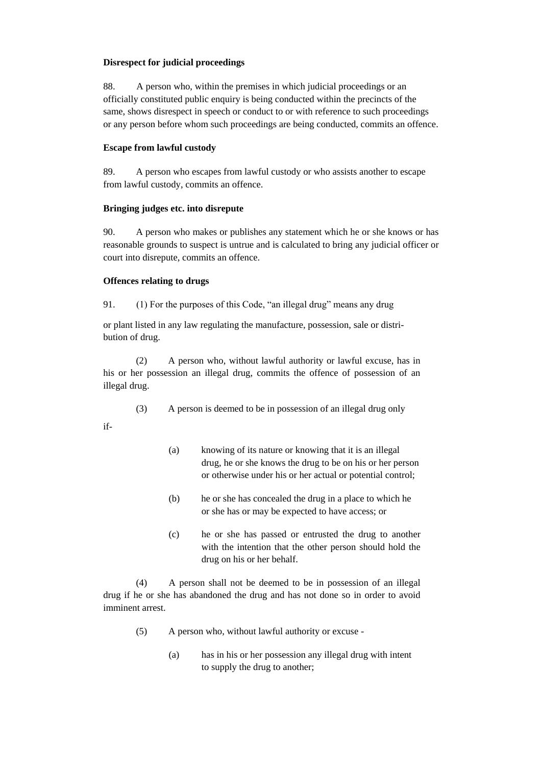**Disrespect for judicial proceedings**

88. A person who, within the premises in which judicial proceedings or an officially constituted public enquiry is being conducted within the precincts of the same, shows disrespect in speech or conduct to or with reference to such proceedings or any person before whom such proceedings are being conducted, commits an offence.

**Escape from lawful custody**

89. A person who escapes from lawful custody or who assists another to escape from lawful custody, commits an offence.

**Bringing judges etc. into disrepute**

90. A person who makes or publishes any statement which he or she knows or has reasonable grounds to suspect is untrue and is calculated to bring any judicial officer or court into disrepute, commits an offence.

**Offences relating to drugs**

91. (1) For the purposes of this Code, "an illegal drug" means any drug or plant listed in any law regulating the manufacture, possession, sale or distribution of drug.

(2) A person who, without lawful authority or lawful excuse, has in his or her possession an illegal drug, commits the offence of possession of an illegal drug.

(3) A person is deemed to be in possession of an illegal drug only if-

(a) knowing of its nature or knowing that it is an illegal drug, he or she knows the drug to be on his or her person or otherwise under his or her actual or potential control;

(b) he or she has concealed the drug in a place to which he or she has or may be expected to have access; or

(c) he or she has passed or entrusted the drug to another with the intention that the other person should hold the drug on his or her behalf.

(4) A person shall not be deemed to be in possession of an illegal drug if he or she has abandoned the drug and has not done so in order to avoid imminent arrest.

(5) A person who, without lawful authority or excuse -

(a) has in his or her possession any illegal drug with intent to supply the drug to another;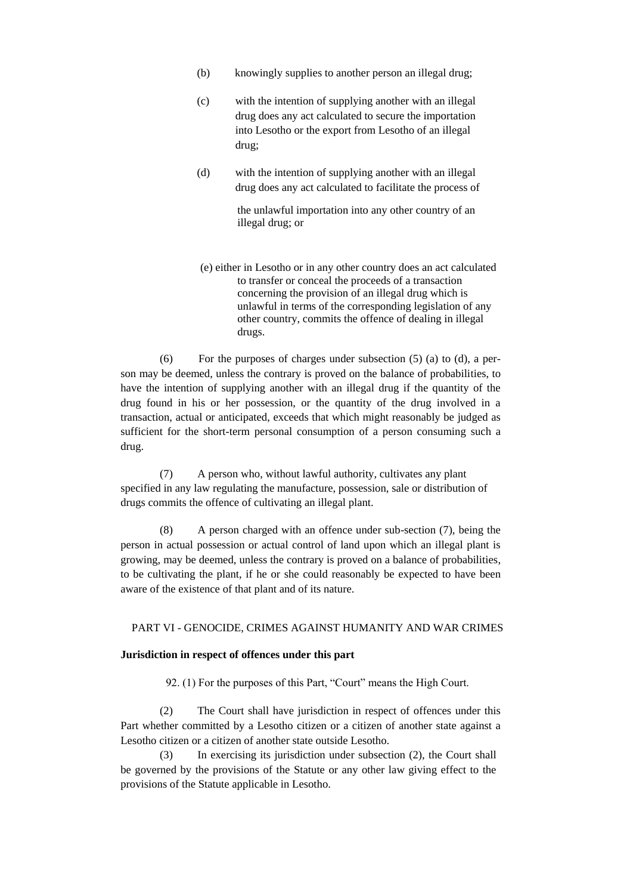(b) knowingly supplies to another person an illegal drug;

(c) with the intention of supplying another with an illegal drug does any act calculated to secure the importation into Lesotho or the export from Lesotho of an illegal drug;

(d) with the intention of supplying another with an illegal drug does any act calculated to facilitate the process of the unlawful importation into any other country of an illegal drug; or

(e) either in Lesotho or in any other country does an act calculated to transfer or conceal the proceeds of a transaction concerning the provision of an illegal drug which is unlawful in terms of the corresponding legislation of any other country, commits the offence of dealing in illegal drugs.

(6) For the purposes of charges under subsection (5) (a) to (d), a person may be deemed, unless the contrary is proved on the balance of probabilities, to have the intention of supplying another with an illegal drug if the quantity of the drug found in his or her possession, or the quantity of the drug involved in a transaction, actual or anticipated, exceeds that which might reasonably be judged as sufficient for the short-term personal consumption of a person consuming such a drug.

(7) A person who, without lawful authority, cultivates any plant specified in any law regulating the manufacture, possession, sale or distribution of drugs commits the offence of cultivating an illegal plant.

(8) A person charged with an offence under sub-section (7), being the person in actual possession or actual control of land upon which an illegal plant is growing, may be deemed, unless the contrary is proved on a balance of probabilities, to be cultivating the plant, if he or she could reasonably be expected to have been aware of the existence of that plant and of its nature.

## PART VI - GENOCIDE, CRIMES AGAINST HUMANITY AND WAR CRIMES

**Jurisdiction in respect of offences under this part**

92. (1) For the purposes of this Part, "Court" means the High Court.

(2) The Court shall have jurisdiction in respect of offences under this Part whether committed by a Lesotho citizen or a citizen of another state against a Lesotho citizen or a citizen of another state outside Lesotho.

(3) In exercising its jurisdiction under subsection (2), the Court shall be governed by the provisions of the Statute or any other law giving effect to the provisions of the Statute applicable in Lesotho.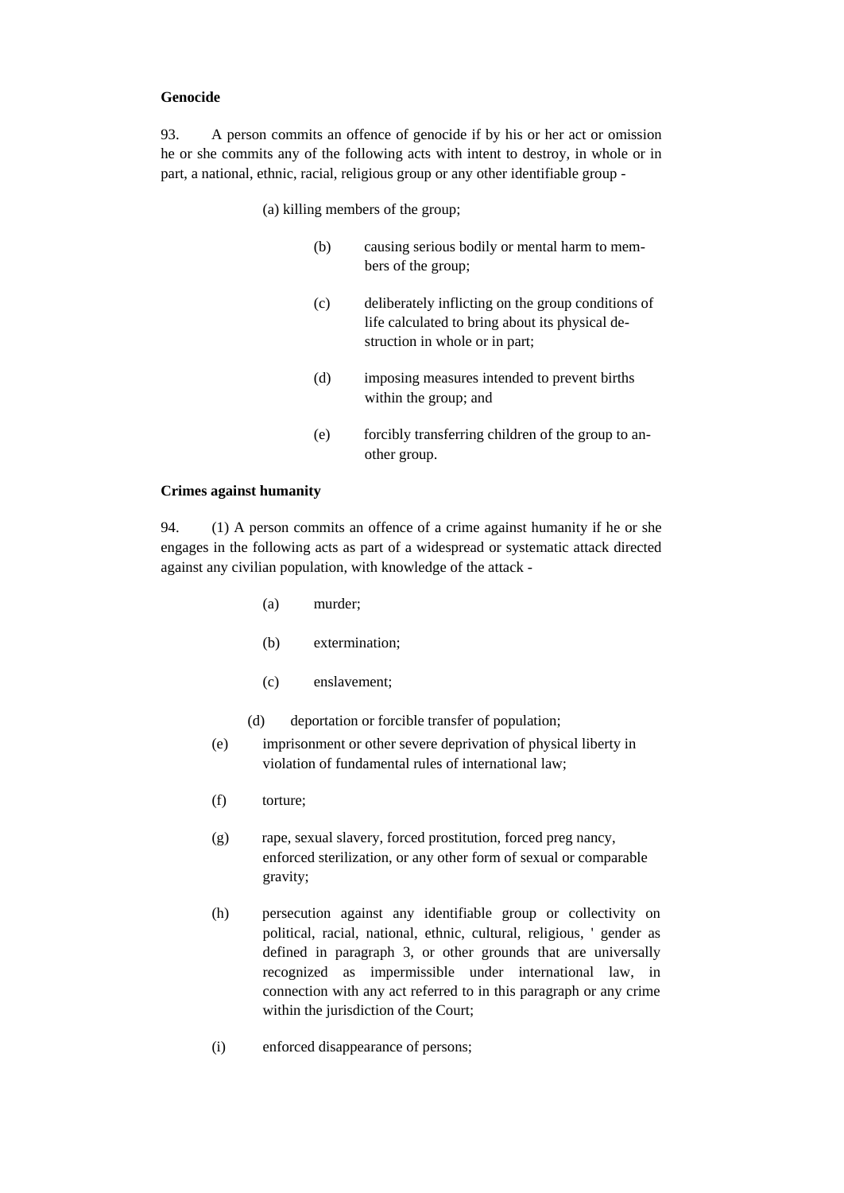**Genocide**

93. A person commits an offence of genocide if by his or her act or omission he or she commits any of the following acts with intent to destroy, in whole or in part, a national, ethnic, racial, religious group or any other identifiable group -

(a) killing members of the group;

(b) causing serious bodily or mental harm to members of the group;

(c) deliberately inflicting on the group conditions of life calculated to bring about its physical destruction in whole or in part;

(d) imposing measures intended to prevent births within the group; and

(e) forcibly transferring children of the group to another group.

**Crimes against humanity**

94. (1) A person commits an offence of a crime against humanity if he or she engages in the following acts as part of a widespread or systematic attack directed against any civilian population, with knowledge of the attack -

(a) murder;

(b) extermination;

(c) enslavement;

(d) deportation or forcible transfer of population;

(e) imprisonment or other severe deprivation of physical liberty in violation of fundamental rules of international law;

(f) torture;

(g) rape, sexual slavery, forced prostitution, forced preg nancy, enforced sterilization, or any other form of sexual or comparable gravity;

(h) persecution against any identifiable group or collectivity on political, racial, national, ethnic, cultural, religious, ' gender as defined in paragraph 3, or other grounds that are universally recognized as impermissible under international law, in connection with any act referred to in this paragraph or any crime within the jurisdiction of the Court;

(i) enforced disappearance of persons;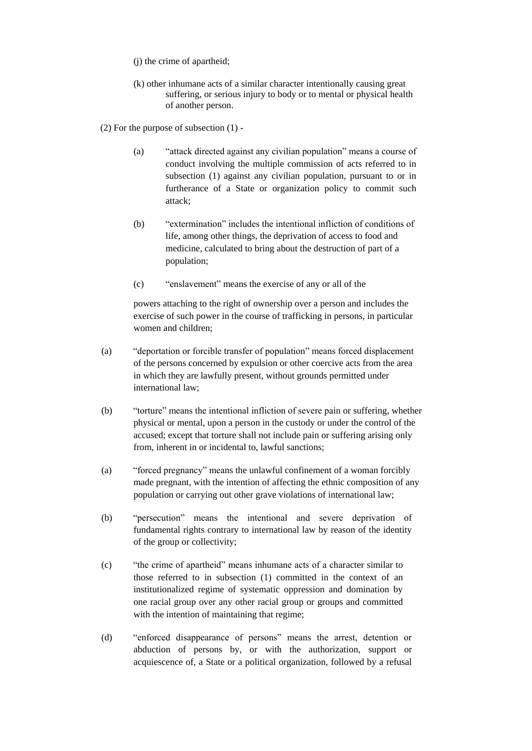(j) the crime of apartheid;

(k) other inhumane acts of a similar character intentionally causing great suffering, or serious injury to body or to mental or physical health of another person.

(2) For the purpose of subsection (1) -

(a) "attack directed against any civilian population" means a course of conduct involving the multiple commission of acts referred to in subsection (1) against any civilian population, pursuant to or in furtherance of a State or organization policy to commit such attack;

(b) "extermination" includes the intentional infliction of conditions of life, among other things, the deprivation of access to food and medicine, calculated to bring about the destruction of part of a population;

(c) "enslavement" means the exercise of any or all of the

powers attaching to the right of ownership over a person and includes the exercise of such power in the course of trafficking in persons, in particular women and children;

(a) "deportation or forcible transfer of population" means forced displacement of the persons concerned by expulsion or other coercive acts from the area in which they are lawfully present, without grounds permitted under international law;

(b) "torture" means the intentional infliction of severe pain or suffering, whether physical or mental, upon a person in the custody or under the control of the accused; except that torture shall not include pain or suffering arising only from, inherent in or incidental to, lawful sanctions;

(a) "forced pregnancy" means the unlawful confinement of a woman forcibly made pregnant, with the intention of affecting the ethnic composition of any population or carrying out other grave violations of international law;

(b) "persecution" means the intentional and severe deprivation of fundamental rights contrary to international law by reason of the identity of the group or collectivity;

(c) "the crime of apartheid" means inhumane acts of a character similar to those referred to in subsection (1) committed in the context of an institutionalized regime of systematic oppression and domination by one racial group over any other racial group or groups and committed with the intention of maintaining that regime;

(d) "enforced disappearance of persons" means the arrest, detention or abduction of persons by, or with the authorization, support or acquiescence of, a State or a political organization, followed by a refusal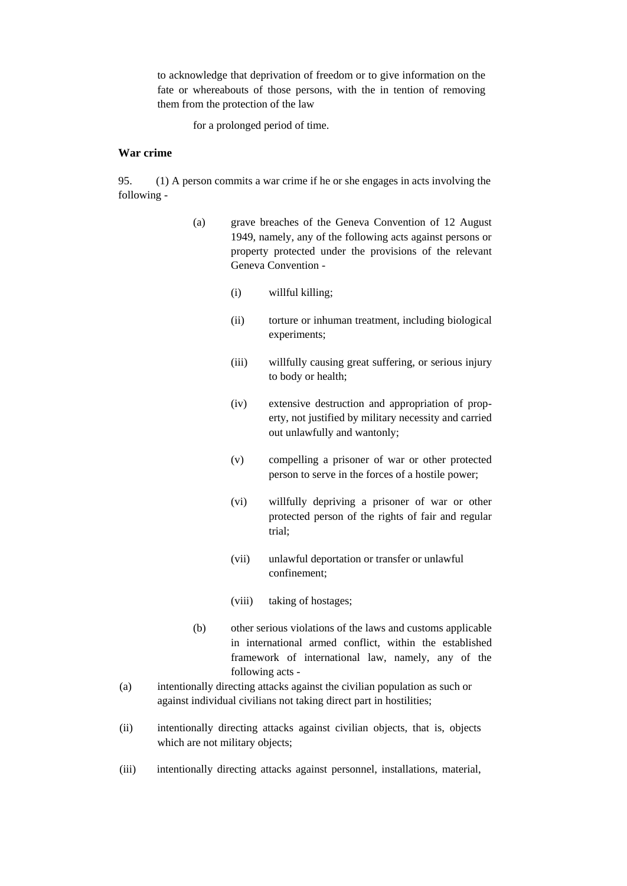to acknowledge that deprivation of freedom or to give information on the fate or whereabouts of those persons, with the in tention of removing them from the protection of the law

for a prolonged period of time.

**War crime**

95. (1) A person commits a war crime if he or she engages in acts involving the following -

(a) grave breaches of the Geneva Convention of 12 August 1949, namely, any of the following acts against persons or property protected under the provisions of the relevant Geneva Convention -

(i) willful killing;

(ii) torture or inhuman treatment, including biological experiments;

(iii) willfully causing great suffering, or serious injury to body or health;

(iv) extensive destruction and appropriation of property, not justified by military necessity and carried out unlawfully and wantonly;

(v) compelling a prisoner of war or other protected person to serve in the forces of a hostile power;

(vi) willfully depriving a prisoner of war or other protected person of the rights of fair and regular trial;

(vii) unlawful deportation or transfer or unlawful confinement;

(viii) taking of hostages;

(b) other serious violations of the laws and customs applicable in international armed conflict, within the established framework of international law, namely, any of the following acts -

(a) intentionally directing attacks against the civilian population as such or against individual civilians not taking direct part in hostilities;

(ii) intentionally directing attacks against civilian objects, that is, objects which are not military objects;

(iii) intentionally directing attacks against personnel, installations, material,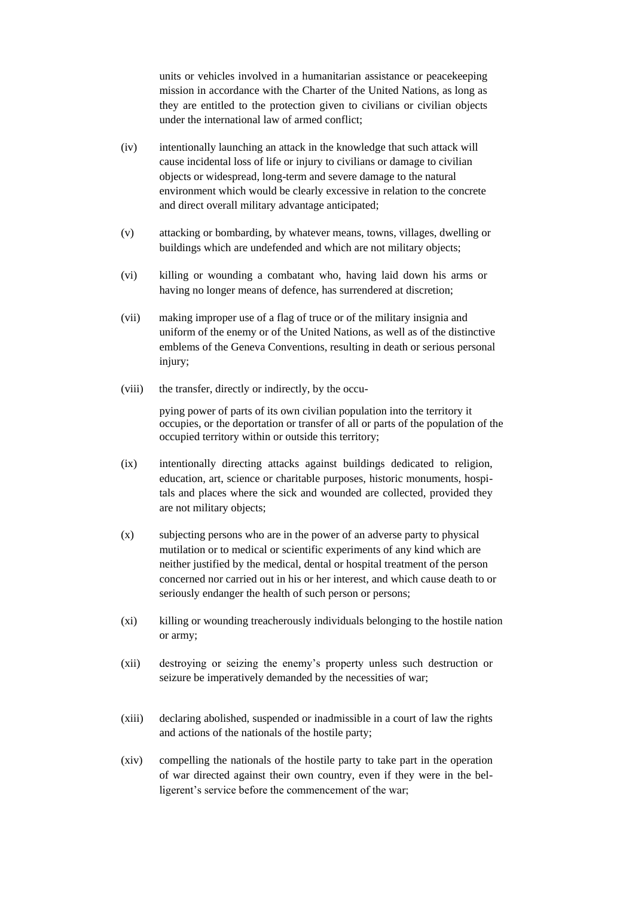units or vehicles involved in a humanitarian assistance or peacekeeping mission in accordance with the Charter of the United Nations, as long as they are entitled to the protection given to civilians or civilian objects under the international law of armed conflict;

(iv) intentionally launching an attack in the knowledge that such attack will cause incidental loss of life or injury to civilians or damage to civilian objects or widespread, long-term and severe damage to the natural environment which would be clearly excessive in relation to the concrete and direct overall military advantage anticipated;

(v) attacking or bombarding, by whatever means, towns, villages, dwelling or buildings which are undefended and which are not military objects;

(vi) killing or wounding a combatant who, having laid down his arms or having no longer means of defence, has surrendered at discretion;

(vii) making improper use of a flag of truce or of the military insignia and uniform of the enemy or of the United Nations, as well as of the distinctive emblems of the Geneva Conventions, resulting in death or serious personal injury;

(viii) the transfer, directly or indirectly, by the occupying power of parts of its own civilian population into the territory it occupies, or the deportation or transfer of all or parts of the population of the occupied territory within or outside this territory;

(ix) intentionally directing attacks against buildings dedicated to religion, education, art, science or charitable purposes, historic monuments, hospitals and places where the sick and wounded are collected, provided they are not military objects;

(x) subjecting persons who are in the power of an adverse party to physical mutilation or to medical or scientific experiments of any kind which are neither justified by the medical, dental or hospital treatment of the person concerned nor carried out in his or her interest, and which cause death to or seriously endanger the health of such person or persons;

(xi) killing or wounding treacherously individuals belonging to the hostile nation or army;

(xii) destroying or seizing the enemy's property unless such destruction or seizure be imperatively demanded by the necessities of war;

(xiii) declaring abolished, suspended or inadmissible in a court of law the rights and actions of the nationals of the hostile party;

(xiv) compelling the nationals of the hostile party to take part in the operation of war directed against their own country, even if they were in the belligerent's service before the commencement of the war;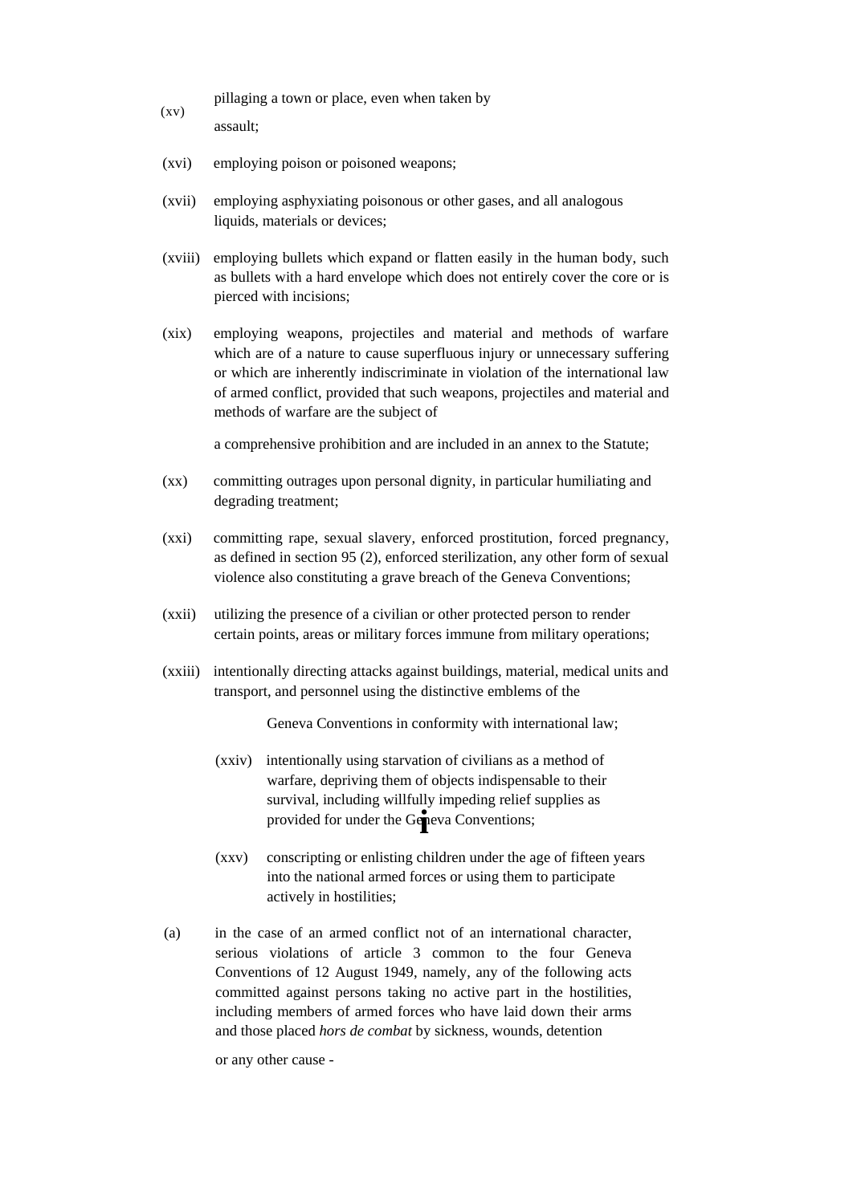(xv) pillaging a town or place, even when taken by assault;

(xvi) employing poison or poisoned weapons;

(xvii) employing asphyxiating poisonous or other gases, and all analogous liquids, materials or devices;

(xviii) employing bullets which expand or flatten easily in the human body, such as bullets with a hard envelope which does not entirely cover the core or is pierced with incisions;

(xix) employing weapons, projectiles and material and methods of warfare which are of a nature to cause superfluous injury or unnecessary suffering or which are inherently indiscriminate in violation of the international law of armed conflict, provided that such weapons, projectiles and material and methods of warfare are the subject of

a comprehensive prohibition and are included in an annex to the Statute;

(xx) committing outrages upon personal dignity, in particular humiliating and degrading treatment;

(xxi) committing rape, sexual slavery, enforced prostitution, forced pregnancy, as defined in section 95 (2), enforced sterilization, any other form of sexual violence also constituting a grave breach of the Geneva Conventions;

(xxii) utilizing the presence of a civilian or other protected person to render certain points, areas or military forces immune from military operations;

(xxiii) intentionally directing attacks against buildings, material, medical units and transport, and personnel using the distinctive emblems of the

Geneva Conventions in conformity with international law;

(xxiv) intentionally using starvation of civilians as a method of warfare, depriving them of objects indispensable to their survival, including willfully impeding relief supplies as provided for under the Geneva Conventions;

(xxv) conscripting or enlisting children under the age of fifteen years into the national armed forces or using them to participate actively in hostilities;

(a) in the case of an armed conflict not of an international character, serious violations of article 3 common to the four Geneva Conventions of 12 August 1949, namely, any of the following acts committed against persons taking no active part in the hostilities, including members of armed forces who have laid down their arms and those placed *hors de combat* by sickness, wounds, detention

or any other cause -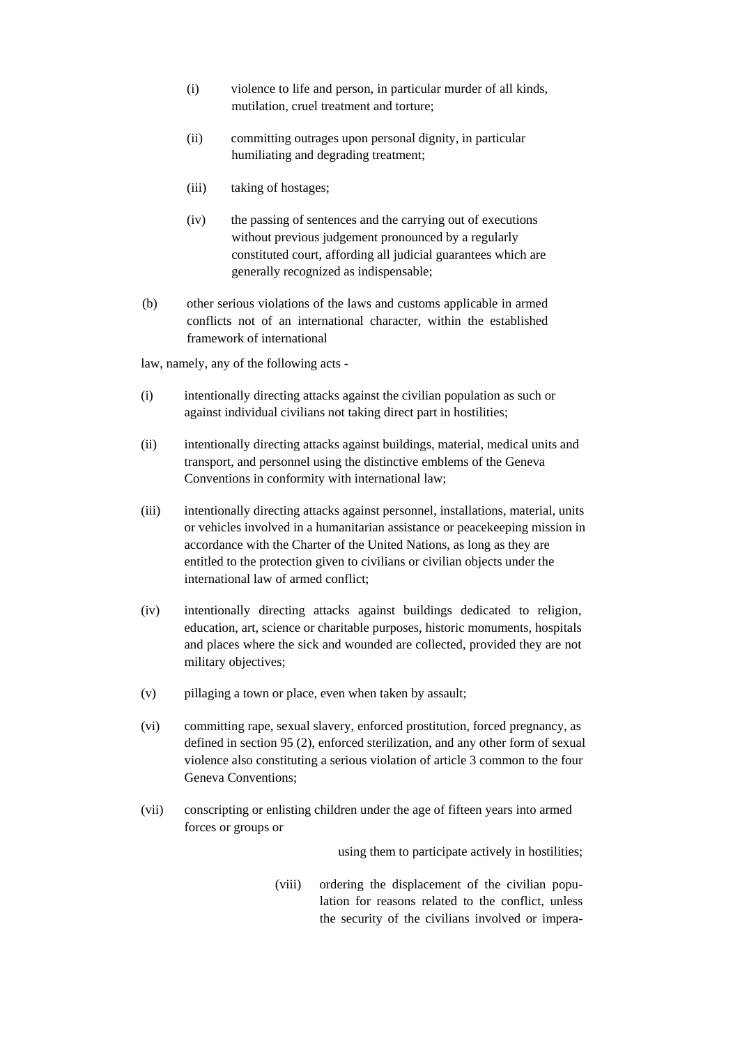(i) violence to life and person, in particular murder of all kinds, mutilation, cruel treatment and torture;

(ii) committing outrages upon personal dignity, in particular humiliating and degrading treatment;

(iii) taking of hostages;

(iv) the passing of sentences and the carrying out of executions without previous judgement pronounced by a regularly constituted court, affording all judicial guarantees which are generally recognized as indispensable;

(b) other serious violations of the laws and customs applicable in armed conflicts not of an international character, within the established framework of international

law, namely, any of the following acts -

(i) intentionally directing attacks against the civilian population as such or against individual civilians not taking direct part in hostilities;

(ii) intentionally directing attacks against buildings, material, medical units and transport, and personnel using the distinctive emblems of the Geneva Conventions in conformity with international law;

(iii) intentionally directing attacks against personnel, installations, material, units or vehicles involved in a humanitarian assistance or peacekeeping mission in accordance with the Charter of the United Nations, as long as they are entitled to the protection given to civilians or civilian objects under the international law of armed conflict;

(iv) intentionally directing attacks against buildings dedicated to religion, education, art, science or charitable purposes, historic monuments, hospitals and places where the sick and wounded are collected, provided they are not military objectives;

(v) pillaging a town or place, even when taken by assault;

(vi) committing rape, sexual slavery, enforced prostitution, forced pregnancy, as defined in section 95 (2), enforced sterilization, and any other form of sexual violence also constituting a serious violation of article 3 common to the four Geneva Conventions;

(vii) conscripting or enlisting children under the age of fifteen years into armed forces or groups or

using them to participate actively in hostilities;

(viii) ordering the displacement of the civilian population for reasons related to the conflict, unless the security of the civilians involved or impera-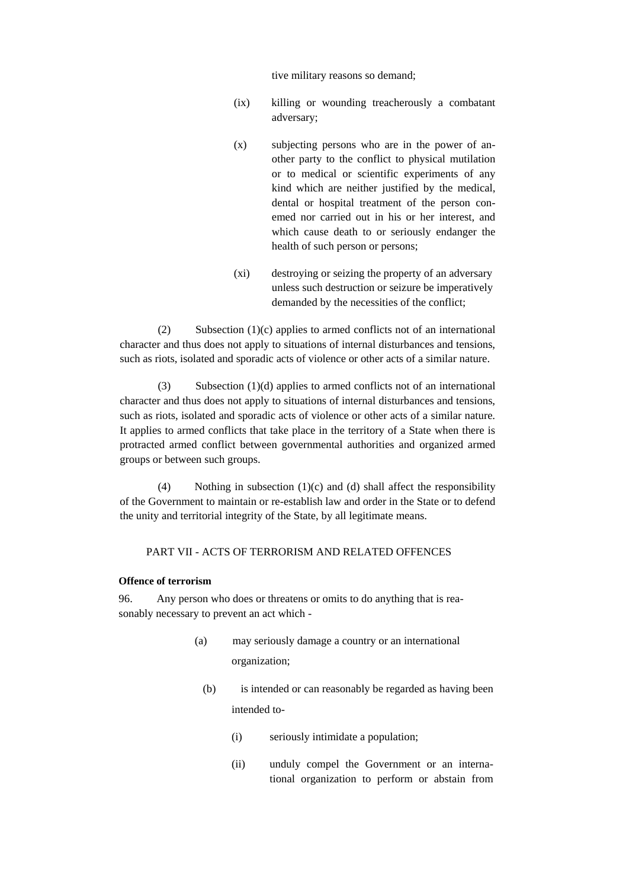tive military reasons so demand;

(ix) killing or wounding treacherously a combatant adversary;

(x) subjecting persons who are in the power of another party to the conflict to physical mutilation or to medical or scientific experiments of any kind which are neither justified by the medical, dental or hospital treatment of the person conemed nor carried out in his or her interest, and which cause death to or seriously endanger the health of such person or persons;

(xi) destroying or seizing the property of an adversary unless such destruction or seizure be imperatively demanded by the necessities of the conflict;

(2) Subsection (1)(c) applies to armed conflicts not of an international character and thus does not apply to situations of internal disturbances and tensions, such as riots, isolated and sporadic acts of violence or other acts of a similar nature.

(3) Subsection (1)(d) applies to armed conflicts not of an international character and thus does not apply to situations of internal disturbances and tensions, such as riots, isolated and sporadic acts of violence or other acts of a similar nature. It applies to armed conflicts that take place in the territory of a State when there is protracted armed conflict between governmental authorities and organized armed groups or between such groups.

(4) Nothing in subsection (1)(c) and (d) shall affect the responsibility of the Government to maintain or re-establish law and order in the State or to defend the unity and territorial integrity of the State, by all legitimate means.

PART VII - ACTS OF TERRORISM AND RELATED OFFENCES

**Offence of terrorism**

96. Any person who does or threatens or omits to do anything that is reasonably necessary to prevent an act which -

(a) may seriously damage a country or an international organization;

(b) is intended or can reasonably be regarded as having been intended to-

(i) seriously intimidate a population;

(ii) unduly compel the Government or an international organization to perform or abstain from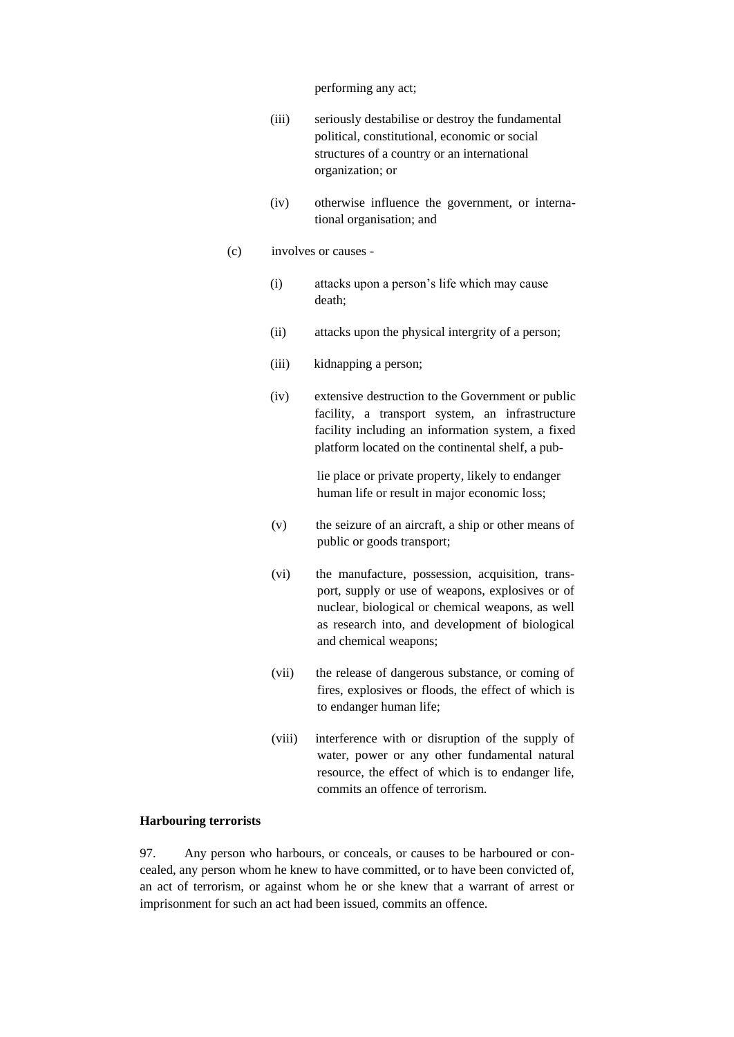performing any act;

(iii) seriously destabilise or destroy the fundamental political, constitutional, economic or social structures of a country or an international organization; or

(iv) otherwise influence the government, or international organisation; and

(c) involves or causes -

(i) attacks upon a person's life which may cause death;

(ii) attacks upon the physical intergrity of a person;

(iii) kidnapping a person;

(iv) extensive destruction to the Government or public facility, a transport system, an infrastructure facility including an information system, a fixed platform located on the continental shelf, a public place or private property, likely to endanger human life or result in major economic loss;

(v) the seizure of an aircraft, a ship or other means of public or goods transport;

(vi) the manufacture, possession, acquisition, transport, supply or use of weapons, explosives or of nuclear, biological or chemical weapons, as well as research into, and development of biological and chemical weapons;

(vii) the release of dangerous substance, or coming of fires, explosives or floods, the effect of which is to endanger human life;

(viii) interference with or disruption of the supply of water, power or any other fundamental natural resource, the effect of which is to endanger life, commits an offence of terrorism.

**Harbouring terrorists**

97. Any person who harbours, or conceals, or causes to be harboured or concealed, any person whom he knew to have committed, or to have been convicted of, an act of terrorism, or against whom he or she knew that a warrant of arrest or imprisonment for such an act had been issued, commits an offence.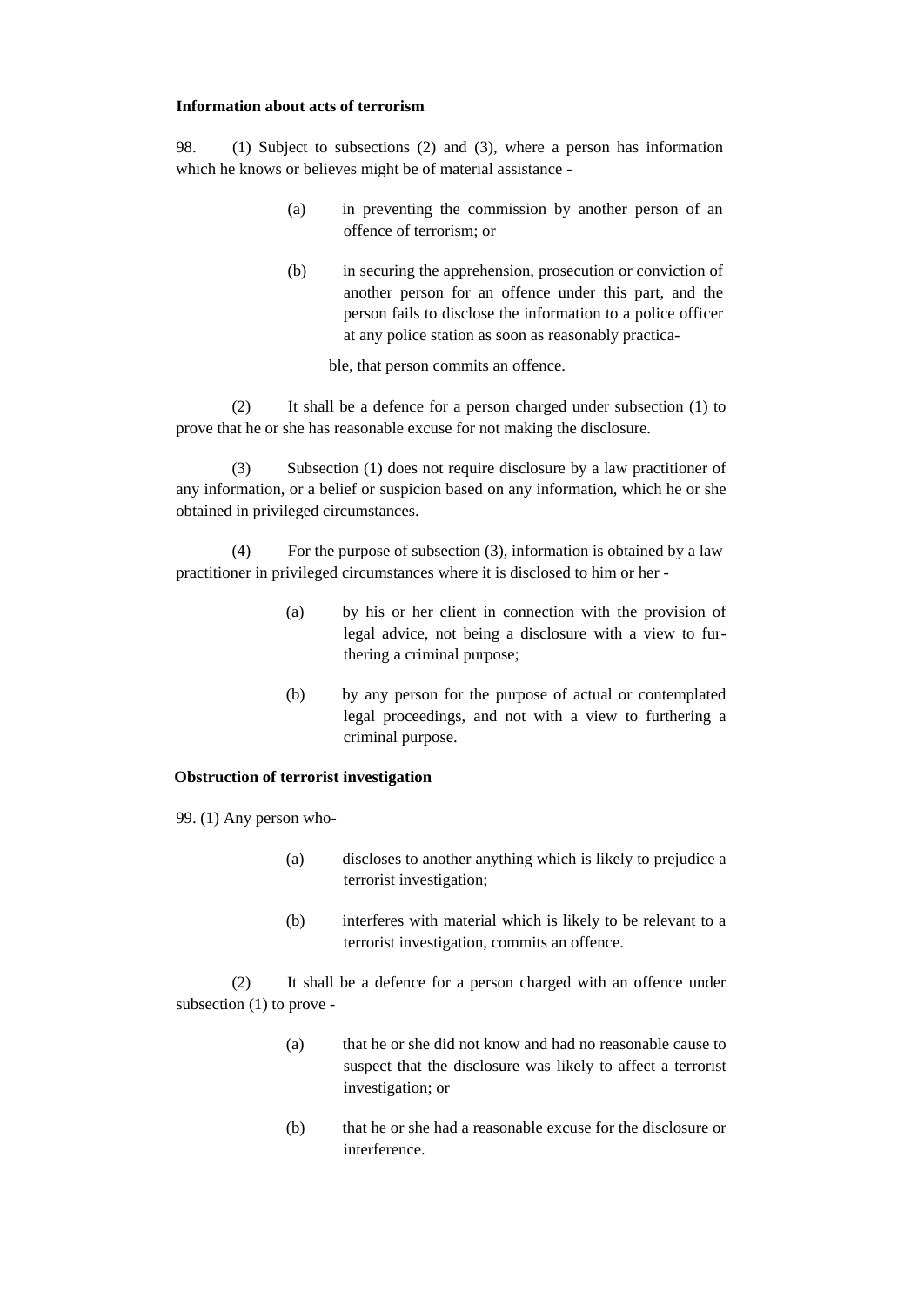**Information about acts of terrorism**

98. (1) Subject to subsections (2) and (3), where a person has information which he knows or believes might be of material assistance -

> (a) in preventing the commission by another person of an offence of terrorism; or
>
> (b) in securing the apprehension, prosecution or conviction of another person for an offence under this part, and the person fails to disclose the information to a police officer at any police station as soon as reasonably practica-
>
> ble, that person commits an offence.

(2) It shall be a defence for a person charged under subsection (1) to prove that he or she has reasonable excuse for not making the disclosure.

(3) Subsection (1) does not require disclosure by a law practitioner of any information, or a belief or suspicion based on any information, which he or she obtained in privileged circumstances.

(4) For the purpose of subsection (3), information is obtained by a law practitioner in privileged circumstances where it is disclosed to him or her -

> (a) by his or her client in connection with the provision of legal advice, not being a disclosure with a view to furthering a criminal purpose;
>
> (b) by any person for the purpose of actual or contemplated legal proceedings, and not with a view to furthering a criminal purpose.

**Obstruction of terrorist investigation**

99. (1) Any person who-

> (a) discloses to another anything which is likely to prejudice a terrorist investigation;
>
> (b) interferes with material which is likely to be relevant to a terrorist investigation, commits an offence.

(2) It shall be a defence for a person charged with an offence under subsection (1) to prove -

> (a) that he or she did not know and had no reasonable cause to suspect that the disclosure was likely to affect a terrorist investigation; or
>
> (b) that he or she had a reasonable excuse for the disclosure or interference.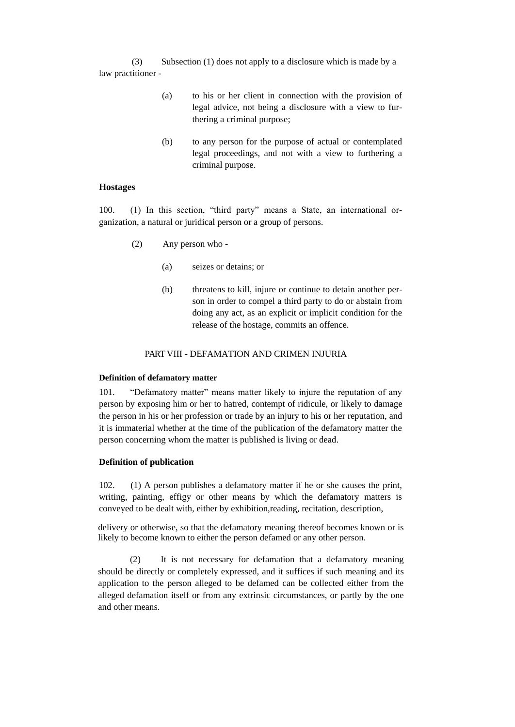(3) Subsection (1) does not apply to a disclosure which is made by a law practitioner -

(a) to his or her client in connection with the provision of legal advice, not being a disclosure with a view to furthering a criminal purpose;

(b) to any person for the purpose of actual or contemplated legal proceedings, and not with a view to furthering a criminal purpose.

**Hostages**

100. (1) In this section, "third party" means a State, an international organization, a natural or juridical person or a group of persons.

(2) Any person who -

(a) seizes or detains; or

(b) threatens to kill, injure or continue to detain another person in order to compel a third party to do or abstain from doing any act, as an explicit or implicit condition for the release of the hostage, commits an offence.

## PART VIII - DEFAMATION AND CRIMEN INJURIA

**Definition of defamatory matter**

101. "Defamatory matter" means matter likely to injure the reputation of any person by exposing him or her to hatred, contempt of ridicule, or likely to damage the person in his or her profession or trade by an injury to his or her reputation, and it is immaterial whether at the time of the publication of the defamatory matter the person concerning whom the matter is published is living or dead.

**Definition of publication**

102. (1) A person publishes a defamatory matter if he or she causes the print, writing, painting, effigy or other means by which the defamatory matters is conveyed to be dealt with, either by exhibition,reading, recitation, description, delivery or otherwise, so that the defamatory meaning thereof becomes known or is likely to become known to either the person defamed or any other person.

(2) It is not necessary for defamation that a defamatory meaning should be directly or completely expressed, and it suffices if such meaning and its application to the person alleged to be defamed can be collected either from the alleged defamation itself or from any extrinsic circumstances, or partly by the one and other means.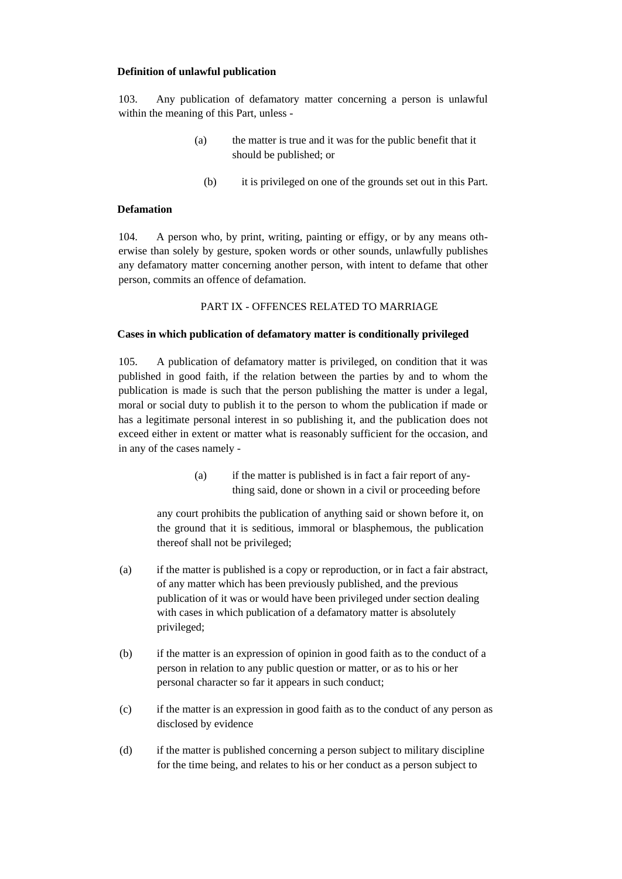**Definition of unlawful publication**

103. Any publication of defamatory matter concerning a person is unlawful within the meaning of this Part, unless -

(a) the matter is true and it was for the public benefit that it should be published; or

(b) it is privileged on one of the grounds set out in this Part.

**Defamation**

104. A person who, by print, writing, painting or effigy, or by any means otherwise than solely by gesture, spoken words or other sounds, unlawfully publishes any defamatory matter concerning another person, with intent to defame that other person, commits an offence of defamation.

PART IX - OFFENCES RELATED TO MARRIAGE

**Cases in which publication of defamatory matter is conditionally privileged**

105. A publication of defamatory matter is privileged, on condition that it was published in good faith, if the relation between the parties by and to whom the publication is made is such that the person publishing the matter is under a legal, moral or social duty to publish it to the person to whom the publication if made or has a legitimate personal interest in so publishing it, and the publication does not exceed either in extent or matter what is reasonably sufficient for the occasion, and in any of the cases namely -

(a) if the matter is published is in fact a fair report of anything said, done or shown in a civil or proceeding before

any court prohibits the publication of anything said or shown before it, on the ground that it is seditious, immoral or blasphemous, the publication thereof shall not be privileged;

(a) if the matter is published is a copy or reproduction, or in fact a fair abstract, of any matter which has been previously published, and the previous publication of it was or would have been privileged under section dealing with cases in which publication of a defamatory matter is absolutely privileged;

(b) if the matter is an expression of opinion in good faith as to the conduct of a person in relation to any public question or matter, or as to his or her personal character so far it appears in such conduct;

(c) if the matter is an expression in good faith as to the conduct of any person as disclosed by evidence

(d) if the matter is published concerning a person subject to military discipline for the time being, and relates to his or her conduct as a person subject to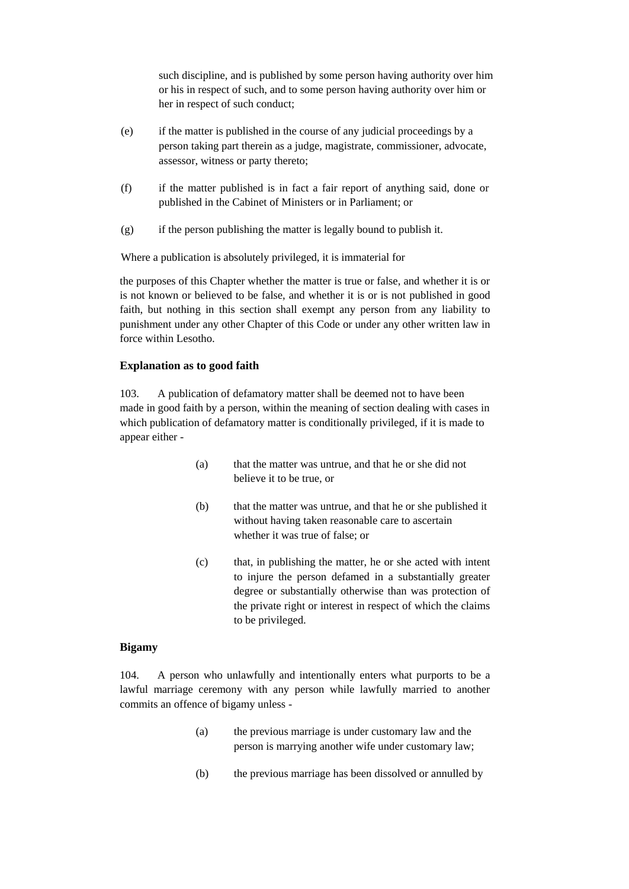such discipline, and is published by some person having authority over him or his in respect of such, and to some person having authority over him or her in respect of such conduct;

(e) if the matter is published in the course of any judicial proceedings by a person taking part therein as a judge, magistrate, commissioner, advocate, assessor, witness or party thereto;

(f) if the matter published is in fact a fair report of anything said, done or published in the Cabinet of Ministers or in Parliament; or

(g) if the person publishing the matter is legally bound to publish it.

Where a publication is absolutely privileged, it is immaterial for

the purposes of this Chapter whether the matter is true or false, and whether it is or is not known or believed to be false, and whether it is or is not published in good faith, but nothing in this section shall exempt any person from any liability to punishment under any other Chapter of this Code or under any other written law in force within Lesotho.

**Explanation as to good faith**

103. A publication of defamatory matter shall be deemed not to have been made in good faith by a person, within the meaning of section dealing with cases in which publication of defamatory matter is conditionally privileged, if it is made to appear either -

(a) that the matter was untrue, and that he or she did not believe it to be true, or

(b) that the matter was untrue, and that he or she published it without having taken reasonable care to ascertain whether it was true of false; or

(c) that, in publishing the matter, he or she acted with intent to injure the person defamed in a substantially greater degree or substantially otherwise than was protection of the private right or interest in respect of which the claims to be privileged.

**Bigamy**

104. A person who unlawfully and intentionally enters what purports to be a lawful marriage ceremony with any person while lawfully married to another commits an offence of bigamy unless -

(a) the previous marriage is under customary law and the person is marrying another wife under customary law;

(b) the previous marriage has been dissolved or annulled by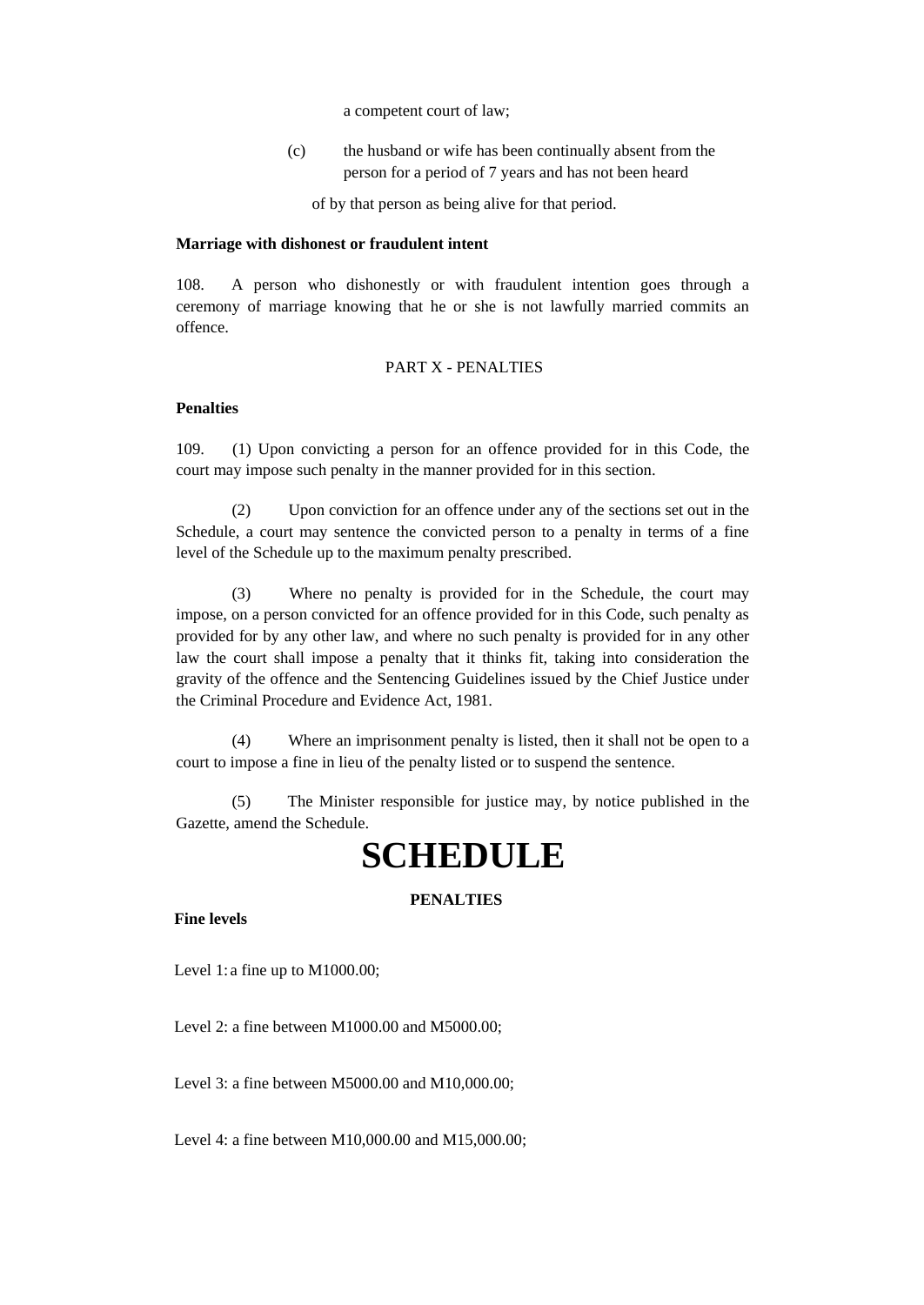a competent court of law;

(c) the husband or wife has been continually absent from the person for a period of 7 years and has not been heard of by that person as being alive for that period.

**Marriage with dishonest or fraudulent intent**

108. A person who dishonestly or with fraudulent intention goes through a ceremony of marriage knowing that he or she is not lawfully married commits an offence.

PART X - PENALTIES

**Penalties**

109. (1) Upon convicting a person for an offence provided for in this Code, the court may impose such penalty in the manner provided for in this section.

(2) Upon conviction for an offence under any of the sections set out in the Schedule, a court may sentence the convicted person to a penalty in terms of a fine level of the Schedule up to the maximum penalty prescribed.

(3) Where no penalty is provided for in the Schedule, the court may impose, on a person convicted for an offence provided for in this Code, such penalty as provided for by any other law, and where no such penalty is provided for in any other law the court shall impose a penalty that it thinks fit, taking into consideration the gravity of the offence and the Sentencing Guidelines issued by the Chief Justice under the Criminal Procedure and Evidence Act, 1981.

(4) Where an imprisonment penalty is listed, then it shall not be open to a court to impose a fine in lieu of the penalty listed or to suspend the sentence.

(5) The Minister responsible for justice may, by notice published in the Gazette, amend the Schedule.

# SCHEDULE

**PENALTIES**

**Fine levels**

Level 1: a fine up to M1000.00;

Level 2: a fine between M1000.00 and M5000.00;

Level 3: a fine between M5000.00 and M10,000.00;

Level 4: a fine between M10,000.00 and M15,000.00;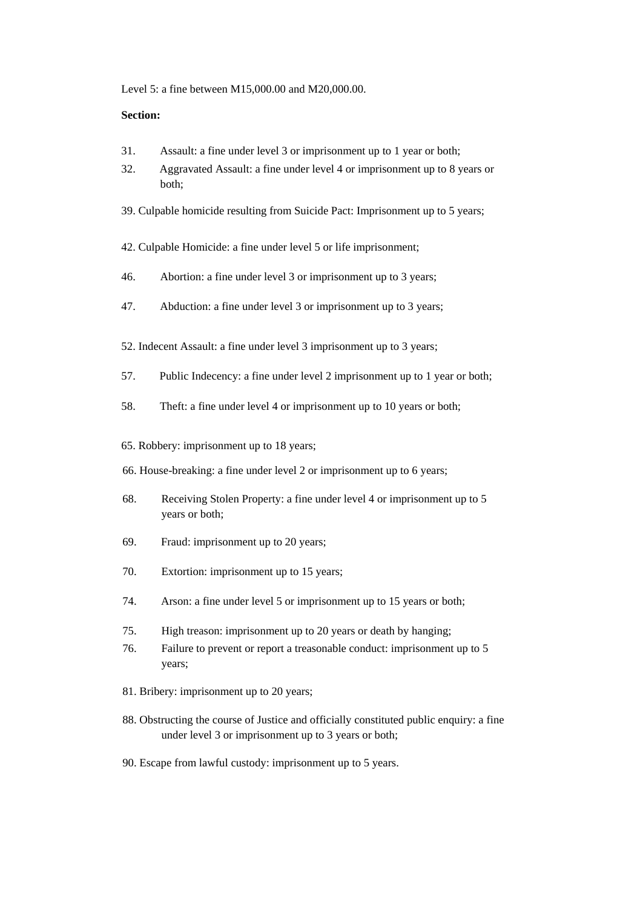Level 5: a fine between M15,000.00 and M20,000.00.

**Section:**

31. Assault: a fine under level 3 or imprisonment up to 1 year or both;
32. Aggravated Assault: a fine under level 4 or imprisonment up to 8 years or both;

39. Culpable homicide resulting from Suicide Pact: Imprisonment up to 5 years;

42. Culpable Homicide: a fine under level 5 or life imprisonment;

46. Abortion: a fine under level 3 or imprisonment up to 3 years;

47. Abduction: a fine under level 3 or imprisonment up to 3 years;

52. Indecent Assault: a fine under level 3 imprisonment up to 3 years;

57. Public Indecency: a fine under level 2 imprisonment up to 1 year or both;

58. Theft: a fine under level 4 or imprisonment up to 10 years or both;

65. Robbery: imprisonment up to 18 years;

66. House-breaking: a fine under level 2 or imprisonment up to 6 years;

68. Receiving Stolen Property: a fine under level 4 or imprisonment up to 5 years or both;

69. Fraud: imprisonment up to 20 years;

70. Extortion: imprisonment up to 15 years;

74. Arson: a fine under level 5 or imprisonment up to 15 years or both;

75. High treason: imprisonment up to 20 years or death by hanging;
76. Failure to prevent or report a treasonable conduct: imprisonment up to 5 years;

81. Bribery: imprisonment up to 20 years;

88. Obstructing the course of Justice and officially constituted public enquiry: a fine under level 3 or imprisonment up to 3 years or both;

90. Escape from lawful custody: imprisonment up to 5 years.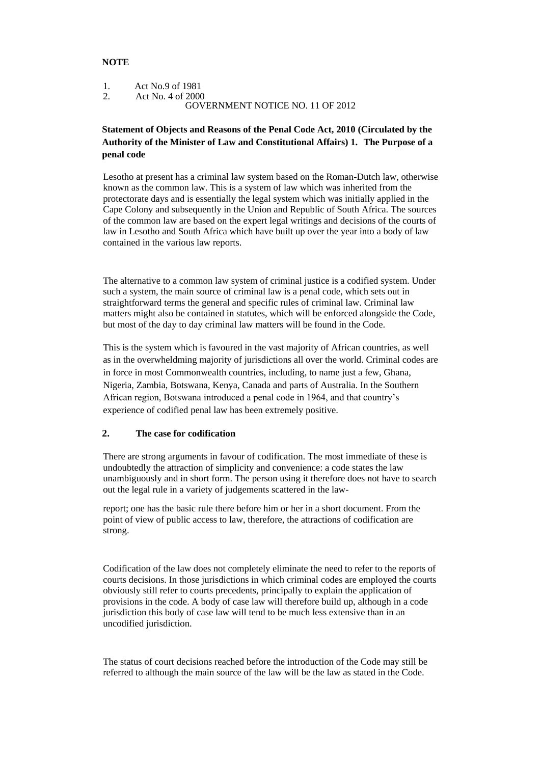**NOTE**

1. Act No.9 of 1981
2. Act No. 4 of 2000

GOVERNMENT NOTICE NO. 11 OF 2012

**Statement of Objects and Reasons of the Penal Code Act, 2010 (Circulated by the Authority of the Minister of Law and Constitutional Affairs) 1. The Purpose of a penal code**

Lesotho at present has a criminal law system based on the Roman-Dutch law, otherwise known as the common law. This is a system of law which was inherited from the protectorate days and is essentially the legal system which was initially applied in the Cape Colony and subsequently in the Union and Republic of South Africa. The sources of the common law are based on the expert legal writings and decisions of the courts of law in Lesotho and South Africa which have built up over the year into a body of law contained in the various law reports.

The alternative to a common law system of criminal justice is a codified system. Under such a system, the main source of criminal law is a penal code, which sets out in straightforward terms the general and specific rules of criminal law. Criminal law matters might also be contained in statutes, which will be enforced alongside the Code, but most of the day to day criminal law matters will be found in the Code.

This is the system which is favoured in the vast majority of African countries, as well as in the overwheldming majority of jurisdictions all over the world. Criminal codes are in force in most Commonwealth countries, including, to name just a few, Ghana, Nigeria, Zambia, Botswana, Kenya, Canada and parts of Australia. In the Southern African region, Botswana introduced a penal code in 1964, and that country's experience of codified penal law has been extremely positive.

**2. The case for codification**

There are strong arguments in favour of codification. The most immediate of these is undoubtedly the attraction of simplicity and convenience: a code states the law unambiguously and in short form. The person using it therefore does not have to search out the legal rule in a variety of judgements scattered in the law-report; one has the basic rule there before him or her in a short document. From the point of view of public access to law, therefore, the attractions of codification are strong.

Codification of the law does not completely eliminate the need to refer to the reports of courts decisions. In those jurisdictions in which criminal codes are employed the courts obviously still refer to courts precedents, principally to explain the application of provisions in the code. A body of case law will therefore build up, although in a code jurisdiction this body of case law will tend to be much less extensive than in an uncodified jurisdiction.

The status of court decisions reached before the introduction of the Code may still be referred to although the main source of the law will be the law as stated in the Code.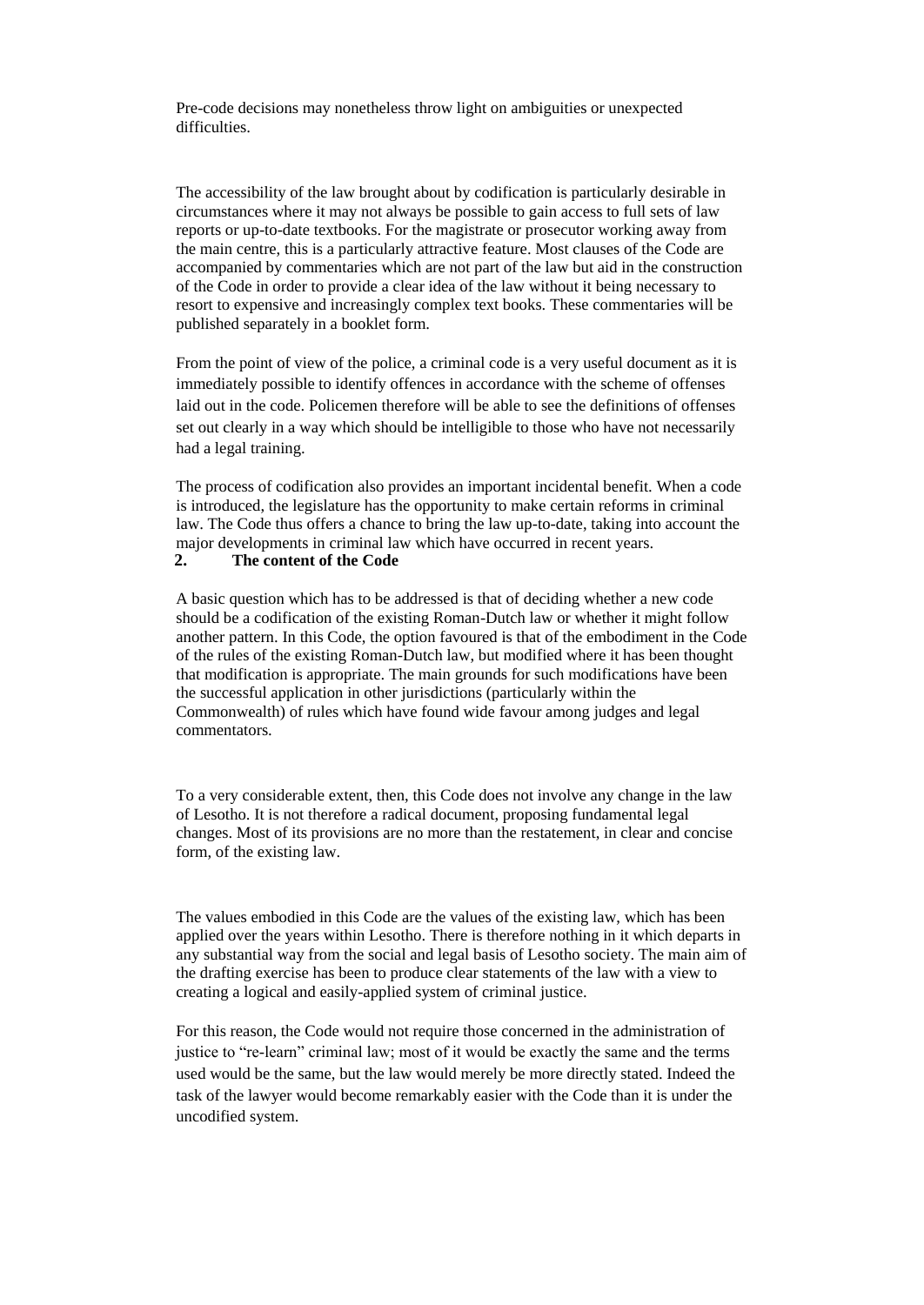Pre-code decisions may nonetheless throw light on ambiguities or unexpected difficulties.

The accessibility of the law brought about by codification is particularly desirable in circumstances where it may not always be possible to gain access to full sets of law reports or up-to-date textbooks. For the magistrate or prosecutor working away from the main centre, this is a particularly attractive feature. Most clauses of the Code are accompanied by commentaries which are not part of the law but aid in the construction of the Code in order to provide a clear idea of the law without it being necessary to resort to expensive and increasingly complex text books. These commentaries will be published separately in a booklet form.

From the point of view of the police, a criminal code is a very useful document as it is immediately possible to identify offences in accordance with the scheme of offenses laid out in the code. Policemen therefore will be able to see the definitions of offenses set out clearly in a way which should be intelligible to those who have not necessarily had a legal training.

The process of codification also provides an important incidental benefit. When a code is introduced, the legislature has the opportunity to make certain reforms in criminal law. The Code thus offers a chance to bring the law up-to-date, taking into account the major developments in criminal law which have occurred in recent years.

## 2. The content of the Code

A basic question which has to be addressed is that of deciding whether a new code should be a codification of the existing Roman-Dutch law or whether it might follow another pattern. In this Code, the option favoured is that of the embodiment in the Code of the rules of the existing Roman-Dutch law, but modified where it has been thought that modification is appropriate. The main grounds for such modifications have been the successful application in other jurisdictions (particularly within the Commonwealth) of rules which have found wide favour among judges and legal commentators.

To a very considerable extent, then, this Code does not involve any change in the law of Lesotho. It is not therefore a radical document, proposing fundamental legal changes. Most of its provisions are no more than the restatement, in clear and concise form, of the existing law.

The values embodied in this Code are the values of the existing law, which has been applied over the years within Lesotho. There is therefore nothing in it which departs in any substantial way from the social and legal basis of Lesotho society. The main aim of the drafting exercise has been to produce clear statements of the law with a view to creating a logical and easily-applied system of criminal justice.

For this reason, the Code would not require those concerned in the administration of justice to "re-learn" criminal law; most of it would be exactly the same and the terms used would be the same, but the law would merely be more directly stated. Indeed the task of the lawyer would become remarkably easier with the Code than it is under the uncodified system.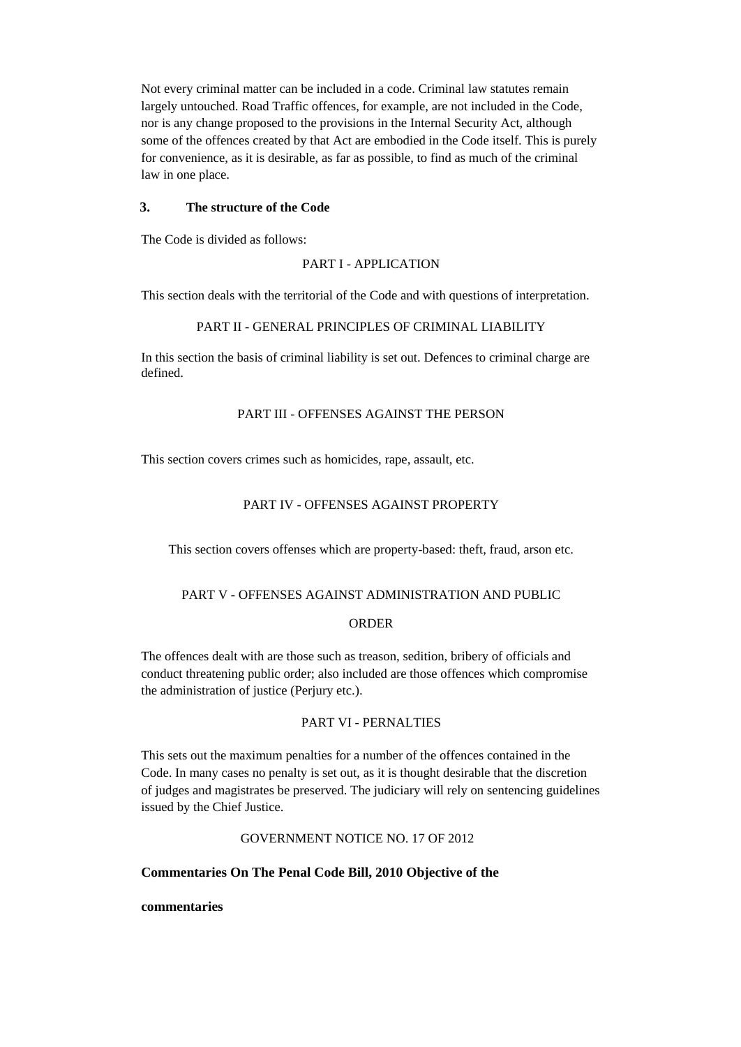Not every criminal matter can be included in a code. Criminal law statutes remain largely untouched. Road Traffic offences, for example, are not included in the Code, nor is any change proposed to the provisions in the Internal Security Act, although some of the offences created by that Act are embodied in the Code itself. This is purely for convenience, as it is desirable, as far as possible, to find as much of the criminal law in one place.

## 3. The structure of the Code

The Code is divided as follows:

PART I - APPLICATION

This section deals with the territorial of the Code and with questions of interpretation.

PART II - GENERAL PRINCIPLES OF CRIMINAL LIABILITY

In this section the basis of criminal liability is set out. Defences to criminal charge are defined.

PART III - OFFENSES AGAINST THE PERSON

This section covers crimes such as homicides, rape, assault, etc.

PART IV - OFFENSES AGAINST PROPERTY

This section covers offenses which are property-based: theft, fraud, arson etc.

PART V - OFFENSES AGAINST ADMINISTRATION AND PUBLIC ORDER

The offences dealt with are those such as treason, sedition, bribery of officials and conduct threatening public order; also included are those offences which compromise the administration of justice (Perjury etc.).

PART VI - PERNALTIES

This sets out the maximum penalties for a number of the offences contained in the Code. In many cases no penalty is set out, as it is thought desirable that the discretion of judges and magistrates be preserved. The judiciary will rely on sentencing guidelines issued by the Chief Justice.

GOVERNMENT NOTICE NO. 17 OF 2012

**Commentaries On The Penal Code Bill, 2010 Objective of the commentaries**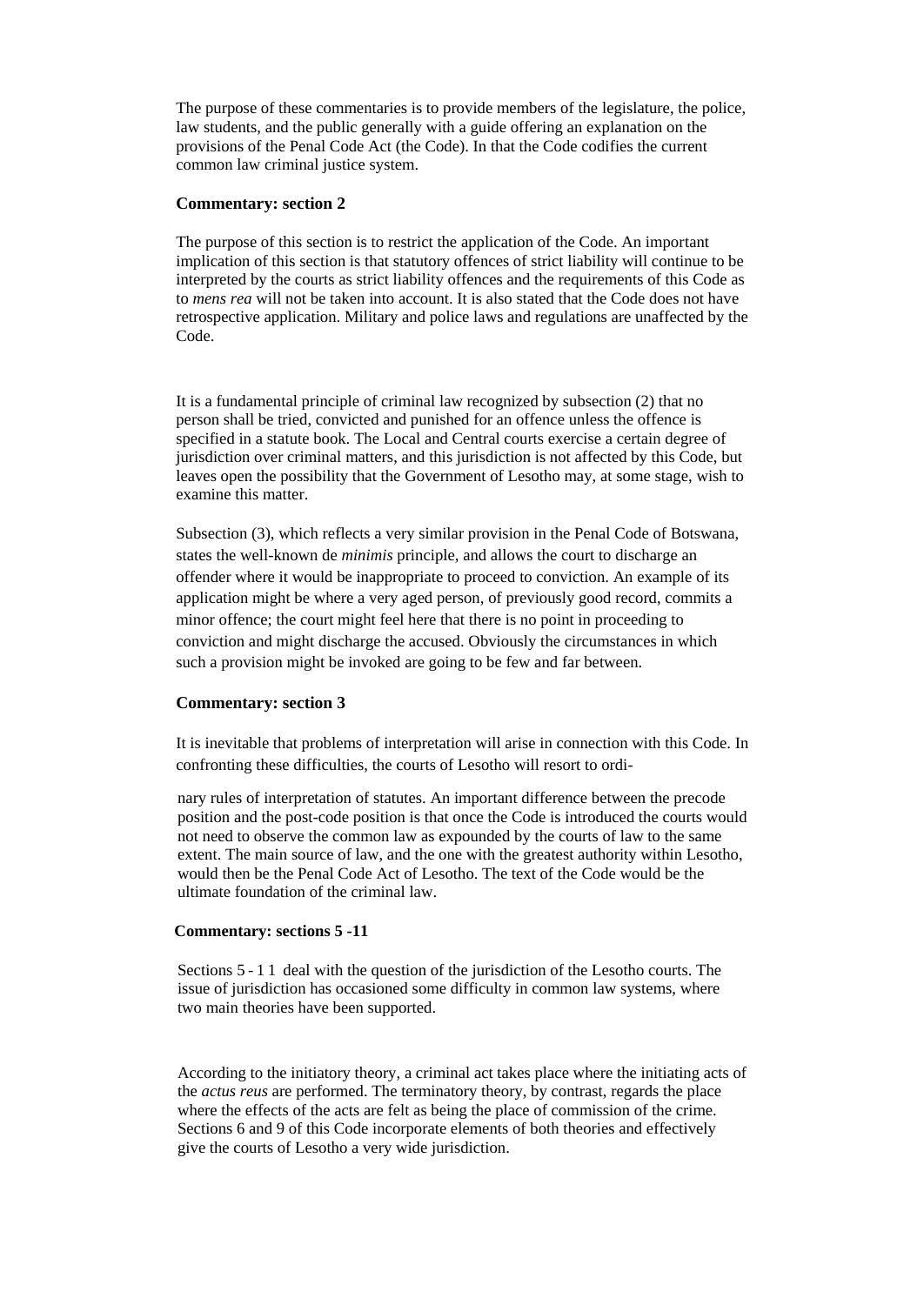The purpose of these commentaries is to provide members of the legislature, the police, law students, and the public generally with a guide offering an explanation on the provisions of the Penal Code Act (the Code). In that the Code codifies the current common law criminal justice system.

**Commentary: section 2**

The purpose of this section is to restrict the application of the Code. An important implication of this section is that statutory offences of strict liability will continue to be interpreted by the courts as strict liability offences and the requirements of this Code as to *mens rea* will not be taken into account. It is also stated that the Code does not have retrospective application. Military and police laws and regulations are unaffected by the Code.

It is a fundamental principle of criminal law recognized by subsection (2) that no person shall be tried, convicted and punished for an offence unless the offence is specified in a statute book. The Local and Central courts exercise a certain degree of jurisdiction over criminal matters, and this jurisdiction is not affected by this Code, but leaves open the possibility that the Government of Lesotho may, at some stage, wish to examine this matter.

Subsection (3), which reflects a very similar provision in the Penal Code of Botswana, states the well-known de *minimis* principle, and allows the court to discharge an offender where it would be inappropriate to proceed to conviction. An example of its application might be where a very aged person, of previously good record, commits a minor offence; the court might feel here that there is no point in proceeding to conviction and might discharge the accused. Obviously the circumstances in which such a provision might be invoked are going to be few and far between.

**Commentary: section 3**

It is inevitable that problems of interpretation will arise in connection with this Code. In confronting these difficulties, the courts of Lesotho will resort to ordinary rules of interpretation of statutes. An important difference between the precode position and the post-code position is that once the Code is introduced the courts would not need to observe the common law as expounded by the courts of law to the same extent. The main source of law, and the one with the greatest authority within Lesotho, would then be the Penal Code Act of Lesotho. The text of the Code would be the ultimate foundation of the criminal law.

**Commentary: sections 5 -11**

Sections 5 - 1 1 deal with the question of the jurisdiction of the Lesotho courts. The issue of jurisdiction has occasioned some difficulty in common law systems, where two main theories have been supported.

According to the initiatory theory, a criminal act takes place where the initiating acts of the *actus reus* are performed. The terminatory theory, by contrast, regards the place where the effects of the acts are felt as being the place of commission of the crime. Sections 6 and 9 of this Code incorporate elements of both theories and effectively give the courts of Lesotho a very wide jurisdiction.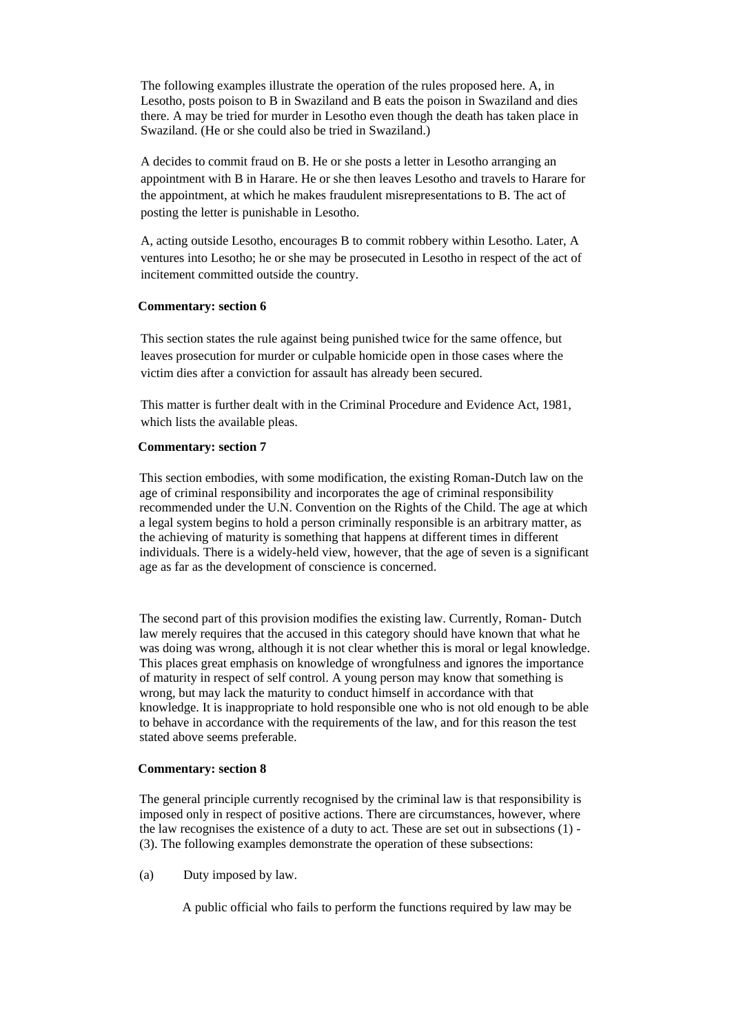The following examples illustrate the operation of the rules proposed here. A, in Lesotho, posts poison to B in Swaziland and B eats the poison in Swaziland and dies there. A may be tried for murder in Lesotho even though the death has taken place in Swaziland. (He or she could also be tried in Swaziland.)

A decides to commit fraud on B. He or she posts a letter in Lesotho arranging an appointment with B in Harare. He or she then leaves Lesotho and travels to Harare for the appointment, at which he makes fraudulent misrepresentations to B. The act of posting the letter is punishable in Lesotho.

A, acting outside Lesotho, encourages B to commit robbery within Lesotho. Later, A ventures into Lesotho; he or she may be prosecuted in Lesotho in respect of the act of incitement committed outside the country.

**Commentary: section 6**

This section states the rule against being punished twice for the same offence, but leaves prosecution for murder or culpable homicide open in those cases where the victim dies after a conviction for assault has already been secured.

This matter is further dealt with in the Criminal Procedure and Evidence Act, 1981, which lists the available pleas.

**Commentary: section 7**

This section embodies, with some modification, the existing Roman-Dutch law on the age of criminal responsibility and incorporates the age of criminal responsibility recommended under the U.N. Convention on the Rights of the Child. The age at which a legal system begins to hold a person criminally responsible is an arbitrary matter, as the achieving of maturity is something that happens at different times in different individuals. There is a widely-held view, however, that the age of seven is a significant age as far as the development of conscience is concerned.

The second part of this provision modifies the existing law. Currently, Roman- Dutch law merely requires that the accused in this category should have known that what he was doing was wrong, although it is not clear whether this is moral or legal knowledge. This places great emphasis on knowledge of wrongfulness and ignores the importance of maturity in respect of self control. A young person may know that something is wrong, but may lack the maturity to conduct himself in accordance with that knowledge. It is inappropriate to hold responsible one who is not old enough to be able to behave in accordance with the requirements of the law, and for this reason the test stated above seems preferable.

**Commentary: section 8**

The general principle currently recognised by the criminal law is that responsibility is imposed only in respect of positive actions. There are circumstances, however, where the law recognises the existence of a duty to act. These are set out in subsections (1) - (3). The following examples demonstrate the operation of these subsections:

(a) Duty imposed by law.

A public official who fails to perform the functions required by law may be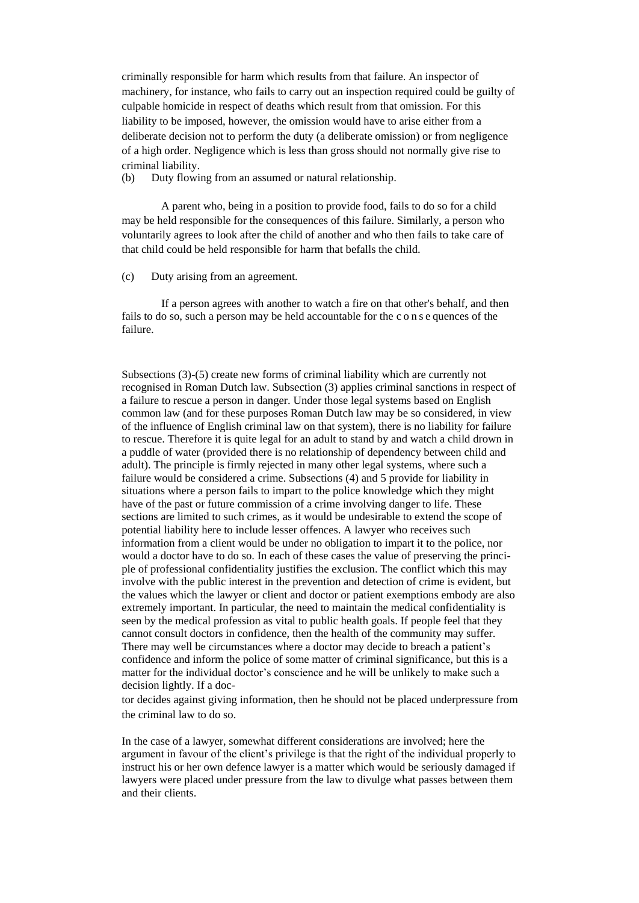criminally responsible for harm which results from that failure. An inspector of machinery, for instance, who fails to carry out an inspection required could be guilty of culpable homicide in respect of deaths which result from that omission. For this liability to be imposed, however, the omission would have to arise either from a deliberate decision not to perform the duty (a deliberate omission) or from negligence of a high order. Negligence which is less than gross should not normally give rise to criminal liability.

(b) Duty flowing from an assumed or natural relationship.

A parent who, being in a position to provide food, fails to do so for a child may be held responsible for the consequences of this failure. Similarly, a person who voluntarily agrees to look after the child of another and who then fails to take care of that child could be held responsible for harm that befalls the child.

(c) Duty arising from an agreement.

If a person agrees with another to watch a fire on that other's behalf, and then fails to do so, such a person may be held accountable for the c o n s e quences of the failure.

Subsections (3)-(5) create new forms of criminal liability which are currently not recognised in Roman Dutch law. Subsection (3) applies criminal sanctions in respect of a failure to rescue a person in danger. Under those legal systems based on English common law (and for these purposes Roman Dutch law may be so considered, in view of the influence of English criminal law on that system), there is no liability for failure to rescue. Therefore it is quite legal for an adult to stand by and watch a child drown in a puddle of water (provided there is no relationship of dependency between child and adult). The principle is firmly rejected in many other legal systems, where such a failure would be considered a crime. Subsections (4) and 5 provide for liability in situations where a person fails to impart to the police knowledge which they might have of the past or future commission of a crime involving danger to life. These sections are limited to such crimes, as it would be undesirable to extend the scope of potential liability here to include lesser offences. A lawyer who receives such information from a client would be under no obligation to impart it to the police, nor would a doctor have to do so. In each of these cases the value of preserving the principle of professional confidentiality justifies the exclusion. The conflict which this may involve with the public interest in the prevention and detection of crime is evident, but the values which the lawyer or client and doctor or patient exemptions embody are also extremely important. In particular, the need to maintain the medical confidentiality is seen by the medical profession as vital to public health goals. If people feel that they cannot consult doctors in confidence, then the health of the community may suffer. There may well be circumstances where a doctor may decide to breach a patient's confidence and inform the police of some matter of criminal significance, but this is a matter for the individual doctor's conscience and he will be unlikely to make such a decision lightly. If a doctor decides against giving information, then he should not be placed underpressure from the criminal law to do so.

In the case of a lawyer, somewhat different considerations are involved; here the argument in favour of the client's privilege is that the right of the individual properly to instruct his or her own defence lawyer is a matter which would be seriously damaged if lawyers were placed under pressure from the law to divulge what passes between them and their clients.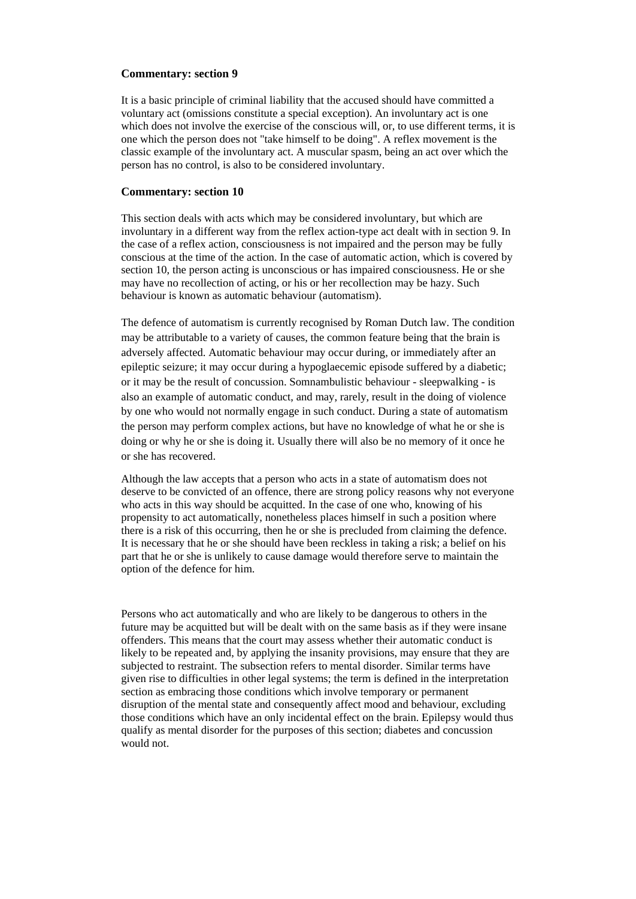**Commentary: section 9**

It is a basic principle of criminal liability that the accused should have committed a voluntary act (omissions constitute a special exception). An involuntary act is one which does not involve the exercise of the conscious will, or, to use different terms, it is one which the person does not "take himself to be doing". A reflex movement is the classic example of the involuntary act. A muscular spasm, being an act over which the person has no control, is also to be considered involuntary.

**Commentary: section 10**

This section deals with acts which may be considered involuntary, but which are involuntary in a different way from the reflex action-type act dealt with in section 9. In the case of a reflex action, consciousness is not impaired and the person may be fully conscious at the time of the action. In the case of automatic action, which is covered by section 10, the person acting is unconscious or has impaired consciousness. He or she may have no recollection of acting, or his or her recollection may be hazy. Such behaviour is known as automatic behaviour (automatism).

The defence of automatism is currently recognised by Roman Dutch law. The condition may be attributable to a variety of causes, the common feature being that the brain is adversely affected. Automatic behaviour may occur during, or immediately after an epileptic seizure; it may occur during a hypoglaecemic episode suffered by a diabetic; or it may be the result of concussion. Somnambulistic behaviour - sleepwalking - is also an example of automatic conduct, and may, rarely, result in the doing of violence by one who would not normally engage in such conduct. During a state of automatism the person may perform complex actions, but have no knowledge of what he or she is doing or why he or she is doing it. Usually there will also be no memory of it once he or she has recovered.

Although the law accepts that a person who acts in a state of automatism does not deserve to be convicted of an offence, there are strong policy reasons why not everyone who acts in this way should be acquitted. In the case of one who, knowing of his propensity to act automatically, nonetheless places himself in such a position where there is a risk of this occurring, then he or she is precluded from claiming the defence. It is necessary that he or she should have been reckless in taking a risk; a belief on his part that he or she is unlikely to cause damage would therefore serve to maintain the option of the defence for him.

Persons who act automatically and who are likely to be dangerous to others in the future may be acquitted but will be dealt with on the same basis as if they were insane offenders. This means that the court may assess whether their automatic conduct is likely to be repeated and, by applying the insanity provisions, may ensure that they are subjected to restraint. The subsection refers to mental disorder. Similar terms have given rise to difficulties in other legal systems; the term is defined in the interpretation section as embracing those conditions which involve temporary or permanent disruption of the mental state and consequently affect mood and behaviour, excluding those conditions which have an only incidental effect on the brain. Epilepsy would thus qualify as mental disorder for the purposes of this section; diabetes and concussion would not.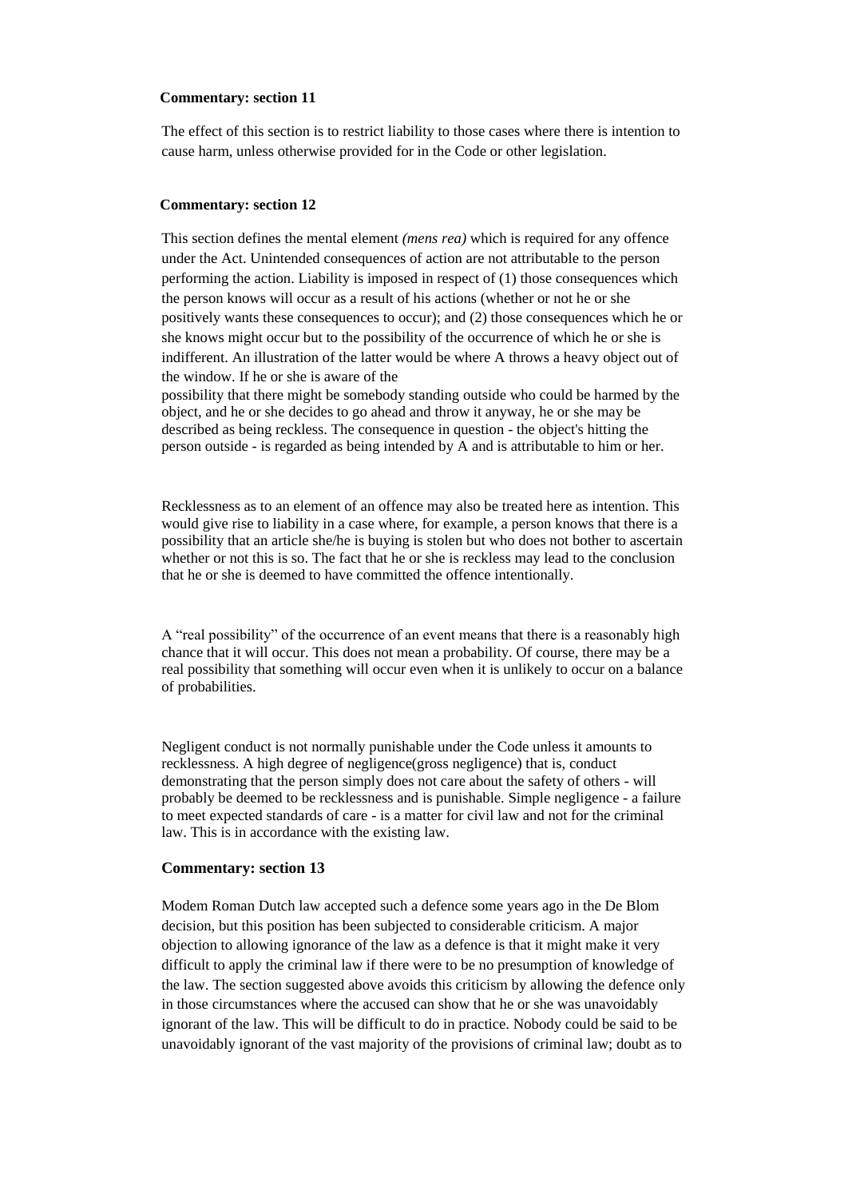**Commentary: section 11**

The effect of this section is to restrict liability to those cases where there is intention to cause harm, unless otherwise provided for in the Code or other legislation.

**Commentary: section 12**

This section defines the mental element *(mens rea)* which is required for any offence under the Act. Unintended consequences of action are not attributable to the person performing the action. Liability is imposed in respect of (1) those consequences which the person knows will occur as a result of his actions (whether or not he or she positively wants these consequences to occur); and (2) those consequences which he or she knows might occur but to the possibility of the occurrence of which he or she is indifferent. An illustration of the latter would be where A throws a heavy object out of the window. If he or she is aware of the possibility that there might be somebody standing outside who could be harmed by the object, and he or she decides to go ahead and throw it anyway, he or she may be described as being reckless. The consequence in question - the object's hitting the person outside - is regarded as being intended by A and is attributable to him or her.

Recklessness as to an element of an offence may also be treated here as intention. This would give rise to liability in a case where, for example, a person knows that there is a possibility that an article she/he is buying is stolen but who does not bother to ascertain whether or not this is so. The fact that he or she is reckless may lead to the conclusion that he or she is deemed to have committed the offence intentionally.

A "real possibility" of the occurrence of an event means that there is a reasonably high chance that it will occur. This does not mean a probability. Of course, there may be a real possibility that something will occur even when it is unlikely to occur on a balance of probabilities.

Negligent conduct is not normally punishable under the Code unless it amounts to recklessness. A high degree of negligence(gross negligence) that is, conduct demonstrating that the person simply does not care about the safety of others - will probably be deemed to be recklessness and is punishable. Simple negligence - a failure to meet expected standards of care - is a matter for civil law and not for the criminal law. This is in accordance with the existing law.

**Commentary: section 13**

Modem Roman Dutch law accepted such a defence some years ago in the De Blom decision, but this position has been subjected to considerable criticism. A major objection to allowing ignorance of the law as a defence is that it might make it very difficult to apply the criminal law if there were to be no presumption of knowledge of the law. The section suggested above avoids this criticism by allowing the defence only in those circumstances where the accused can show that he or she was unavoidably ignorant of the law. This will be difficult to do in practice. Nobody could be said to be unavoidably ignorant of the vast majority of the provisions of criminal law; doubt as to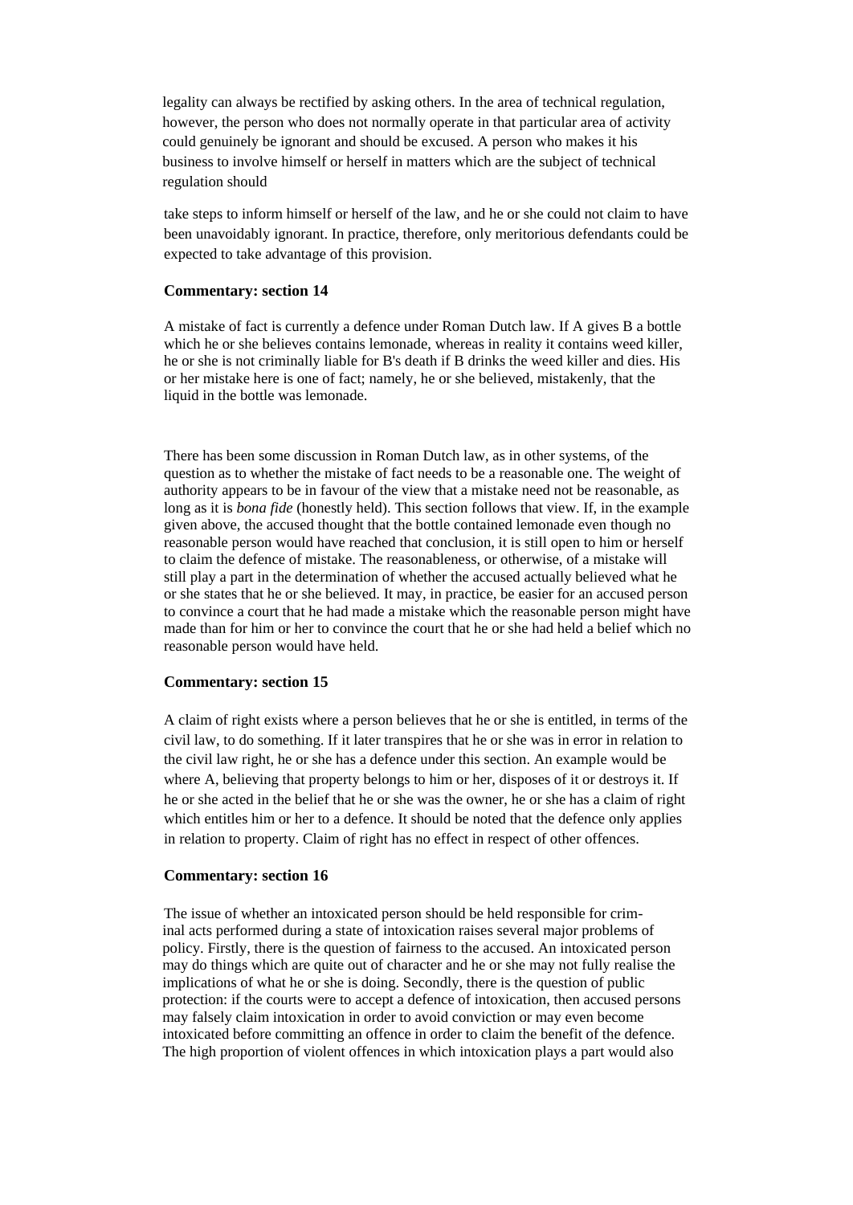legality can always be rectified by asking others. In the area of technical regulation, however, the person who does not normally operate in that particular area of activity could genuinely be ignorant and should be excused. A person who makes it his business to involve himself or herself in matters which are the subject of technical regulation should take steps to inform himself or herself of the law, and he or she could not claim to have been unavoidably ignorant. In practice, therefore, only meritorious defendants could be expected to take advantage of this provision.

**Commentary: section 14**

A mistake of fact is currently a defence under Roman Dutch law. If A gives B a bottle which he or she believes contains lemonade, whereas in reality it contains weed killer, he or she is not criminally liable for B's death if B drinks the weed killer and dies. His or her mistake here is one of fact; namely, he or she believed, mistakenly, that the liquid in the bottle was lemonade.

There has been some discussion in Roman Dutch law, as in other systems, of the question as to whether the mistake of fact needs to be a reasonable one. The weight of authority appears to be in favour of the view that a mistake need not be reasonable, as long as it is *bona fide* (honestly held). This section follows that view. If, in the example given above, the accused thought that the bottle contained lemonade even though no reasonable person would have reached that conclusion, it is still open to him or herself to claim the defence of mistake. The reasonableness, or otherwise, of a mistake will still play a part in the determination of whether the accused actually believed what he or she states that he or she believed. It may, in practice, be easier for an accused person to convince a court that he had made a mistake which the reasonable person might have made than for him or her to convince the court that he or she had held a belief which no reasonable person would have held.

**Commentary: section 15**

A claim of right exists where a person believes that he or she is entitled, in terms of the civil law, to do something. If it later transpires that he or she was in error in relation to the civil law right, he or she has a defence under this section. An example would be where A, believing that property belongs to him or her, disposes of it or destroys it. If he or she acted in the belief that he or she was the owner, he or she has a claim of right which entitles him or her to a defence. It should be noted that the defence only applies in relation to property. Claim of right has no effect in respect of other offences.

**Commentary: section 16**

The issue of whether an intoxicated person should be held responsible for criminal acts performed during a state of intoxication raises several major problems of policy. Firstly, there is the question of fairness to the accused. An intoxicated person may do things which are quite out of character and he or she may not fully realise the implications of what he or she is doing. Secondly, there is the question of public protection: if the courts were to accept a defence of intoxication, then accused persons may falsely claim intoxication in order to avoid conviction or may even become intoxicated before committing an offence in order to claim the benefit of the defence. The high proportion of violent offences in which intoxication plays a part would also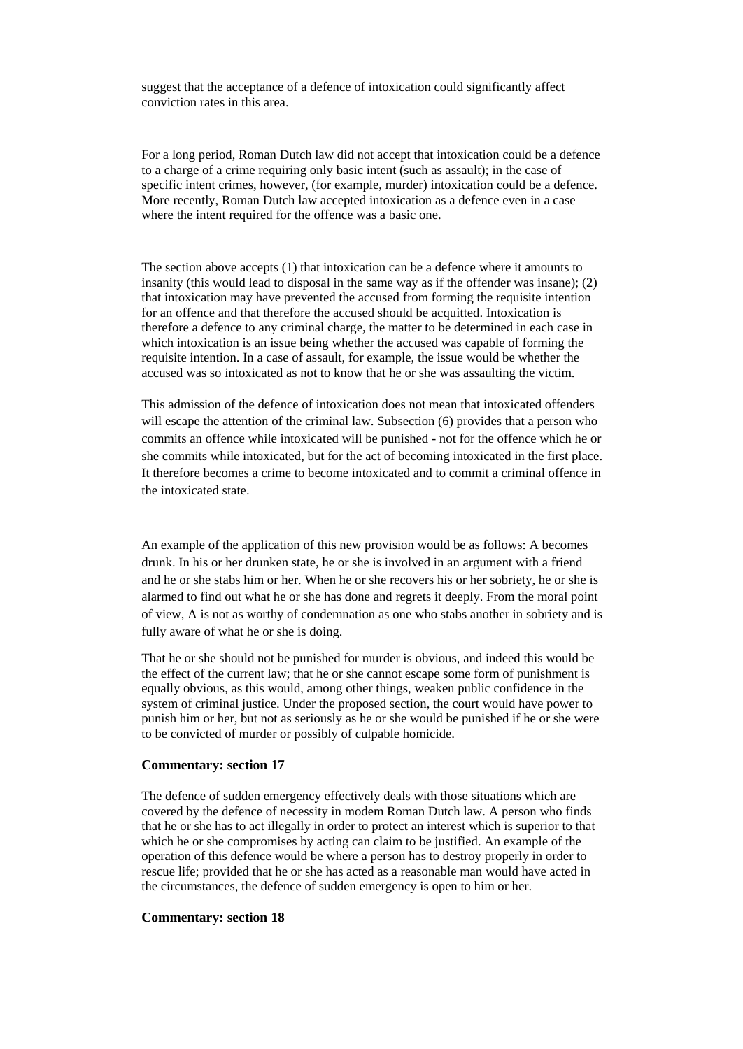suggest that the acceptance of a defence of intoxication could significantly affect conviction rates in this area.

For a long period, Roman Dutch law did not accept that intoxication could be a defence to a charge of a crime requiring only basic intent (such as assault); in the case of specific intent crimes, however, (for example, murder) intoxication could be a defence. More recently, Roman Dutch law accepted intoxication as a defence even in a case where the intent required for the offence was a basic one.

The section above accepts (1) that intoxication can be a defence where it amounts to insanity (this would lead to disposal in the same way as if the offender was insane); (2) that intoxication may have prevented the accused from forming the requisite intention for an offence and that therefore the accused should be acquitted. Intoxication is therefore a defence to any criminal charge, the matter to be determined in each case in which intoxication is an issue being whether the accused was capable of forming the requisite intention. In a case of assault, for example, the issue would be whether the accused was so intoxicated as not to know that he or she was assaulting the victim.

This admission of the defence of intoxication does not mean that intoxicated offenders will escape the attention of the criminal law. Subsection (6) provides that a person who commits an offence while intoxicated will be punished - not for the offence which he or she commits while intoxicated, but for the act of becoming intoxicated in the first place. It therefore becomes a crime to become intoxicated and to commit a criminal offence in the intoxicated state.

An example of the application of this new provision would be as follows: A becomes drunk. In his or her drunken state, he or she is involved in an argument with a friend and he or she stabs him or her. When he or she recovers his or her sobriety, he or she is alarmed to find out what he or she has done and regrets it deeply. From the moral point of view, A is not as worthy of condemnation as one who stabs another in sobriety and is fully aware of what he or she is doing.

That he or she should not be punished for murder is obvious, and indeed this would be the effect of the current law; that he or she cannot escape some form of punishment is equally obvious, as this would, among other things, weaken public confidence in the system of criminal justice. Under the proposed section, the court would have power to punish him or her, but not as seriously as he or she would be punished if he or she were to be convicted of murder or possibly of culpable homicide.

**Commentary: section 17**

The defence of sudden emergency effectively deals with those situations which are covered by the defence of necessity in modem Roman Dutch law. A person who finds that he or she has to act illegally in order to protect an interest which is superior to that which he or she compromises by acting can claim to be justified. An example of the operation of this defence would be where a person has to destroy properly in order to rescue life; provided that he or she has acted as a reasonable man would have acted in the circumstances, the defence of sudden emergency is open to him or her.

**Commentary: section 18**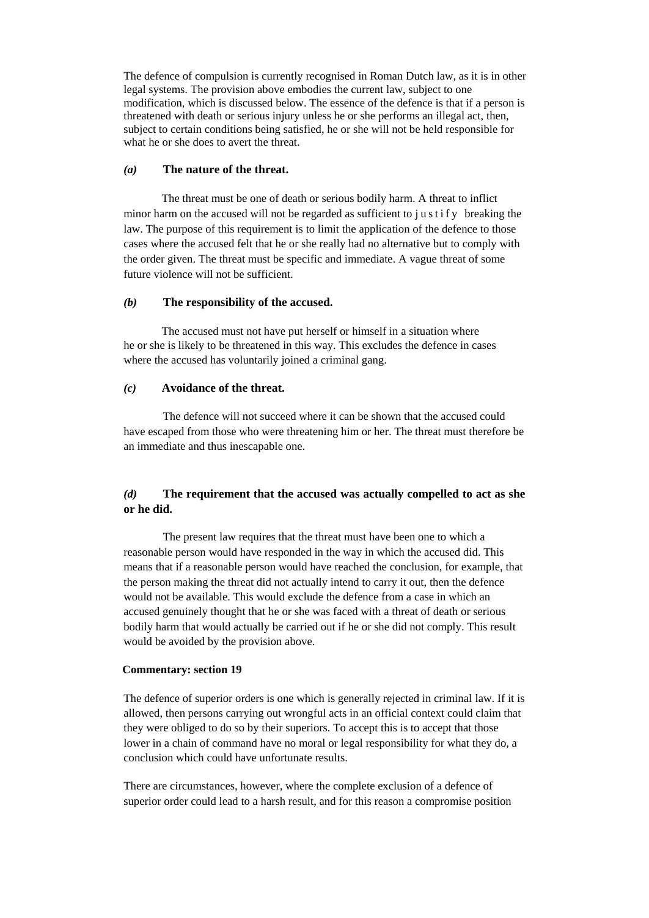The defence of compulsion is currently recognised in Roman Dutch law, as it is in other legal systems. The provision above embodies the current law, subject to one modification, which is discussed below. The essence of the defence is that if a person is threatened with death or serious injury unless he or she performs an illegal act, then, subject to certain conditions being satisfied, he or she will not be held responsible for what he or she does to avert the threat.

***(a)*** **The nature of the threat.**

The threat must be one of death or serious bodily harm. A threat to inflict minor harm on the accused will not be regarded as sufficient to justify breaking the law. The purpose of this requirement is to limit the application of the defence to those cases where the accused felt that he or she really had no alternative but to comply with the order given. The threat must be specific and immediate. A vague threat of some future violence will not be sufficient.

***(b)*** **The responsibility of the accused.**

The accused must not have put herself or himself in a situation where he or she is likely to be threatened in this way. This excludes the defence in cases where the accused has voluntarily joined a criminal gang.

***(c)*** **Avoidance of the threat.**

The defence will not succeed where it can be shown that the accused could have escaped from those who were threatening him or her. The threat must therefore be an immediate and thus inescapable one.

***(d)*** **The requirement that the accused was actually compelled to act as she or he did.**

The present law requires that the threat must have been one to which a reasonable person would have responded in the way in which the accused did. This means that if a reasonable person would have reached the conclusion, for example, that the person making the threat did not actually intend to carry it out, then the defence would not be available. This would exclude the defence from a case in which an accused genuinely thought that he or she was faced with a threat of death or serious bodily harm that would actually be carried out if he or she did not comply. This result would be avoided by the provision above.

**Commentary: section 19**

The defence of superior orders is one which is generally rejected in criminal law. If it is allowed, then persons carrying out wrongful acts in an official context could claim that they were obliged to do so by their superiors. To accept this is to accept that those lower in a chain of command have no moral or legal responsibility for what they do, a conclusion which could have unfortunate results.

There are circumstances, however, where the complete exclusion of a defence of superior order could lead to a harsh result, and for this reason a compromise position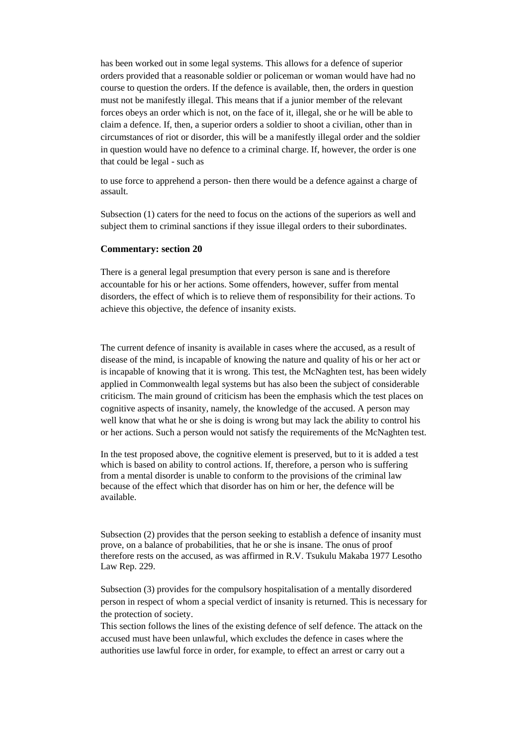has been worked out in some legal systems. This allows for a defence of superior orders provided that a reasonable soldier or policeman or woman would have had no course to question the orders. If the defence is available, then, the orders in question must not be manifestly illegal. This means that if a junior member of the relevant forces obeys an order which is not, on the face of it, illegal, she or he will be able to claim a defence. If, then, a superior orders a soldier to shoot a civilian, other than in circumstances of riot or disorder, this will be a manifestly illegal order and the soldier in question would have no defence to a criminal charge. If, however, the order is one that could be legal - such as

to use force to apprehend a person- then there would be a defence against a charge of assault.

Subsection (1) caters for the need to focus on the actions of the superiors as well and subject them to criminal sanctions if they issue illegal orders to their subordinates.

**Commentary: section 20**

There is a general legal presumption that every person is sane and is therefore accountable for his or her actions. Some offenders, however, suffer from mental disorders, the effect of which is to relieve them of responsibility for their actions. To achieve this objective, the defence of insanity exists.

The current defence of insanity is available in cases where the accused, as a result of disease of the mind, is incapable of knowing the nature and quality of his or her act or is incapable of knowing that it is wrong. This test, the McNaghten test, has been widely applied in Commonwealth legal systems but has also been the subject of considerable criticism. The main ground of criticism has been the emphasis which the test places on cognitive aspects of insanity, namely, the knowledge of the accused. A person may well know that what he or she is doing is wrong but may lack the ability to control his or her actions. Such a person would not satisfy the requirements of the McNaghten test.

In the test proposed above, the cognitive element is preserved, but to it is added a test which is based on ability to control actions. If, therefore, a person who is suffering from a mental disorder is unable to conform to the provisions of the criminal law because of the effect which that disorder has on him or her, the defence will be available.

Subsection (2) provides that the person seeking to establish a defence of insanity must prove, on a balance of probabilities, that he or she is insane. The onus of proof therefore rests on the accused, as was affirmed in R.V. Tsukulu Makaba 1977 Lesotho Law Rep. 229.

Subsection (3) provides for the compulsory hospitalisation of a mentally disordered person in respect of whom a special verdict of insanity is returned. This is necessary for the protection of society.

This section follows the lines of the existing defence of self defence. The attack on the accused must have been unlawful, which excludes the defence in cases where the authorities use lawful force in order, for example, to effect an arrest or carry out a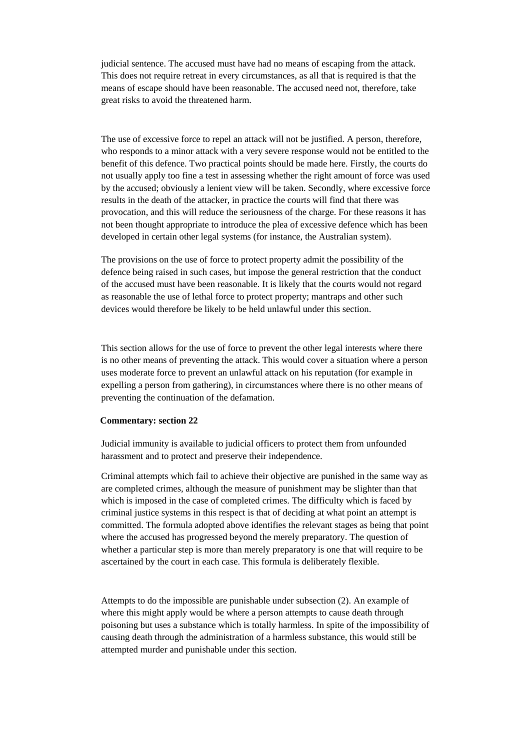judicial sentence. The accused must have had no means of escaping from the attack. This does not require retreat in every circumstances, as all that is required is that the means of escape should have been reasonable. The accused need not, therefore, take great risks to avoid the threatened harm.

The use of excessive force to repel an attack will not be justified. A person, therefore, who responds to a minor attack with a very severe response would not be entitled to the benefit of this defence. Two practical points should be made here. Firstly, the courts do not usually apply too fine a test in assessing whether the right amount of force was used by the accused; obviously a lenient view will be taken. Secondly, where excessive force results in the death of the attacker, in practice the courts will find that there was provocation, and this will reduce the seriousness of the charge. For these reasons it has not been thought appropriate to introduce the plea of excessive defence which has been developed in certain other legal systems (for instance, the Australian system).

The provisions on the use of force to protect property admit the possibility of the defence being raised in such cases, but impose the general restriction that the conduct of the accused must have been reasonable. It is likely that the courts would not regard as reasonable the use of lethal force to protect property; mantraps and other such devices would therefore be likely to be held unlawful under this section.

This section allows for the use of force to prevent the other legal interests where there is no other means of preventing the attack. This would cover a situation where a person uses moderate force to prevent an unlawful attack on his reputation (for example in expelling a person from gathering), in circumstances where there is no other means of preventing the continuation of the defamation.

**Commentary: section 22**

Judicial immunity is available to judicial officers to protect them from unfounded harassment and to protect and preserve their independence.

Criminal attempts which fail to achieve their objective are punished in the same way as are completed crimes, although the measure of punishment may be slighter than that which is imposed in the case of completed crimes. The difficulty which is faced by criminal justice systems in this respect is that of deciding at what point an attempt is committed. The formula adopted above identifies the relevant stages as being that point where the accused has progressed beyond the merely preparatory. The question of whether a particular step is more than merely preparatory is one that will require to be ascertained by the court in each case. This formula is deliberately flexible.

Attempts to do the impossible are punishable under subsection (2). An example of where this might apply would be where a person attempts to cause death through poisoning but uses a substance which is totally harmless. In spite of the impossibility of causing death through the administration of a harmless substance, this would still be attempted murder and punishable under this section.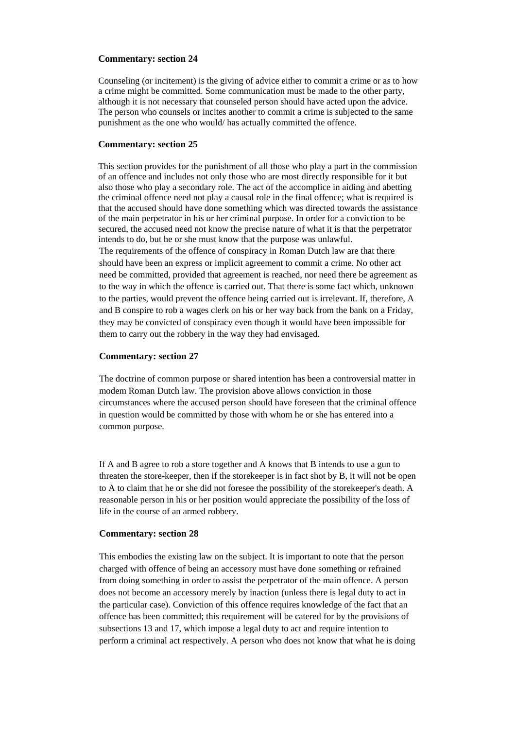**Commentary: section 24**

Counseling (or incitement) is the giving of advice either to commit a crime or as to how a crime might be committed. Some communication must be made to the other party, although it is not necessary that counseled person should have acted upon the advice. The person who counsels or incites another to commit a crime is subjected to the same punishment as the one who would/ has actually committed the offence.

**Commentary: section 25**

This section provides for the punishment of all those who play a part in the commission of an offence and includes not only those who are most directly responsible for it but also those who play a secondary role. The act of the accomplice in aiding and abetting the criminal offence need not play a causal role in the final offence; what is required is that the accused should have done something which was directed towards the assistance of the main perpetrator in his or her criminal purpose. In order for a conviction to be secured, the accused need not know the precise nature of what it is that the perpetrator intends to do, but he or she must know that the purpose was unlawful.

The requirements of the offence of conspiracy in Roman Dutch law are that there should have been an express or implicit agreement to commit a crime. No other act need be committed, provided that agreement is reached, nor need there be agreement as to the way in which the offence is carried out. That there is some fact which, unknown to the parties, would prevent the offence being carried out is irrelevant. If, therefore, A and B conspire to rob a wages clerk on his or her way back from the bank on a Friday, they may be convicted of conspiracy even though it would have been impossible for them to carry out the robbery in the way they had envisaged.

**Commentary: section 27**

The doctrine of common purpose or shared intention has been a controversial matter in modem Roman Dutch law. The provision above allows conviction in those circumstances where the accused person should have foreseen that the criminal offence in question would be committed by those with whom he or she has entered into a common purpose.

If A and B agree to rob a store together and A knows that B intends to use a gun to threaten the store-keeper, then if the storekeeper is in fact shot by B, it will not be open to A to claim that he or she did not foresee the possibility of the storekeeper's death. A reasonable person in his or her position would appreciate the possibility of the loss of life in the course of an armed robbery.

**Commentary: section 28**

This embodies the existing law on the subject. It is important to note that the person charged with offence of being an accessory must have done something or refrained from doing something in order to assist the perpetrator of the main offence. A person does not become an accessory merely by inaction (unless there is legal duty to act in the particular case). Conviction of this offence requires knowledge of the fact that an offence has been committed; this requirement will be catered for by the provisions of subsections 13 and 17, which impose a legal duty to act and require intention to perform a criminal act respectively. A person who does not know that what he is doing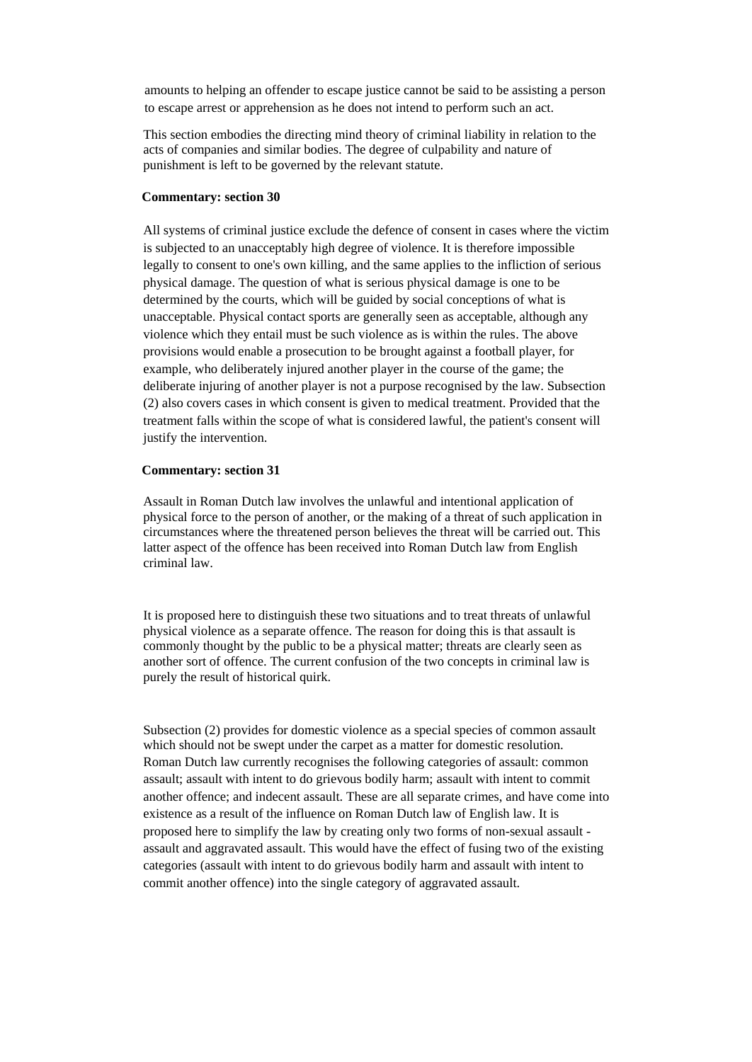amounts to helping an offender to escape justice cannot be said to be assisting a person to escape arrest or apprehension as he does not intend to perform such an act.

This section embodies the directing mind theory of criminal liability in relation to the acts of companies and similar bodies. The degree of culpability and nature of punishment is left to be governed by the relevant statute.

**Commentary: section 30**

All systems of criminal justice exclude the defence of consent in cases where the victim is subjected to an unacceptably high degree of violence. It is therefore impossible legally to consent to one's own killing, and the same applies to the infliction of serious physical damage. The question of what is serious physical damage is one to be determined by the courts, which will be guided by social conceptions of what is unacceptable. Physical contact sports are generally seen as acceptable, although any violence which they entail must be such violence as is within the rules. The above provisions would enable a prosecution to be brought against a football player, for example, who deliberately injured another player in the course of the game; the deliberate injuring of another player is not a purpose recognised by the law. Subsection (2) also covers cases in which consent is given to medical treatment. Provided that the treatment falls within the scope of what is considered lawful, the patient's consent will justify the intervention.

**Commentary: section 31**

Assault in Roman Dutch law involves the unlawful and intentional application of physical force to the person of another, or the making of a threat of such application in circumstances where the threatened person believes the threat will be carried out. This latter aspect of the offence has been received into Roman Dutch law from English criminal law.

It is proposed here to distinguish these two situations and to treat threats of unlawful physical violence as a separate offence. The reason for doing this is that assault is commonly thought by the public to be a physical matter; threats are clearly seen as another sort of offence. The current confusion of the two concepts in criminal law is purely the result of historical quirk.

Subsection (2) provides for domestic violence as a special species of common assault which should not be swept under the carpet as a matter for domestic resolution. Roman Dutch law currently recognises the following categories of assault: common assault; assault with intent to do grievous bodily harm; assault with intent to commit another offence; and indecent assault. These are all separate crimes, and have come into existence as a result of the influence on Roman Dutch law of English law. It is proposed here to simplify the law by creating only two forms of non-sexual assault - assault and aggravated assault. This would have the effect of fusing two of the existing categories (assault with intent to do grievous bodily harm and assault with intent to commit another offence) into the single category of aggravated assault.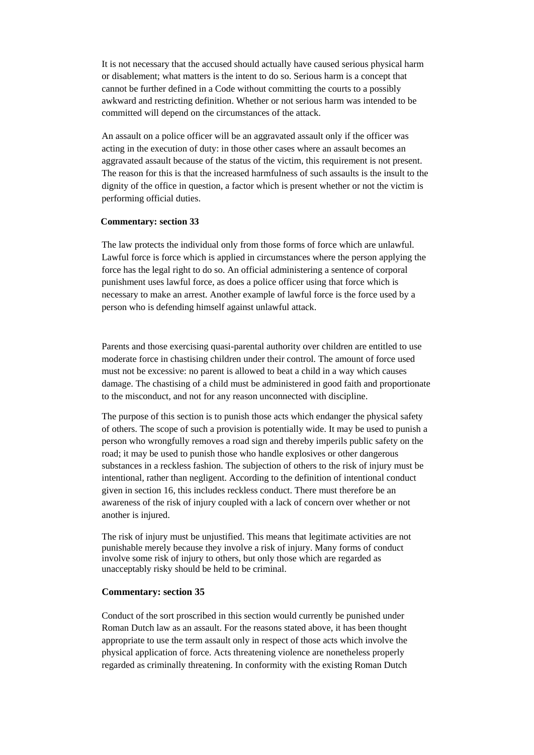It is not necessary that the accused should actually have caused serious physical harm or disablement; what matters is the intent to do so. Serious harm is a concept that cannot be further defined in a Code without committing the courts to a possibly awkward and restricting definition. Whether or not serious harm was intended to be committed will depend on the circumstances of the attack.

An assault on a police officer will be an aggravated assault only if the officer was acting in the execution of duty: in those other cases where an assault becomes an aggravated assault because of the status of the victim, this requirement is not present. The reason for this is that the increased harmfulness of such assaults is the insult to the dignity of the office in question, a factor which is present whether or not the victim is performing official duties.

**Commentary: section 33**

The law protects the individual only from those forms of force which are unlawful. Lawful force is force which is applied in circumstances where the person applying the force has the legal right to do so. An official administering a sentence of corporal punishment uses lawful force, as does a police officer using that force which is necessary to make an arrest. Another example of lawful force is the force used by a person who is defending himself against unlawful attack.

Parents and those exercising quasi-parental authority over children are entitled to use moderate force in chastising children under their control. The amount of force used must not be excessive: no parent is allowed to beat a child in a way which causes damage. The chastising of a child must be administered in good faith and proportionate to the misconduct, and not for any reason unconnected with discipline.

The purpose of this section is to punish those acts which endanger the physical safety of others. The scope of such a provision is potentially wide. It may be used to punish a person who wrongfully removes a road sign and thereby imperils public safety on the road; it may be used to punish those who handle explosives or other dangerous substances in a reckless fashion. The subjection of others to the risk of injury must be intentional, rather than negligent. According to the definition of intentional conduct given in section 16, this includes reckless conduct. There must therefore be an awareness of the risk of injury coupled with a lack of concern over whether or not another is injured.

The risk of injury must be unjustified. This means that legitimate activities are not punishable merely because they involve a risk of injury. Many forms of conduct involve some risk of injury to others, but only those which are regarded as unacceptably risky should be held to be criminal.

**Commentary: section 35**

Conduct of the sort proscribed in this section would currently be punished under Roman Dutch law as an assault. For the reasons stated above, it has been thought appropriate to use the term assault only in respect of those acts which involve the physical application of force. Acts threatening violence are nonetheless properly regarded as criminally threatening. In conformity with the existing Roman Dutch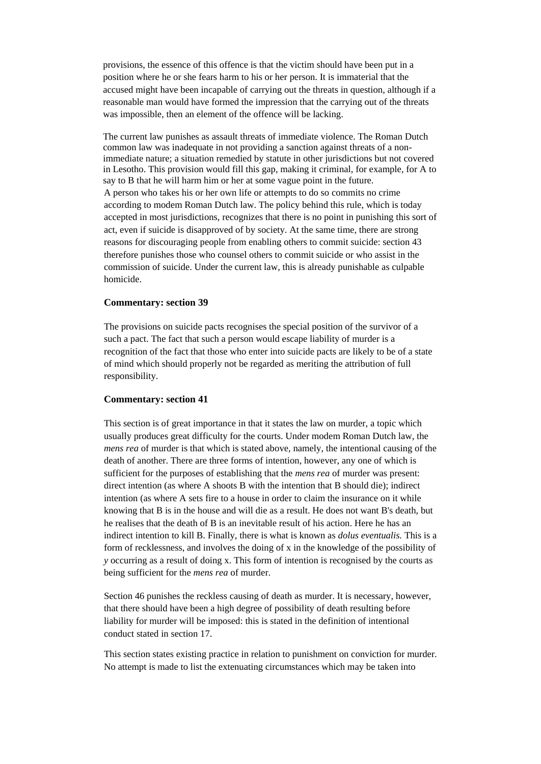provisions, the essence of this offence is that the victim should have been put in a position where he or she fears harm to his or her person. It is immaterial that the accused might have been incapable of carrying out the threats in question, although if a reasonable man would have formed the impression that the carrying out of the threats was impossible, then an element of the offence will be lacking.

The current law punishes as assault threats of immediate violence. The Roman Dutch common law was inadequate in not providing a sanction against threats of a non-immediate nature; a situation remedied by statute in other jurisdictions but not covered in Lesotho. This provision would fill this gap, making it criminal, for example, for A to say to B that he will harm him or her at some vague point in the future.
A person who takes his or her own life or attempts to do so commits no crime according to modem Roman Dutch law. The policy behind this rule, which is today accepted in most jurisdictions, recognizes that there is no point in punishing this sort of act, even if suicide is disapproved of by society. At the same time, there are strong reasons for discouraging people from enabling others to commit suicide: section 43 therefore punishes those who counsel others to commit suicide or who assist in the commission of suicide. Under the current law, this is already punishable as culpable homicide.

**Commentary: section 39**

The provisions on suicide pacts recognises the special position of the survivor of a such a pact. The fact that such a person would escape liability of murder is a recognition of the fact that those who enter into suicide pacts are likely to be of a state of mind which should properly not be regarded as meriting the attribution of full responsibility.

**Commentary: section 41**

This section is of great importance in that it states the law on murder, a topic which usually produces great difficulty for the courts. Under modem Roman Dutch law, the *mens rea* of murder is that which is stated above, namely, the intentional causing of the death of another. There are three forms of intention, however, any one of which is sufficient for the purposes of establishing that the *mens rea* of murder was present: direct intention (as where A shoots B with the intention that B should die); indirect intention (as where A sets fire to a house in order to claim the insurance on it while knowing that B is in the house and will die as a result. He does not want B's death, but he realises that the death of B is an inevitable result of his action. Here he has an indirect intention to kill B. Finally, there is what is known as *dolus eventualis.* This is a form of recklessness, and involves the doing of x in the knowledge of the possibility of *y* occurring as a result of doing x. This form of intention is recognised by the courts as being sufficient for the *mens rea* of murder.

Section 46 punishes the reckless causing of death as murder. It is necessary, however, that there should have been a high degree of possibility of death resulting before liability for murder will be imposed: this is stated in the definition of intentional conduct stated in section 17.

This section states existing practice in relation to punishment on conviction for murder. No attempt is made to list the extenuating circumstances which may be taken into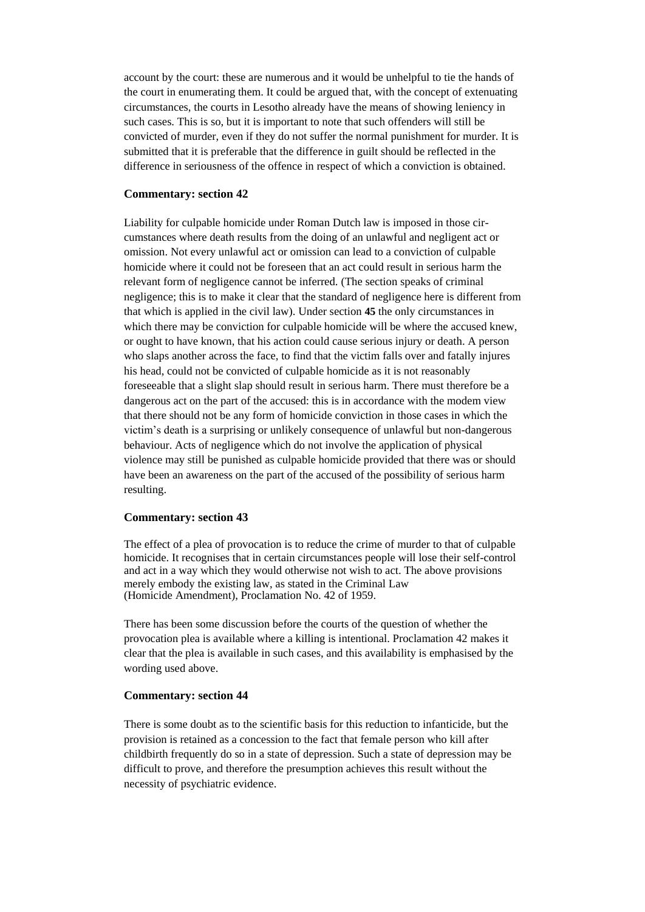account by the court: these are numerous and it would be unhelpful to tie the hands of the court in enumerating them. It could be argued that, with the concept of extenuating circumstances, the courts in Lesotho already have the means of showing leniency in such cases. This is so, but it is important to note that such offenders will still be convicted of murder, even if they do not suffer the normal punishment for murder. It is submitted that it is preferable that the difference in guilt should be reflected in the difference in seriousness of the offence in respect of which a conviction is obtained.

**Commentary: section 42**

Liability for culpable homicide under Roman Dutch law is imposed in those circumstances where death results from the doing of an unlawful and negligent act or omission. Not every unlawful act or omission can lead to a conviction of culpable homicide where it could not be foreseen that an act could result in serious harm the relevant form of negligence cannot be inferred. (The section speaks of criminal negligence; this is to make it clear that the standard of negligence here is different from that which is applied in the civil law). Under section **45** the only circumstances in which there may be conviction for culpable homicide will be where the accused knew, or ought to have known, that his action could cause serious injury or death. A person who slaps another across the face, to find that the victim falls over and fatally injures his head, could not be convicted of culpable homicide as it is not reasonably foreseeable that a slight slap should result in serious harm. There must therefore be a dangerous act on the part of the accused: this is in accordance with the modem view that there should not be any form of homicide conviction in those cases in which the victim's death is a surprising or unlikely consequence of unlawful but non-dangerous behaviour. Acts of negligence which do not involve the application of physical violence may still be punished as culpable homicide provided that there was or should have been an awareness on the part of the accused of the possibility of serious harm resulting.

**Commentary: section 43**

The effect of a plea of provocation is to reduce the crime of murder to that of culpable homicide. It recognises that in certain circumstances people will lose their self-control and act in a way which they would otherwise not wish to act. The above provisions merely embody the existing law, as stated in the Criminal Law (Homicide Amendment), Proclamation No. 42 of 1959.

There has been some discussion before the courts of the question of whether the provocation plea is available where a killing is intentional. Proclamation 42 makes it clear that the plea is available in such cases, and this availability is emphasised by the wording used above.

**Commentary: section 44**

There is some doubt as to the scientific basis for this reduction to infanticide, but the provision is retained as a concession to the fact that female person who kill after childbirth frequently do so in a state of depression. Such a state of depression may be difficult to prove, and therefore the presumption achieves this result without the necessity of psychiatric evidence.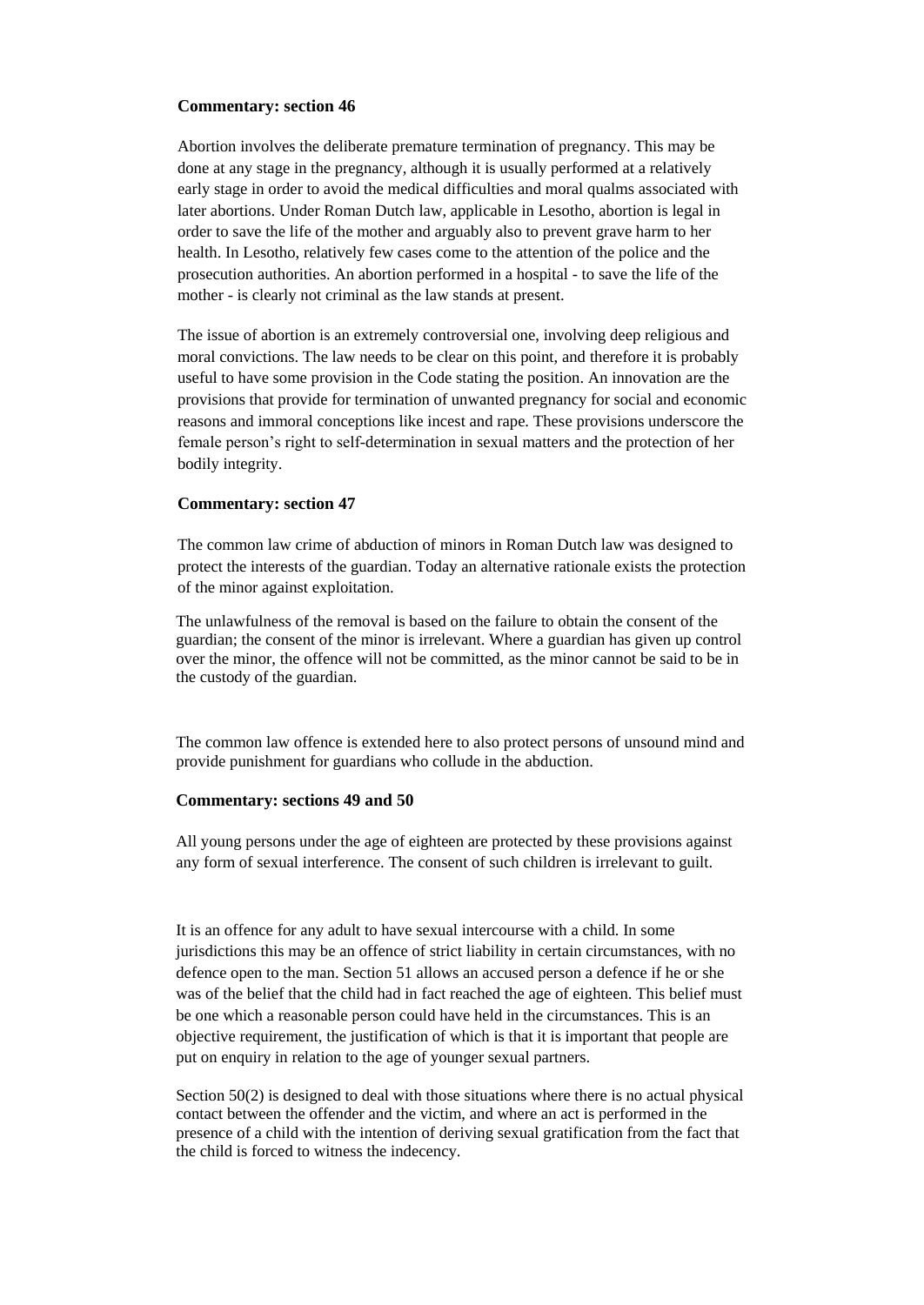**Commentary: section 46**

Abortion involves the deliberate premature termination of pregnancy. This may be done at any stage in the pregnancy, although it is usually performed at a relatively early stage in order to avoid the medical difficulties and moral qualms associated with later abortions. Under Roman Dutch law, applicable in Lesotho, abortion is legal in order to save the life of the mother and arguably also to prevent grave harm to her health. In Lesotho, relatively few cases come to the attention of the police and the prosecution authorities. An abortion performed in a hospital - to save the life of the mother - is clearly not criminal as the law stands at present.

The issue of abortion is an extremely controversial one, involving deep religious and moral convictions. The law needs to be clear on this point, and therefore it is probably useful to have some provision in the Code stating the position. An innovation are the provisions that provide for termination of unwanted pregnancy for social and economic reasons and immoral conceptions like incest and rape. These provisions underscore the female person's right to self-determination in sexual matters and the protection of her bodily integrity.

**Commentary: section 47**

The common law crime of abduction of minors in Roman Dutch law was designed to protect the interests of the guardian. Today an alternative rationale exists the protection of the minor against exploitation.

The unlawfulness of the removal is based on the failure to obtain the consent of the guardian; the consent of the minor is irrelevant. Where a guardian has given up control over the minor, the offence will not be committed, as the minor cannot be said to be in the custody of the guardian.

The common law offence is extended here to also protect persons of unsound mind and provide punishment for guardians who collude in the abduction.

**Commentary: sections 49 and 50**

All young persons under the age of eighteen are protected by these provisions against any form of sexual interference. The consent of such children is irrelevant to guilt.

It is an offence for any adult to have sexual intercourse with a child. In some jurisdictions this may be an offence of strict liability in certain circumstances, with no defence open to the man. Section 51 allows an accused person a defence if he or she was of the belief that the child had in fact reached the age of eighteen. This belief must be one which a reasonable person could have held in the circumstances. This is an objective requirement, the justification of which is that it is important that people are put on enquiry in relation to the age of younger sexual partners.

Section 50(2) is designed to deal with those situations where there is no actual physical contact between the offender and the victim, and where an act is performed in the presence of a child with the intention of deriving sexual gratification from the fact that the child is forced to witness the indecency.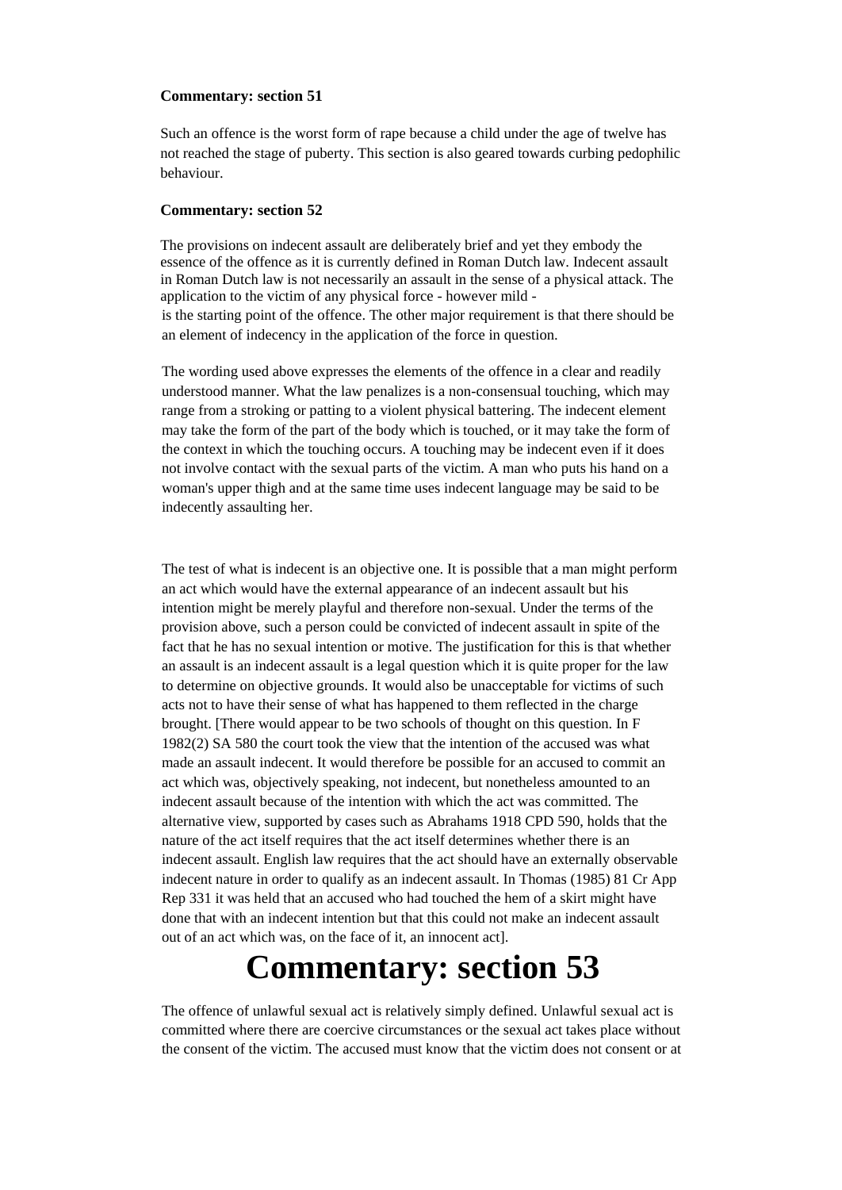**Commentary: section 51**

Such an offence is the worst form of rape because a child under the age of twelve has not reached the stage of puberty. This section is also geared towards curbing pedophilic behaviour.

**Commentary: section 52**

The provisions on indecent assault are deliberately brief and yet they embody the essence of the offence as it is currently defined in Roman Dutch law. Indecent assault in Roman Dutch law is not necessarily an assault in the sense of a physical attack. The application to the victim of any physical force - however mild - is the starting point of the offence. The other major requirement is that there should be an element of indecency in the application of the force in question.

The wording used above expresses the elements of the offence in a clear and readily understood manner. What the law penalizes is a non-consensual touching, which may range from a stroking or patting to a violent physical battering. The indecent element may take the form of the part of the body which is touched, or it may take the form of the context in which the touching occurs. A touching may be indecent even if it does not involve contact with the sexual parts of the victim. A man who puts his hand on a woman's upper thigh and at the same time uses indecent language may be said to be indecently assaulting her.

The test of what is indecent is an objective one. It is possible that a man might perform an act which would have the external appearance of an indecent assault but his intention might be merely playful and therefore non-sexual. Under the terms of the provision above, such a person could be convicted of indecent assault in spite of the fact that he has no sexual intention or motive. The justification for this is that whether an assault is an indecent assault is a legal question which it is quite proper for the law to determine on objective grounds. It would also be unacceptable for victims of such acts not to have their sense of what has happened to them reflected in the charge brought. [There would appear to be two schools of thought on this question. In F 1982(2) SA 580 the court took the view that the intention of the accused was what made an assault indecent. It would therefore be possible for an accused to commit an act which was, objectively speaking, not indecent, but nonetheless amounted to an indecent assault because of the intention with which the act was committed. The alternative view, supported by cases such as Abrahams 1918 CPD 590, holds that the nature of the act itself requires that the act itself determines whether there is an indecent assault. English law requires that the act should have an externally observable indecent nature in order to qualify as an indecent assault. In Thomas (1985) 81 Cr App Rep 331 it was held that an accused who had touched the hem of a skirt might have done that with an indecent intention but that this could not make an indecent assault out of an act which was, on the face of it, an innocent act].

# Commentary: section 53

The offence of unlawful sexual act is relatively simply defined. Unlawful sexual act is committed where there are coercive circumstances or the sexual act takes place without the consent of the victim. The accused must know that the victim does not consent or at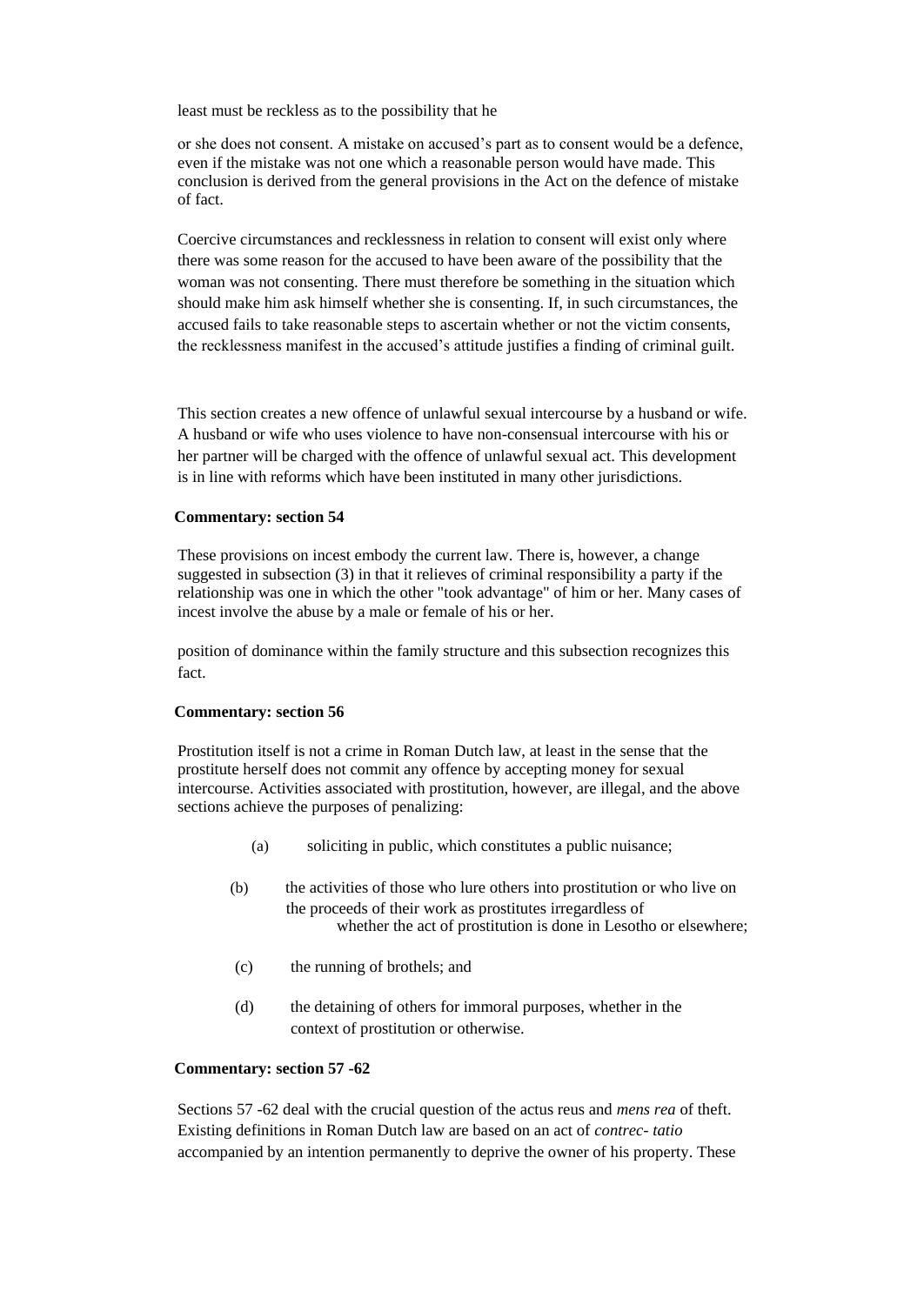least must be reckless as to the possibility that he

or she does not consent. A mistake on accused's part as to consent would be a defence, even if the mistake was not one which a reasonable person would have made. This conclusion is derived from the general provisions in the Act on the defence of mistake of fact.

Coercive circumstances and recklessness in relation to consent will exist only where there was some reason for the accused to have been aware of the possibility that the woman was not consenting. There must therefore be something in the situation which should make him ask himself whether she is consenting. If, in such circumstances, the accused fails to take reasonable steps to ascertain whether or not the victim consents, the recklessness manifest in the accused's attitude justifies a finding of criminal guilt.

This section creates a new offence of unlawful sexual intercourse by a husband or wife. A husband or wife who uses violence to have non-consensual intercourse with his or her partner will be charged with the offence of unlawful sexual act. This development is in line with reforms which have been instituted in many other jurisdictions.

**Commentary: section 54**

These provisions on incest embody the current law. There is, however, a change suggested in subsection (3) in that it relieves of criminal responsibility a party if the relationship was one in which the other "took advantage" of him or her. Many cases of incest involve the abuse by a male or female of his or her.

position of dominance within the family structure and this subsection recognizes this fact.

**Commentary: section 56**

Prostitution itself is not a crime in Roman Dutch law, at least in the sense that the prostitute herself does not commit any offence by accepting money for sexual intercourse. Activities associated with prostitution, however, are illegal, and the above sections achieve the purposes of penalizing:

(a) soliciting in public, which constitutes a public nuisance;

(b) the activities of those who lure others into prostitution or who live on the proceeds of their work as prostitutes irregardless of whether the act of prostitution is done in Lesotho or elsewhere;

(c) the running of brothels; and

(d) the detaining of others for immoral purposes, whether in the context of prostitution or otherwise.

**Commentary: section 57 -62**

Sections 57 -62 deal with the crucial question of the actus reus and *mens rea* of theft. Existing definitions in Roman Dutch law are based on an act of *contrec- tatio* accompanied by an intention permanently to deprive the owner of his property. These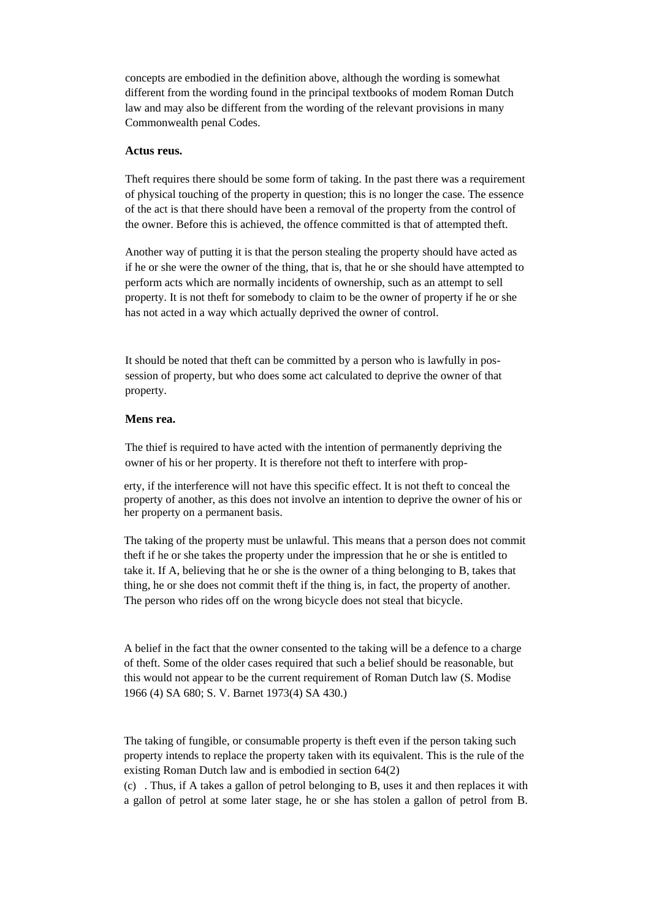concepts are embodied in the definition above, although the wording is somewhat different from the wording found in the principal textbooks of modem Roman Dutch law and may also be different from the wording of the relevant provisions in many Commonwealth penal Codes.

**Actus reus.**

Theft requires there should be some form of taking. In the past there was a requirement of physical touching of the property in question; this is no longer the case. The essence of the act is that there should have been a removal of the property from the control of the owner. Before this is achieved, the offence committed is that of attempted theft.

Another way of putting it is that the person stealing the property should have acted as if he or she were the owner of the thing, that is, that he or she should have attempted to perform acts which are normally incidents of ownership, such as an attempt to sell property. It is not theft for somebody to claim to be the owner of property if he or she has not acted in a way which actually deprived the owner of control.

It should be noted that theft can be committed by a person who is lawfully in possession of property, but who does some act calculated to deprive the owner of that property.

**Mens rea.**

The thief is required to have acted with the intention of permanently depriving the owner of his or her property. It is therefore not theft to interfere with property, if the interference will not have this specific effect. It is not theft to conceal the property of another, as this does not involve an intention to deprive the owner of his or her property on a permanent basis.

The taking of the property must be unlawful. This means that a person does not commit theft if he or she takes the property under the impression that he or she is entitled to take it. If A, believing that he or she is the owner of a thing belonging to B, takes that thing, he or she does not commit theft if the thing is, in fact, the property of another. The person who rides off on the wrong bicycle does not steal that bicycle.

A belief in the fact that the owner consented to the taking will be a defence to a charge of theft. Some of the older cases required that such a belief should be reasonable, but this would not appear to be the current requirement of Roman Dutch law (S. Modise 1966 (4) SA 680; S. V. Barnet 1973(4) SA 430.)

The taking of fungible, or consumable property is theft even if the person taking such property intends to replace the property taken with its equivalent. This is the rule of the existing Roman Dutch law and is embodied in section 64(2) (c) . Thus, if A takes a gallon of petrol belonging to B, uses it and then replaces it with a gallon of petrol at some later stage, he or she has stolen a gallon of petrol from B.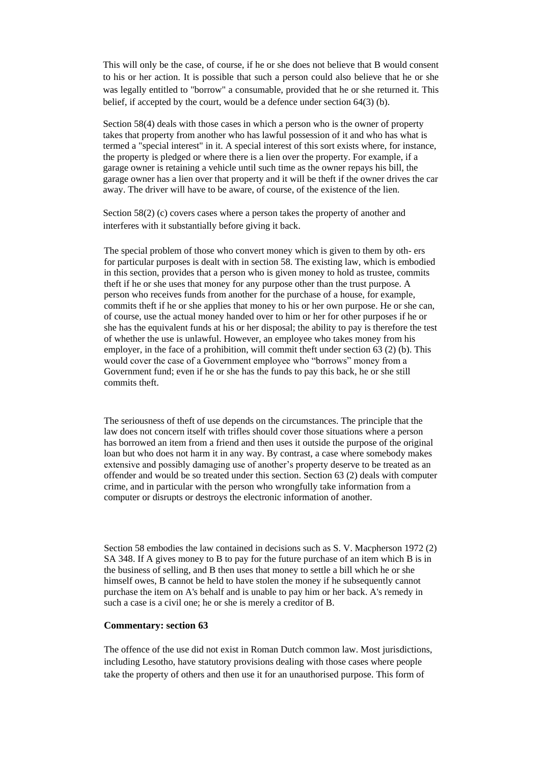This will only be the case, of course, if he or she does not believe that B would consent to his or her action. It is possible that such a person could also believe that he or she was legally entitled to "borrow" a consumable, provided that he or she returned it. This belief, if accepted by the court, would be a defence under section 64(3) (b).

Section 58(4) deals with those cases in which a person who is the owner of property takes that property from another who has lawful possession of it and who has what is termed a "special interest" in it. A special interest of this sort exists where, for instance, the property is pledged or where there is a lien over the property. For example, if a garage owner is retaining a vehicle until such time as the owner repays his bill, the garage owner has a lien over that property and it will be theft if the owner drives the car away. The driver will have to be aware, of course, of the existence of the lien.

Section 58(2) (c) covers cases where a person takes the property of another and interferes with it substantially before giving it back.

The special problem of those who convert money which is given to them by oth- ers for particular purposes is dealt with in section 58. The existing law, which is embodied in this section, provides that a person who is given money to hold as trustee, commits theft if he or she uses that money for any purpose other than the trust purpose. A person who receives funds from another for the purchase of a house, for example, commits theft if he or she applies that money to his or her own purpose. He or she can, of course, use the actual money handed over to him or her for other purposes if he or she has the equivalent funds at his or her disposal; the ability to pay is therefore the test of whether the use is unlawful. However, an employee who takes money from his employer, in the face of a prohibition, will commit theft under section 63 (2) (b). This would cover the case of a Government employee who "borrows" money from a Government fund; even if he or she has the funds to pay this back, he or she still commits theft.

The seriousness of theft of use depends on the circumstances. The principle that the law does not concern itself with trifles should cover those situations where a person has borrowed an item from a friend and then uses it outside the purpose of the original loan but who does not harm it in any way. By contrast, a case where somebody makes extensive and possibly damaging use of another's property deserve to be treated as an offender and would be so treated under this section. Section 63 (2) deals with computer crime, and in particular with the person who wrongfully take information from a computer or disrupts or destroys the electronic information of another.

Section 58 embodies the law contained in decisions such as S. V. Macpherson 1972 (2) SA 348. If A gives money to B to pay for the future purchase of an item which B is in the business of selling, and B then uses that money to settle a bill which he or she himself owes, B cannot be held to have stolen the money if he subsequently cannot purchase the item on A's behalf and is unable to pay him or her back. A's remedy in such a case is a civil one; he or she is merely a creditor of B.

**Commentary: section 63**

The offence of the use did not exist in Roman Dutch common law. Most jurisdictions, including Lesotho, have statutory provisions dealing with those cases where people take the property of others and then use it for an unauthorised purpose. This form of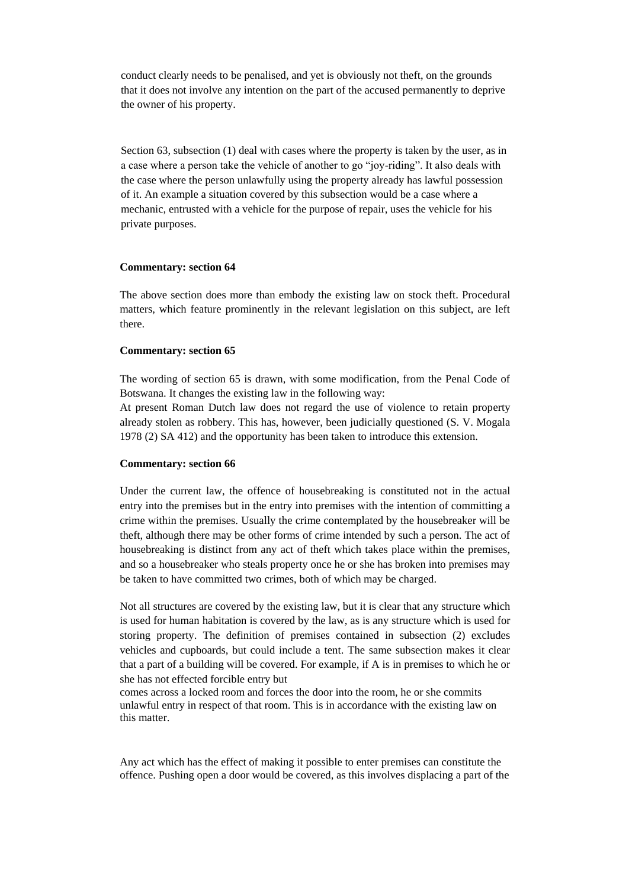conduct clearly needs to be penalised, and yet is obviously not theft, on the grounds that it does not involve any intention on the part of the accused permanently to deprive the owner of his property.

Section 63, subsection (1) deal with cases where the property is taken by the user, as in a case where a person take the vehicle of another to go "joy-riding". It also deals with the case where the person unlawfully using the property already has lawful possession of it. An example a situation covered by this subsection would be a case where a mechanic, entrusted with a vehicle for the purpose of repair, uses the vehicle for his private purposes.

**Commentary: section 64**

The above section does more than embody the existing law on stock theft. Procedural matters, which feature prominently in the relevant legislation on this subject, are left there.

**Commentary: section 65**

The wording of section 65 is drawn, with some modification, from the Penal Code of Botswana. It changes the existing law in the following way:
At present Roman Dutch law does not regard the use of violence to retain property already stolen as robbery. This has, however, been judicially questioned (S. V. Mogala 1978 (2) SA 412) and the opportunity has been taken to introduce this extension.

**Commentary: section 66**

Under the current law, the offence of housebreaking is constituted not in the actual entry into the premises but in the entry into premises with the intention of committing a crime within the premises. Usually the crime contemplated by the housebreaker will be theft, although there may be other forms of crime intended by such a person. The act of housebreaking is distinct from any act of theft which takes place within the premises, and so a housebreaker who steals property once he or she has broken into premises may be taken to have committed two crimes, both of which may be charged.

Not all structures are covered by the existing law, but it is clear that any structure which is used for human habitation is covered by the law, as is any structure which is used for storing property. The definition of premises contained in subsection (2) excludes vehicles and cupboards, but could include a tent. The same subsection makes it clear that a part of a building will be covered. For example, if A is in premises to which he or she has not effected forcible entry but comes across a locked room and forces the door into the room, he or she commits unlawful entry in respect of that room. This is in accordance with the existing law on this matter.

Any act which has the effect of making it possible to enter premises can constitute the offence. Pushing open a door would be covered, as this involves displacing a part of the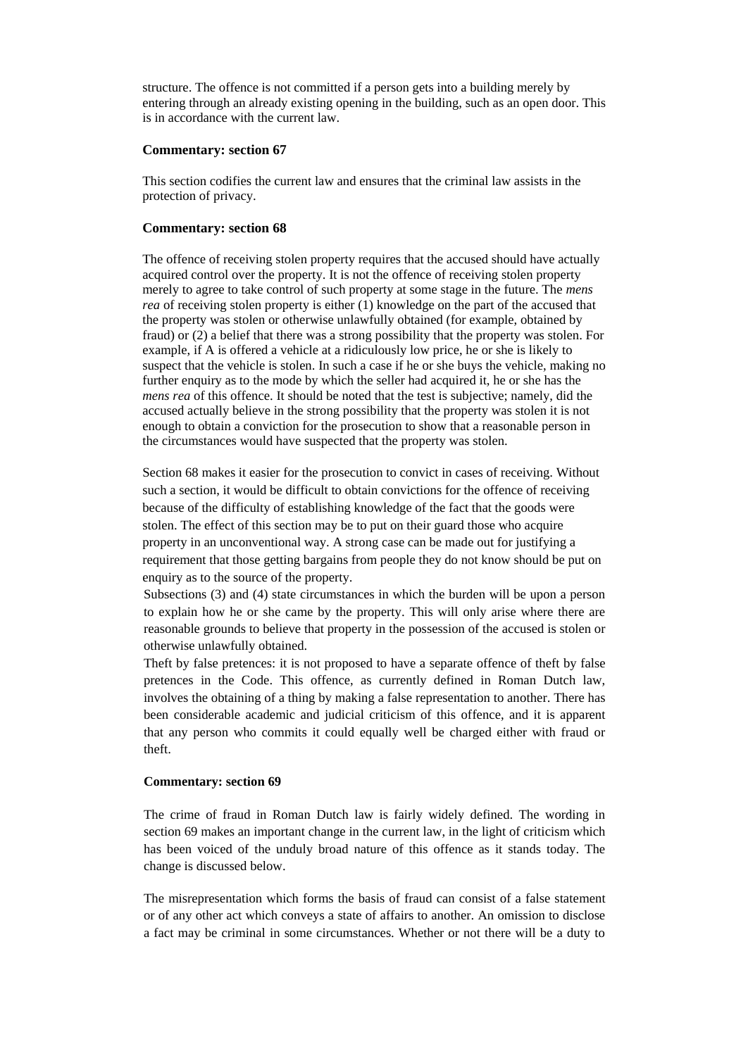structure. The offence is not committed if a person gets into a building merely by entering through an already existing opening in the building, such as an open door. This is in accordance with the current law.

**Commentary: section 67**

This section codifies the current law and ensures that the criminal law assists in the protection of privacy.

**Commentary: section 68**

The offence of receiving stolen property requires that the accused should have actually acquired control over the property. It is not the offence of receiving stolen property merely to agree to take control of such property at some stage in the future. The *mens rea* of receiving stolen property is either (1) knowledge on the part of the accused that the property was stolen or otherwise unlawfully obtained (for example, obtained by fraud) or (2) a belief that there was a strong possibility that the property was stolen. For example, if A is offered a vehicle at a ridiculously low price, he or she is likely to suspect that the vehicle is stolen. In such a case if he or she buys the vehicle, making no further enquiry as to the mode by which the seller had acquired it, he or she has the *mens rea* of this offence. It should be noted that the test is subjective; namely, did the accused actually believe in the strong possibility that the property was stolen it is not enough to obtain a conviction for the prosecution to show that a reasonable person in the circumstances would have suspected that the property was stolen.

Section 68 makes it easier for the prosecution to convict in cases of receiving. Without such a section, it would be difficult to obtain convictions for the offence of receiving because of the difficulty of establishing knowledge of the fact that the goods were stolen. The effect of this section may be to put on their guard those who acquire property in an unconventional way. A strong case can be made out for justifying a requirement that those getting bargains from people they do not know should be put on enquiry as to the source of the property.

Subsections (3) and (4) state circumstances in which the burden will be upon a person to explain how he or she came by the property. This will only arise where there are reasonable grounds to believe that property in the possession of the accused is stolen or otherwise unlawfully obtained.

Theft by false pretences: it is not proposed to have a separate offence of theft by false pretences in the Code. This offence, as currently defined in Roman Dutch law, involves the obtaining of a thing by making a false representation to another. There has been considerable academic and judicial criticism of this offence, and it is apparent that any person who commits it could equally well be charged either with fraud or theft.

**Commentary: section 69**

The crime of fraud in Roman Dutch law is fairly widely defined. The wording in section 69 makes an important change in the current law, in the light of criticism which has been voiced of the unduly broad nature of this offence as it stands today. The change is discussed below.

The misrepresentation which forms the basis of fraud can consist of a false statement or of any other act which conveys a state of affairs to another. An omission to disclose a fact may be criminal in some circumstances. Whether or not there will be a duty to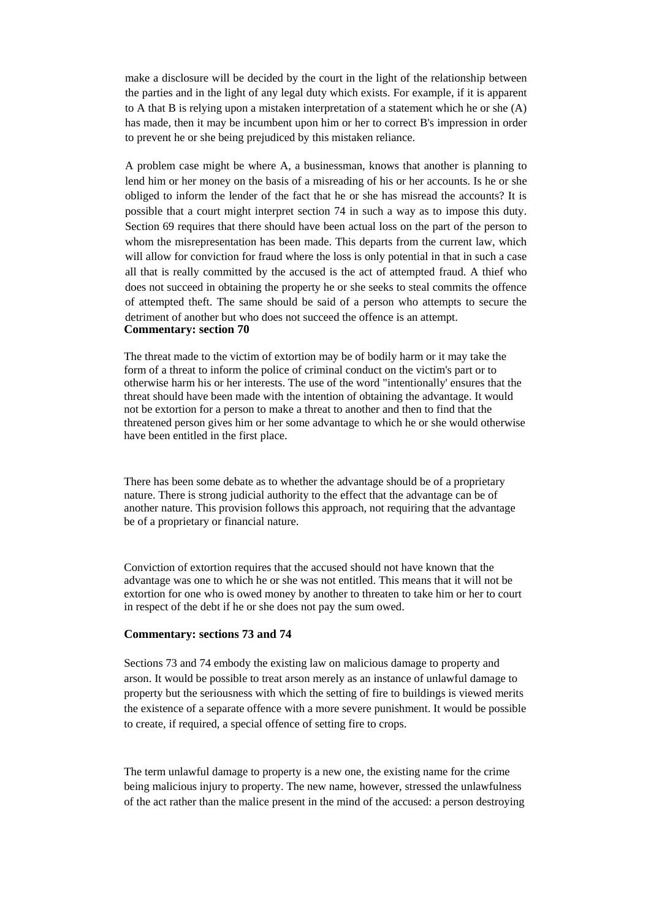make a disclosure will be decided by the court in the light of the relationship between the parties and in the light of any legal duty which exists. For example, if it is apparent to A that B is relying upon a mistaken interpretation of a statement which he or she (A) has made, then it may be incumbent upon him or her to correct B's impression in order to prevent he or she being prejudiced by this mistaken reliance.

A problem case might be where A, a businessman, knows that another is planning to lend him or her money on the basis of a misreading of his or her accounts. Is he or she obliged to inform the lender of the fact that he or she has misread the accounts? It is possible that a court might interpret section 74 in such a way as to impose this duty. Section 69 requires that there should have been actual loss on the part of the person to whom the misrepresentation has been made. This departs from the current law, which will allow for conviction for fraud where the loss is only potential in that in such a case all that is really committed by the accused is the act of attempted fraud. A thief who does not succeed in obtaining the property he or she seeks to steal commits the offence of attempted theft. The same should be said of a person who attempts to secure the detriment of another but who does not succeed the offence is an attempt.

**Commentary: section 70**

The threat made to the victim of extortion may be of bodily harm or it may take the form of a threat to inform the police of criminal conduct on the victim's part or to otherwise harm his or her interests. The use of the word "intentionally' ensures that the threat should have been made with the intention of obtaining the advantage. It would not be extortion for a person to make a threat to another and then to find that the threatened person gives him or her some advantage to which he or she would otherwise have been entitled in the first place.

There has been some debate as to whether the advantage should be of a proprietary nature. There is strong judicial authority to the effect that the advantage can be of another nature. This provision follows this approach, not requiring that the advantage be of a proprietary or financial nature.

Conviction of extortion requires that the accused should not have known that the advantage was one to which he or she was not entitled. This means that it will not be extortion for one who is owed money by another to threaten to take him or her to court in respect of the debt if he or she does not pay the sum owed.

**Commentary: sections 73 and 74**

Sections 73 and 74 embody the existing law on malicious damage to property and arson. It would be possible to treat arson merely as an instance of unlawful damage to property but the seriousness with which the setting of fire to buildings is viewed merits the existence of a separate offence with a more severe punishment. It would be possible to create, if required, a special offence of setting fire to crops.

The term unlawful damage to property is a new one, the existing name for the crime being malicious injury to property. The new name, however, stressed the unlawfulness of the act rather than the malice present in the mind of the accused: a person destroying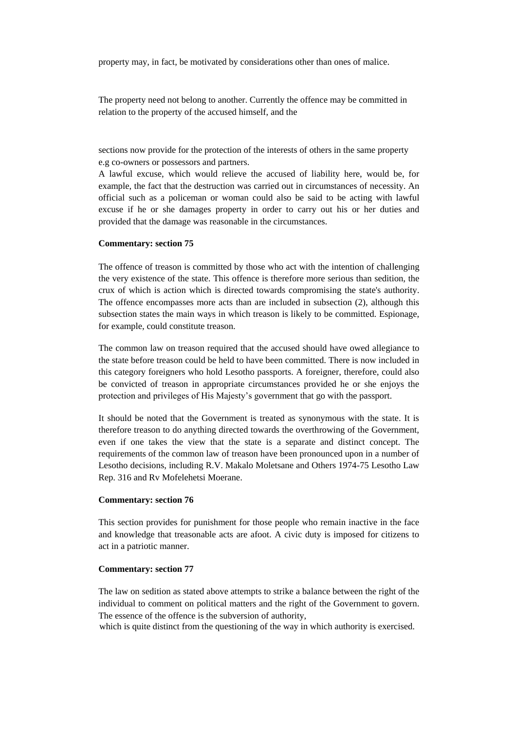property may, in fact, be motivated by considerations other than ones of malice.

The property need not belong to another. Currently the offence may be committed in relation to the property of the accused himself, and the

sections now provide for the protection of the interests of others in the same property e.g co-owners or possessors and partners.

A lawful excuse, which would relieve the accused of liability here, would be, for example, the fact that the destruction was carried out in circumstances of necessity. An official such as a policeman or woman could also be said to be acting with lawful excuse if he or she damages property in order to carry out his or her duties and provided that the damage was reasonable in the circumstances.

**Commentary: section 75**

The offence of treason is committed by those who act with the intention of challenging the very existence of the state. This offence is therefore more serious than sedition, the crux of which is action which is directed towards compromising the state's authority. The offence encompasses more acts than are included in subsection (2), although this subsection states the main ways in which treason is likely to be committed. Espionage, for example, could constitute treason.

The common law on treason required that the accused should have owed allegiance to the state before treason could be held to have been committed. There is now included in this category foreigners who hold Lesotho passports. A foreigner, therefore, could also be convicted of treason in appropriate circumstances provided he or she enjoys the protection and privileges of His Majesty's government that go with the passport.

It should be noted that the Government is treated as synonymous with the state. It is therefore treason to do anything directed towards the overthrowing of the Government, even if one takes the view that the state is a separate and distinct concept. The requirements of the common law of treason have been pronounced upon in a number of Lesotho decisions, including R.V. Makalo Moletsane and Others 1974-75 Lesotho Law Rep. 316 and Rv Mofelehetsi Moerane.

**Commentary: section 76**

This section provides for punishment for those people who remain inactive in the face and knowledge that treasonable acts are afoot. A civic duty is imposed for citizens to act in a patriotic manner.

**Commentary: section 77**

The law on sedition as stated above attempts to strike a balance between the right of the individual to comment on political matters and the right of the Government to govern. The essence of the offence is the subversion of authority,
which is quite distinct from the questioning of the way in which authority is exercised.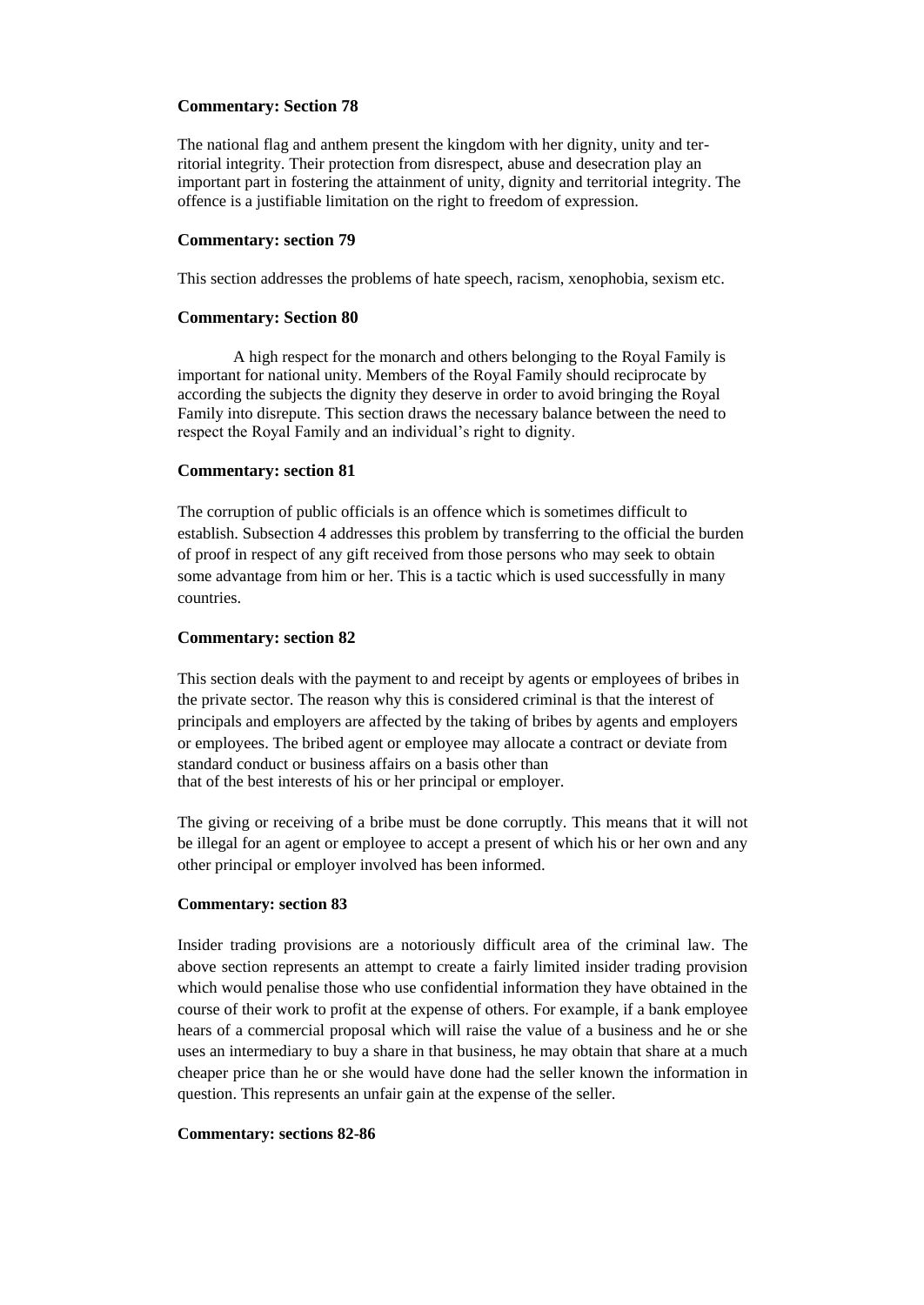**Commentary: Section 78**

The national flag and anthem present the kingdom with her dignity, unity and territorial integrity. Their protection from disrespect, abuse and desecration play an important part in fostering the attainment of unity, dignity and territorial integrity. The offence is a justifiable limitation on the right to freedom of expression.

**Commentary: section 79**

This section addresses the problems of hate speech, racism, xenophobia, sexism etc.

**Commentary: Section 80**

A high respect for the monarch and others belonging to the Royal Family is important for national unity. Members of the Royal Family should reciprocate by according the subjects the dignity they deserve in order to avoid bringing the Royal Family into disrepute. This section draws the necessary balance between the need to respect the Royal Family and an individual's right to dignity.

**Commentary: section 81**

The corruption of public officials is an offence which is sometimes difficult to establish. Subsection 4 addresses this problem by transferring to the official the burden of proof in respect of any gift received from those persons who may seek to obtain some advantage from him or her. This is a tactic which is used successfully in many countries.

**Commentary: section 82**

This section deals with the payment to and receipt by agents or employees of bribes in the private sector. The reason why this is considered criminal is that the interest of principals and employers are affected by the taking of bribes by agents and employers or employees. The bribed agent or employee may allocate a contract or deviate from standard conduct or business affairs on a basis other than that of the best interests of his or her principal or employer.

The giving or receiving of a bribe must be done corruptly. This means that it will not be illegal for an agent or employee to accept a present of which his or her own and any other principal or employer involved has been informed.

**Commentary: section 83**

Insider trading provisions are a notoriously difficult area of the criminal law. The above section represents an attempt to create a fairly limited insider trading provision which would penalise those who use confidential information they have obtained in the course of their work to profit at the expense of others. For example, if a bank employee hears of a commercial proposal which will raise the value of a business and he or she uses an intermediary to buy a share in that business, he may obtain that share at a much cheaper price than he or she would have done had the seller known the information in question. This represents an unfair gain at the expense of the seller.

**Commentary: sections 82-86**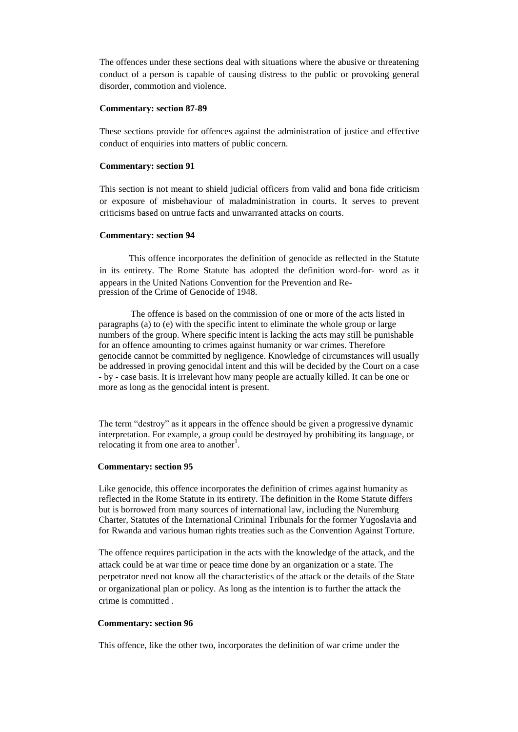The offences under these sections deal with situations where the abusive or threatening conduct of a person is capable of causing distress to the public or provoking general disorder, commotion and violence.

**Commentary: section 87-89**

These sections provide for offences against the administration of justice and effective conduct of enquiries into matters of public concern.

**Commentary: section 91**

This section is not meant to shield judicial officers from valid and bona fide criticism or exposure of misbehaviour of maladministration in courts. It serves to prevent criticisms based on untrue facts and unwarranted attacks on courts.

**Commentary: section 94**

This offence incorporates the definition of genocide as reflected in the Statute in its entirety. The Rome Statute has adopted the definition word-for- word as it appears in the United Nations Convention for the Prevention and Re-pression of the Crime of Genocide of 1948.

The offence is based on the commission of one or more of the acts listed in paragraphs (a) to (e) with the specific intent to eliminate the whole group or large numbers of the group. Where specific intent is lacking the acts may still be punishable for an offence amounting to crimes against humanity or war crimes. Therefore genocide cannot be committed by negligence. Knowledge of circumstances will usually be addressed in proving genocidal intent and this will be decided by the Court on a case - by - case basis. It is irrelevant how many people are actually killed. It can be one or more as long as the genocidal intent is present.

The term "destroy" as it appears in the offence should be given a progressive dynamic interpretation. For example, a group could be destroyed by prohibiting its language, or relocating it from one area to another[1].

**Commentary: section 95**

Like genocide, this offence incorporates the definition of crimes against humanity as reflected in the Rome Statute in its entirety. The definition in the Rome Statute differs but is borrowed from many sources of international law, including the Nuremburg Charter, Statutes of the International Criminal Tribunals for the former Yugoslavia and for Rwanda and various human rights treaties such as the Convention Against Torture.

The offence requires participation in the acts with the knowledge of the attack, and the attack could be at war time or peace time done by an organization or a state. The perpetrator need not know all the characteristics of the attack or the details of the State or organizational plan or policy. As long as the intention is to further the attack the crime is committed .

**Commentary: section 96**

This offence, like the other two, incorporates the definition of war crime under the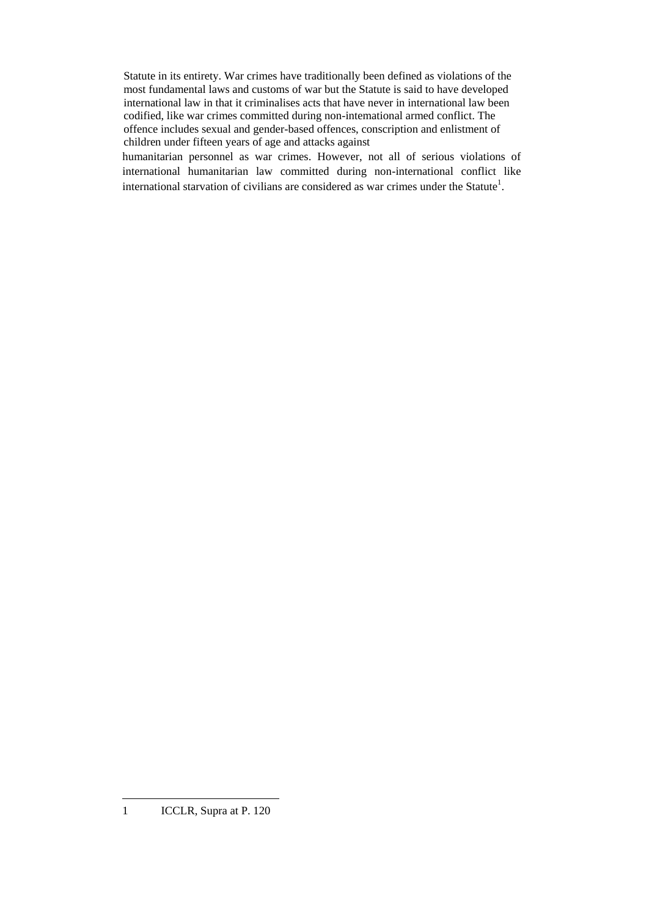Statute in its entirety. War crimes have traditionally been defined as violations of the most fundamental laws and customs of war but the Statute is said to have developed international law in that it criminalises acts that have never in international law been codified, like war crimes committed during non-intemational armed conflict. The offence includes sexual and gender-based offences, conscription and enlistment of children under fifteen years of age and attacks against humanitarian personnel as war crimes. However, not all of serious violations of international humanitarian law committed during non-international conflict like international starvation of civilians are considered as war crimes under the Statute[1].

---

1 ICCLR, Supra at P. 120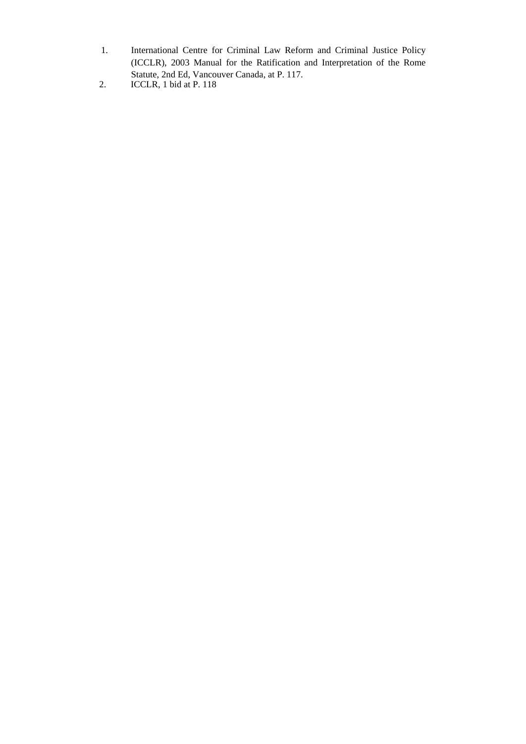1. International Centre for Criminal Law Reform and Criminal Justice Policy (ICCLR), 2003 Manual for the Ratification and Interpretation of the Rome Statute, 2nd Ed, Vancouver Canada, at P. 117.
2. ICCLR, 1 bid at P. 118